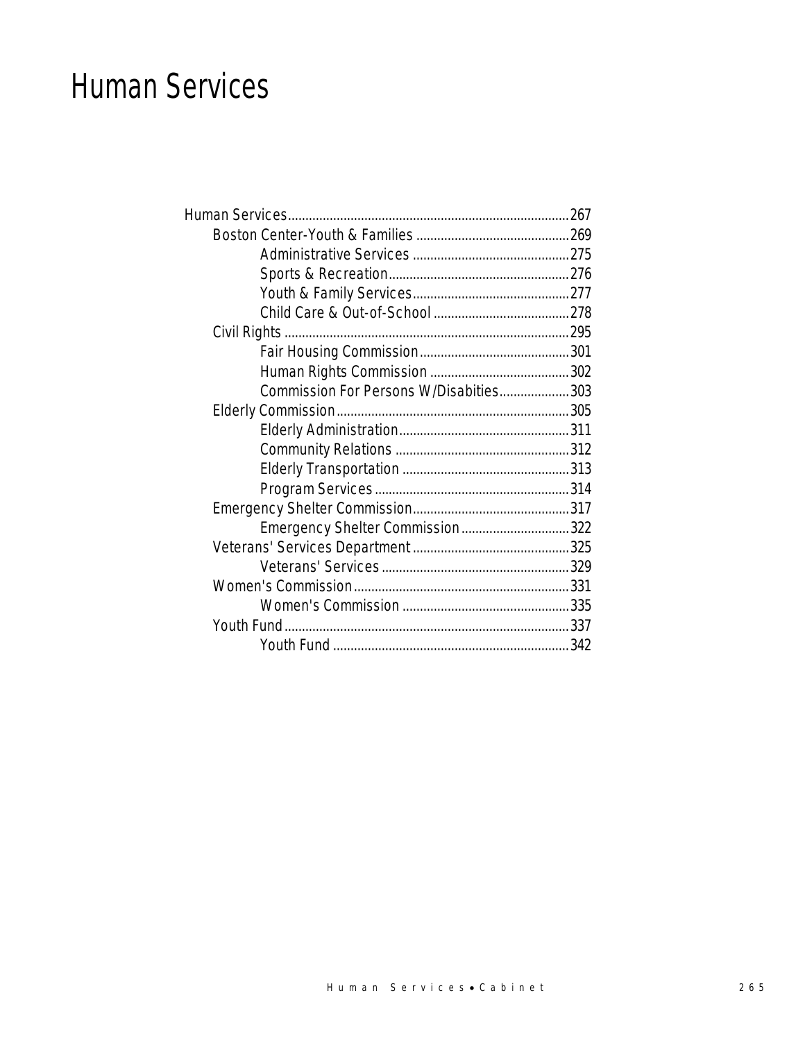# Human Services

- Human Services.................................................................................267
  - Boston Center-Youth & Families ............................................269
    - Administrative Services .............................................275
    - Sports & Recreation....................................................276
    - Youth & Family Services.............................................277
    - Child Care & Out-of-School .......................................278
  - Civil Rights ...................................................................................295
    - Fair Housing Commission...........................................301
    - Human Rights Commission ........................................302
    - Commission For Persons W/Disabities....................303
  - Elderly Commission....................................................................305
    - Elderly Administration.................................................311
    - Community Relations ..................................................312
    - Elderly Transportation ................................................313
    - Program Services ........................................................314
  - Emergency Shelter Commission.............................................317
    - Emergency Shelter Commission...............................322
  - Veterans' Services Department .............................................325
    - Veterans' Services......................................................329
  - Women's Commission..............................................................331
    - Women's Commission ................................................335
  - Youth Fund..................................................................................337
    - Youth Fund ....................................................................342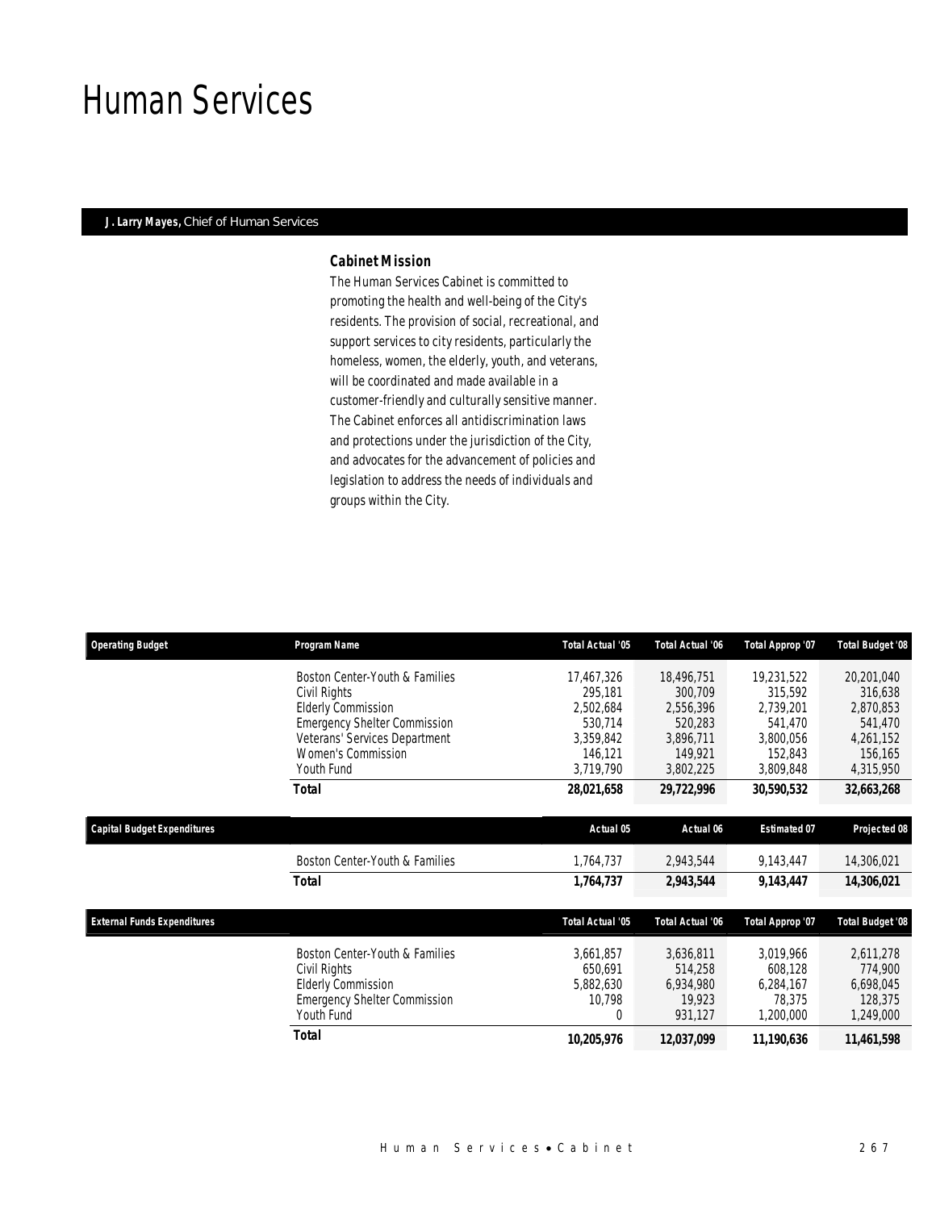# Human Services

**J. Larry Mayes,** Chief of Human Services

### *Cabinet Mission*

*The Human Services Cabinet is committed to promoting the health and well-being of the City's residents. The provision of social, recreational, and support services to city residents, particularly the homeless, women, the elderly, youth, and veterans, will be coordinated and made available in a customer-friendly and culturally sensitive manner. The Cabinet enforces all antidiscrimination laws and protections under the jurisdiction of the City, and advocates for the advancement of policies and legislation to address the needs of individuals and groups within the City.*

| Operating Budget | Program Name | Total Actual '05 | Total Actual '06 | Total Approp '07 | Total Budget '08 |
|---|---|---|---|---|---|
| | Boston Center-Youth & Families | 17,467,326 | 18,496,751 | 19,231,522 | 20,201,040 |
| | Civil Rights | 295,181 | 300,709 | 315,592 | 316,638 |
| | Elderly Commission | 2,502,684 | 2,556,396 | 2,739,201 | 2,870,853 |
| | Emergency Shelter Commission | 530,714 | 520,283 | 541,470 | 541,470 |
| | Veterans' Services Department | 3,359,842 | 3,896,711 | 3,800,056 | 4,261,152 |
| | Women's Commission | 146,121 | 149,921 | 152,843 | 156,165 |
| | Youth Fund | 3,719,790 | 3,802,225 | 3,809,848 | 4,315,950 |
| | **Total** | **28,021,658** | **29,722,996** | **30,590,532** | **32,663,268** |

| Capital Budget Expenditures | | Actual 05 | Actual 06 | Estimated 07 | Projected 08 |
|---|---|---|---|---|---|
| | Boston Center-Youth & Families | 1,764,737 | 2,943,544 | 9,143,447 | 14,306,021 |
| | **Total** | **1,764,737** | **2,943,544** | **9,143,447** | **14,306,021** |

| External Funds Expenditures | | Total Actual '05 | Total Actual '06 | Total Approp '07 | Total Budget '08 |
|---|---|---|---|---|---|
| | Boston Center-Youth & Families | 3,661,857 | 3,636,811 | 3,019,966 | 2,611,278 |
| | Civil Rights | 650,691 | 514,258 | 608,128 | 774,900 |
| | Elderly Commission | 5,882,630 | 6,934,980 | 6,284,167 | 6,698,045 |
| | Emergency Shelter Commission | 10,798 | 19,923 | 78,375 | 128,375 |
| | Youth Fund | 0 | 931,127 | 1,200,000 | 1,249,000 |
| | **Total** | **10,205,976** | **12,037,099** | **11,190,636** | **11,461,598** |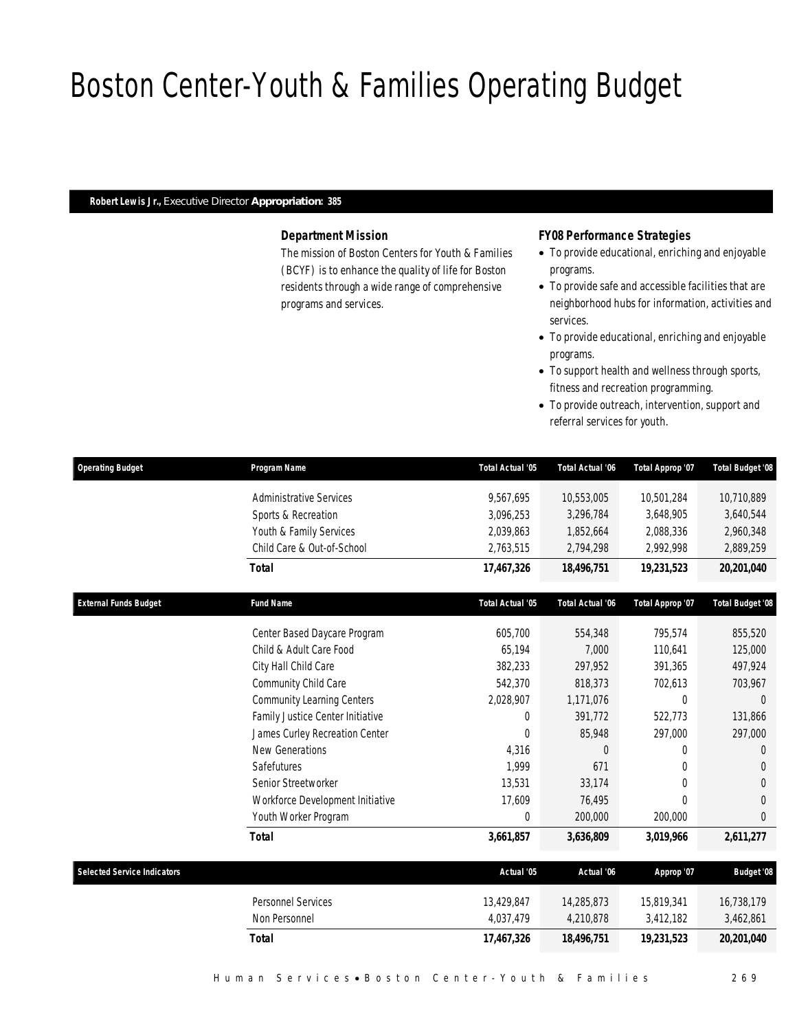# Boston Center-Youth & Families Operating Budget

**Robert Lewis Jr.,** Executive Director **Appropriation: 385**

### Department Mission

The mission of Boston Centers for Youth & Families (BCYF) is to enhance the quality of life for Boston residents through a wide range of comprehensive programs and services.

### FY08 Performance Strategies

- To provide educational, enriching and enjoyable programs.
- To provide safe and accessible facilities that are neighborhood hubs for information, activities and services.
- To provide educational, enriching and enjoyable programs.
- To support health and wellness through sports, fitness and recreation programming.
- To provide outreach, intervention, support and referral services for youth.

| Operating Budget | Program Name | Total Actual '05 | Total Actual '06 | Total Approp '07 | Total Budget '08 |
|---|---|---|---|---|---|
| | Administrative Services | 9,567,695 | 10,553,005 | 10,501,284 | 10,710,889 |
| | Sports & Recreation | 3,096,253 | 3,296,784 | 3,648,905 | 3,640,544 |
| | Youth & Family Services | 2,039,863 | 1,852,664 | 2,088,336 | 2,960,348 |
| | Child Care & Out-of-School | 2,763,515 | 2,794,298 | 2,992,998 | 2,889,259 |
| | ***Total*** | ***17,467,326*** | ***18,496,751*** | ***19,231,523*** | ***20,201,040*** |

| External Funds Budget | Fund Name | Total Actual '05 | Total Actual '06 | Total Approp '07 | Total Budget '08 |
|---|---|---|---|---|---|
| | Center Based Daycare Program | 605,700 | 554,348 | 795,574 | 855,520 |
| | Child & Adult Care Food | 65,194 | 7,000 | 110,641 | 125,000 |
| | City Hall Child Care | 382,233 | 297,952 | 391,365 | 497,924 |
| | Community Child Care | 542,370 | 818,373 | 702,613 | 703,967 |
| | Community Learning Centers | 2,028,907 | 1,171,076 | 0 | 0 |
| | Family Justice Center Initiative | 0 | 391,772 | 522,773 | 131,866 |
| | James Curley Recreation Center | 0 | 85,948 | 297,000 | 297,000 |
| | New Generations | 4,316 | 0 | 0 | 0 |
| | Safefutures | 1,999 | 671 | 0 | 0 |
| | Senior Streetworker | 13,531 | 33,174 | 0 | 0 |
| | Workforce Development Initiative | 17,609 | 76,495 | 0 | 0 |
| | Youth Worker Program | 0 | 200,000 | 200,000 | 0 |
| | ***Total*** | ***3,661,857*** | ***3,636,809*** | ***3,019,966*** | ***2,611,277*** |

| Selected Service Indicators | | Actual '05 | Actual '06 | Approp '07 | Budget '08 |
|---|---|---|---|---|---|
| | Personnel Services | 13,429,847 | 14,285,873 | 15,819,341 | 16,738,179 |
| | Non Personnel | 4,037,479 | 4,210,878 | 3,412,182 | 3,462,861 |
| | ***Total*** | ***17,467,326*** | ***18,496,751*** | ***19,231,523*** | ***20,201,040*** |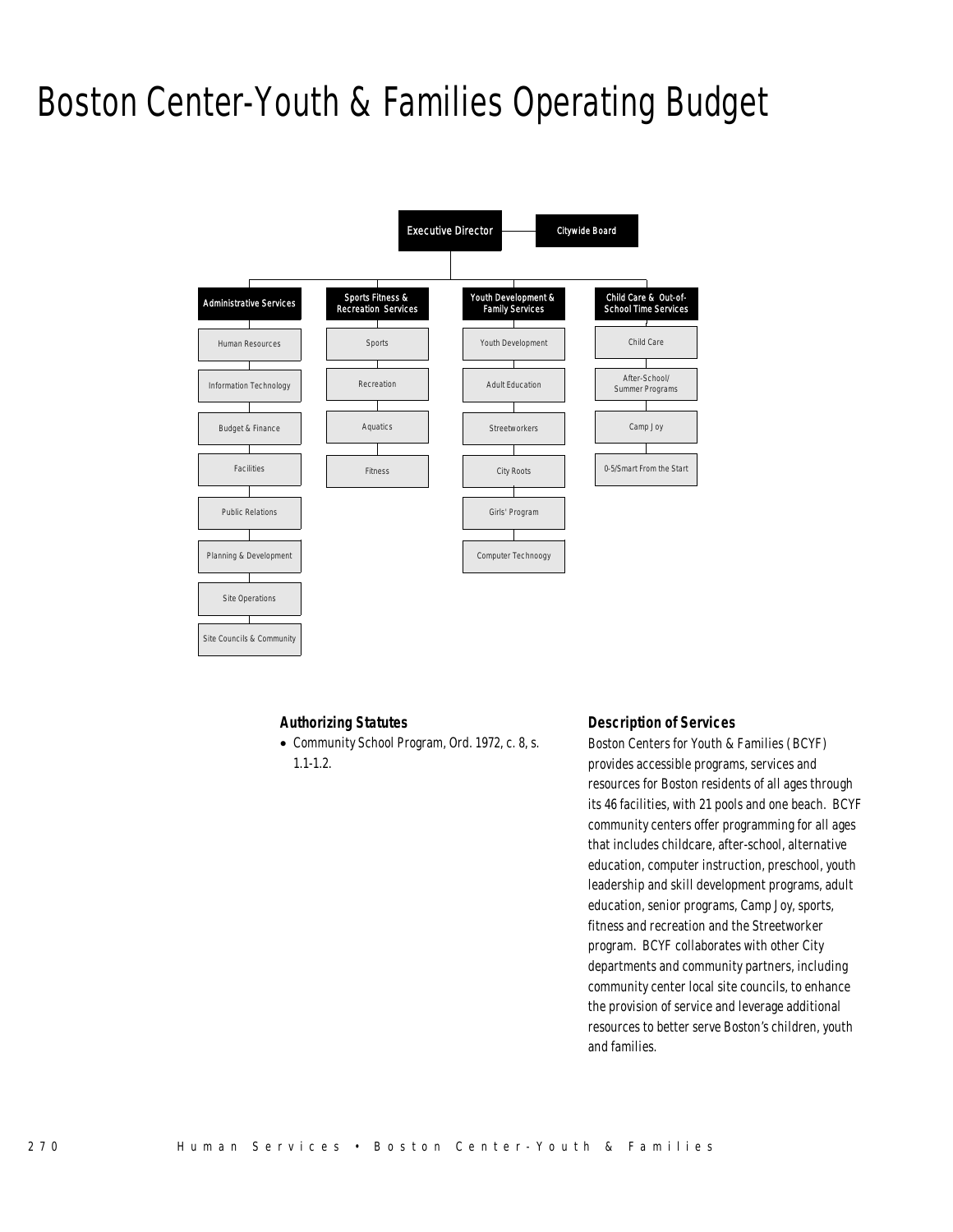# Boston Center-Youth & Families Operating Budget

- Executive Director
  - Citywide Board
  - Administrative Services
    - Human Resources
    - Information Technology
    - Budget & Finance
    - Facilities
    - Public Relations
    - Planning & Development
    - Site Operations
    - Site Councils & Community
  - Sports Fitness & Recreation Services
    - Sports
    - Recreation
    - Aquatics
    - Fitness
  - Youth Development & Family Services
    - Youth Development
    - Adult Education
    - Streetworkers
    - City Roots
    - Girls' Program
    - Computer Technoogy
  - Child Care & Out-of-School Time Services
    - Child Care
    - After-School/ Summer Programs
    - Camp Joy
    - 0-5/Smart From the Start

### Authorizing Statutes

- Community School Program, Ord. 1972, c. 8, s. 1.1-1.2.

### Description of Services

Boston Centers for Youth & Families (BCYF) provides accessible programs, services and resources for Boston residents of all ages through its 46 facilities, with 21 pools and one beach. BCYF community centers offer programming for all ages that includes childcare, after-school, alternative education, computer instruction, preschool, youth leadership and skill development programs, adult education, senior programs, Camp Joy, sports, fitness and recreation and the Streetworker program. BCYF collaborates with other City departments and community partners, including community center local site councils, to enhance the provision of service and leverage additional resources to better serve Boston's children, youth and families.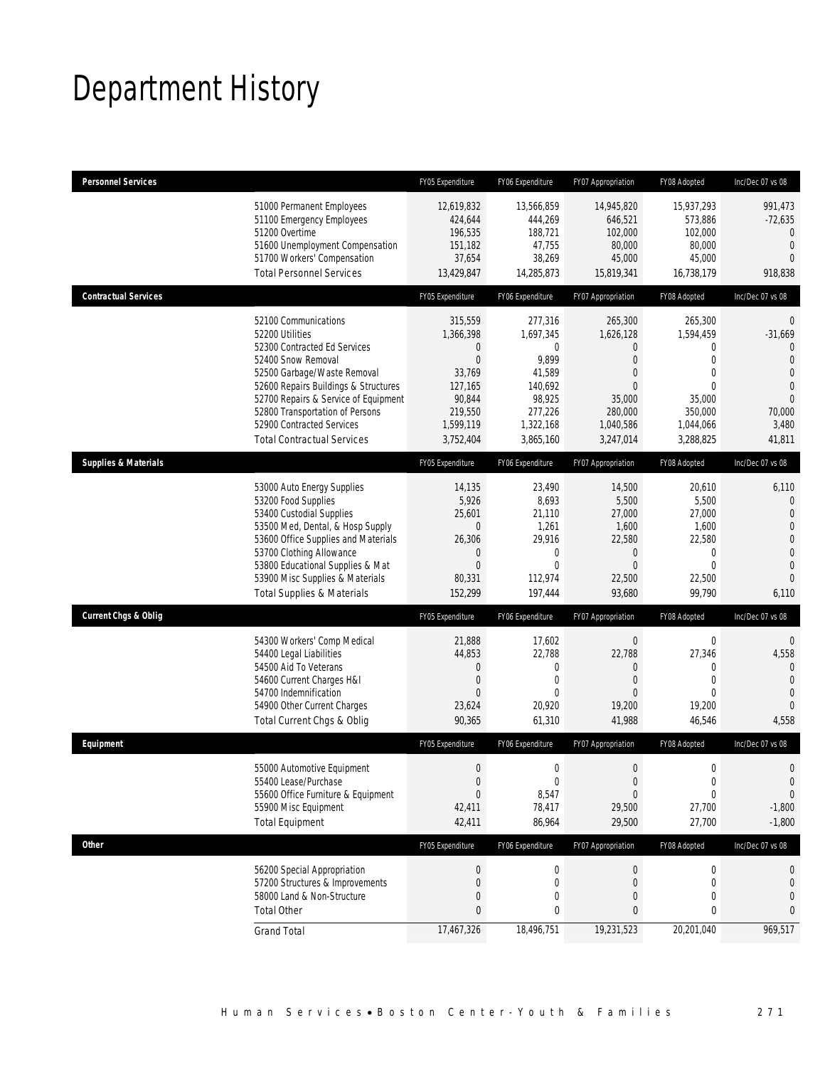# Department History

| Personnel Services | | FY05 Expenditure | FY06 Expenditure | FY07 Appropriation | FY08 Adopted | Inc/Dec 07 vs 08 |
|---|---|---|---|---|---|---|
| | 51000 Permanent Employees | 12,619,832 | 13,566,859 | 14,945,820 | 15,937,293 | 991,473 |
| | 51100 Emergency Employees | 424,644 | 444,269 | 646,521 | 573,886 | -72,635 |
| | 51200 Overtime | 196,535 | 188,721 | 102,000 | 102,000 | 0 |
| | 51600 Unemployment Compensation | 151,182 | 47,755 | 80,000 | 80,000 | 0 |
| | 51700 Workers' Compensation | 37,654 | 38,269 | 45,000 | 45,000 | 0 |
| | Total Personnel Services | 13,429,847 | 14,285,873 | 15,819,341 | 16,738,179 | 918,838 |
| **Contractual Services** | | FY05 Expenditure | FY06 Expenditure | FY07 Appropriation | FY08 Adopted | Inc/Dec 07 vs 08 |
| | 52100 Communications | 315,559 | 277,316 | 265,300 | 265,300 | 0 |
| | 52200 Utilities | 1,366,398 | 1,697,345 | 1,626,128 | 1,594,459 | -31,669 |
| | 52300 Contracted Ed Services | 0 | 0 | 0 | 0 | 0 |
| | 52400 Snow Removal | 0 | 9,899 | 0 | 0 | 0 |
| | 52500 Garbage/Waste Removal | 33,769 | 41,589 | 0 | 0 | 0 |
| | 52600 Repairs Buildings & Structures | 127,165 | 140,692 | 0 | 0 | 0 |
| | 52700 Repairs & Service of Equipment | 90,844 | 98,925 | 35,000 | 35,000 | 0 |
| | 52800 Transportation of Persons | 219,550 | 277,226 | 280,000 | 350,000 | 70,000 |
| | 52900 Contracted Services | 1,599,119 | 1,322,168 | 1,040,586 | 1,044,066 | 3,480 |
| | Total Contractual Services | 3,752,404 | 3,865,160 | 3,247,014 | 3,288,825 | 41,811 |
| **Supplies & Materials** | | FY05 Expenditure | FY06 Expenditure | FY07 Appropriation | FY08 Adopted | Inc/Dec 07 vs 08 |
| | 53000 Auto Energy Supplies | 14,135 | 23,490 | 14,500 | 20,610 | 6,110 |
| | 53200 Food Supplies | 5,926 | 8,693 | 5,500 | 5,500 | 0 |
| | 53400 Custodial Supplies | 25,601 | 21,110 | 27,000 | 27,000 | 0 |
| | 53500 Med, Dental, & Hosp Supply | 0 | 1,261 | 1,600 | 1,600 | 0 |
| | 53600 Office Supplies and Materials | 26,306 | 29,916 | 22,580 | 22,580 | 0 |
| | 53700 Clothing Allowance | 0 | 0 | 0 | 0 | 0 |
| | 53800 Educational Supplies & Mat | 0 | 0 | 0 | 0 | 0 |
| | 53900 Misc Supplies & Materials | 80,331 | 112,974 | 22,500 | 22,500 | 0 |
| | Total Supplies & Materials | 152,299 | 197,444 | 93,680 | 99,790 | 6,110 |
| **Current Chgs & Oblig** | | FY05 Expenditure | FY06 Expenditure | FY07 Appropriation | FY08 Adopted | Inc/Dec 07 vs 08 |
| | 54300 Workers' Comp Medical | 21,888 | 17,602 | 0 | 0 | 0 |
| | 54400 Legal Liabilities | 44,853 | 22,788 | 22,788 | 27,346 | 4,558 |
| | 54500 Aid To Veterans | 0 | 0 | 0 | 0 | 0 |
| | 54600 Current Charges H&I | 0 | 0 | 0 | 0 | 0 |
| | 54700 Indemnification | 0 | 0 | 0 | 0 | 0 |
| | 54900 Other Current Charges | 23,624 | 20,920 | 19,200 | 19,200 | 0 |
| | Total Current Chgs & Oblig | 90,365 | 61,310 | 41,988 | 46,546 | 4,558 |
| **Equipment** | | FY05 Expenditure | FY06 Expenditure | FY07 Appropriation | FY08 Adopted | Inc/Dec 07 vs 08 |
| | 55000 Automotive Equipment | 0 | 0 | 0 | 0 | 0 |
| | 55400 Lease/Purchase | 0 | 0 | 0 | 0 | 0 |
| | 55600 Office Furniture & Equipment | 0 | 8,547 | 0 | 0 | 0 |
| | 55900 Misc Equipment | 42,411 | 78,417 | 29,500 | 27,700 | -1,800 |
| | Total Equipment | 42,411 | 86,964 | 29,500 | 27,700 | -1,800 |
| **Other** | | FY05 Expenditure | FY06 Expenditure | FY07 Appropriation | FY08 Adopted | Inc/Dec 07 vs 08 |
| | 56200 Special Appropriation | 0 | 0 | 0 | 0 | 0 |
| | 57200 Structures & Improvements | 0 | 0 | 0 | 0 | 0 |
| | 58000 Land & Non-Structure | 0 | 0 | 0 | 0 | 0 |
| | Total Other | 0 | 0 | 0 | 0 | 0 |
| | Grand Total | 17,467,326 | 18,496,751 | 19,231,523 | 20,201,040 | 969,517 |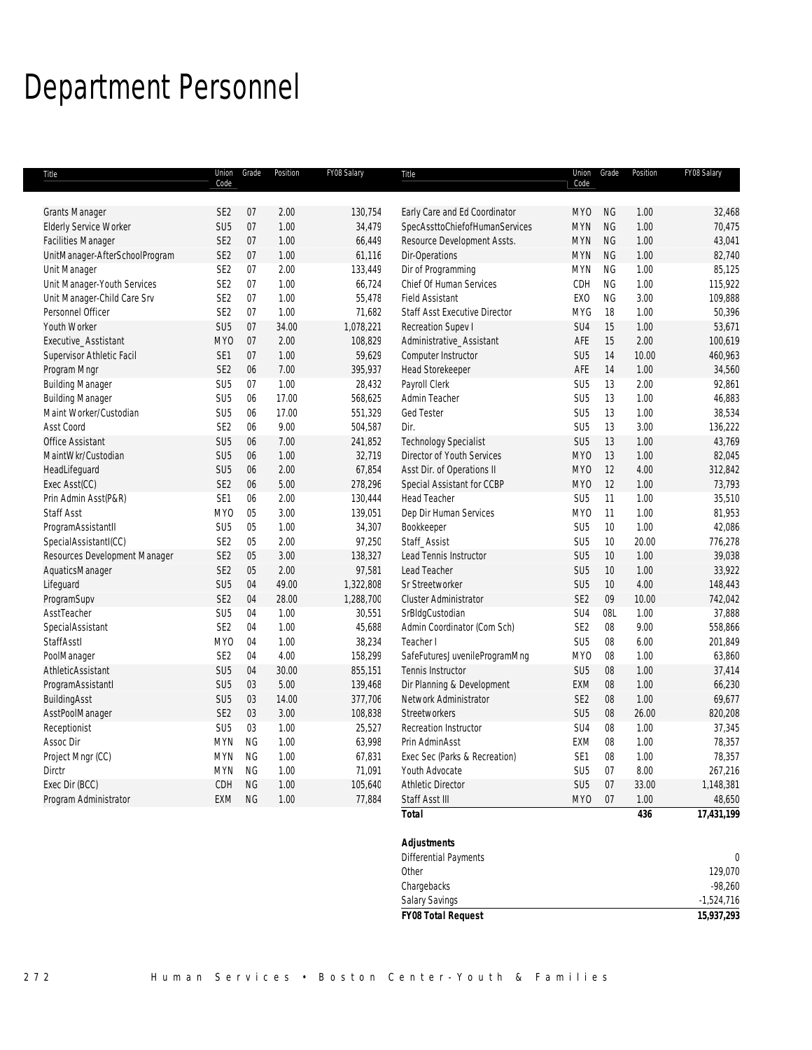# Department Personnel

| Title | Union Code | Grade | Position | FY08 Salary |
|---|---|---|---|---|
| Grants Manager | SE2 | 07 | 2.00 | 130,754 |
| Elderly Service Worker | SU5 | 07 | 1.00 | 34,479 |
| Facilities Manager | SE2 | 07 | 1.00 | 66,449 |
| UnitManager-AfterSchoolProgram | SE2 | 07 | 1.00 | 61,116 |
| Unit Manager | SE2 | 07 | 2.00 | 133,449 |
| Unit Manager-Youth Services | SE2 | 07 | 1.00 | 66,724 |
| Unit Manager-Child Care Srv | SE2 | 07 | 1.00 | 55,478 |
| Personnel Officer | SE2 | 07 | 1.00 | 71,682 |
| Youth Worker | SU5 | 07 | 34.00 | 1,078,221 |
| Executive_Asstistant | MYO | 07 | 2.00 | 108,829 |
| Supervisor Athletic Facil | SE1 | 07 | 1.00 | 59,629 |
| Program Mngr | SE2 | 06 | 7.00 | 395,937 |
| Building Manager | SU5 | 07 | 1.00 | 28,432 |
| Building Manager | SU5 | 06 | 17.00 | 568,625 |
| Maint Worker/Custodian | SU5 | 06 | 17.00 | 551,329 |
| Asst Coord | SE2 | 06 | 9.00 | 504,587 |
| Office Assistant | SU5 | 06 | 7.00 | 241,852 |
| MaintWkr/Custodian | SU5 | 06 | 1.00 | 32,719 |
| HeadLifeguard | SU5 | 06 | 2.00 | 67,854 |
| Exec Asst(CC) | SE2 | 06 | 5.00 | 278,296 |
| Prin Admin Asst(P&R) | SE1 | 06 | 2.00 | 130,444 |
| Staff Asst | MYO | 05 | 3.00 | 139,051 |
| ProgramAssistantII | SU5 | 05 | 1.00 | 34,307 |
| SpecialAssistantI(CC) | SE2 | 05 | 2.00 | 97,250 |
| Resources Development Manager | SE2 | 05 | 3.00 | 138,327 |
| AquaticsManager | SE2 | 05 | 2.00 | 97,581 |
| Lifeguard | SU5 | 04 | 49.00 | 1,322,808 |
| ProgramSupv | SE2 | 04 | 28.00 | 1,288,700 |
| AsstTeacher | SU5 | 04 | 1.00 | 30,551 |
| SpecialAssistant | SE2 | 04 | 1.00 | 45,688 |
| StaffAsstI | MYO | 04 | 1.00 | 38,234 |
| PoolManager | SE2 | 04 | 4.00 | 158,299 |
| AthleticAssistant | SU5 | 04 | 30.00 | 855,151 |
| ProgramAssistantI | SU5 | 03 | 5.00 | 139,468 |
| BuildingAsst | SU5 | 03 | 14.00 | 377,706 |
| AsstPoolManager | SE2 | 03 | 3.00 | 108,838 |
| Receptionist | SU5 | 03 | 1.00 | 25,527 |
| Assoc Dir | MYN | NG | 1.00 | 63,998 |
| Project Mngr (CC) | MYN | NG | 1.00 | 67,831 |
| Dirctr | MYN | NG | 1.00 | 71,091 |
| Exec Dir (BCC) | CDH | NG | 1.00 | 105,640 |
| Program Administrator | EXM | NG | 1.00 | 77,884 |
| Early Care and Ed Coordinator | MYO | NG | 1.00 | 32,468 |
| SpecAssttoChiefofHumanServices | MYN | NG | 1.00 | 70,475 |
| Resource Development Assts. | MYN | NG | 1.00 | 43,041 |
| Dir-Operations | MYN | NG | 1.00 | 82,740 |
| Dir of Programming | MYN | NG | 1.00 | 85,125 |
| Chief Of Human Services | CDH | NG | 1.00 | 115,922 |
| Field Assistant | EXO | NG | 3.00 | 109,888 |
| Staff Asst Executive Director | MYG | 18 | 1.00 | 50,396 |
| Recreation Supev I | SU4 | 15 | 1.00 | 53,671 |
| Administrative_Assistant | AFE | 15 | 2.00 | 100,619 |
| Computer Instructor | SU5 | 14 | 10.00 | 460,963 |
| Head Storekeeper | AFE | 14 | 1.00 | 34,560 |
| Payroll Clerk | SU5 | 13 | 2.00 | 92,861 |
| Admin Teacher | SU5 | 13 | 1.00 | 46,883 |
| Ged Tester | SU5 | 13 | 1.00 | 38,534 |
| Dir. | SU5 | 13 | 3.00 | 136,222 |
| Technology Specialist | SU5 | 13 | 1.00 | 43,769 |
| Director of Youth Services | MYO | 13 | 1.00 | 82,045 |
| Asst Dir. of Operations II | MYO | 12 | 4.00 | 312,842 |
| Special Assistant for CCBP | MYO | 12 | 1.00 | 73,793 |
| Head Teacher | SU5 | 11 | 1.00 | 35,510 |
| Dep Dir Human Services | MYO | 11 | 1.00 | 81,953 |
| Bookkeeper | SU5 | 10 | 1.00 | 42,086 |
| Staff_Assist | SU5 | 10 | 20.00 | 776,278 |
| Lead Tennis Instructor | SU5 | 10 | 1.00 | 39,038 |
| Lead Teacher | SU5 | 10 | 1.00 | 33,922 |
| Sr Streetworker | SU5 | 10 | 4.00 | 148,443 |
| Cluster Administrator | SE2 | 09 | 10.00 | 742,042 |
| SrBldgCustodian | SU4 | 08L | 1.00 | 37,888 |
| Admin Coordinator (Com Sch) | SE2 | 08 | 9.00 | 558,866 |
| Teacher I | SU5 | 08 | 6.00 | 201,849 |
| SafeFuturesJuvenileProgramMng | MYO | 08 | 1.00 | 63,860 |
| Tennis Instructor | SU5 | 08 | 1.00 | 37,414 |
| Dir Planning & Development | EXM | 08 | 1.00 | 66,230 |
| Network Administrator | SE2 | 08 | 1.00 | 69,677 |
| Streetworkers | SU5 | 08 | 26.00 | 820,208 |
| Recreation Instructor | SU4 | 08 | 1.00 | 37,345 |
| Prin AdminAsst | EXM | 08 | 1.00 | 78,357 |
| Exec Sec (Parks & Recreation) | SE1 | 08 | 1.00 | 78,357 |
| Youth Advocate | SU5 | 07 | 8.00 | 267,216 |
| Athletic Director | SU5 | 07 | 33.00 | 1,148,381 |
| Staff Asst III | MYO | 07 | 1.00 | 48,650 |
| **Total** | | | **436** | **17,431,199** |

| **Adjustments** | |
|---|---|
| Differential Payments | 0 |
| Other | 129,070 |
| Chargebacks | -98,260 |
| Salary Savings | -1,524,716 |
| **FY08 Total Request** | **15,937,293** |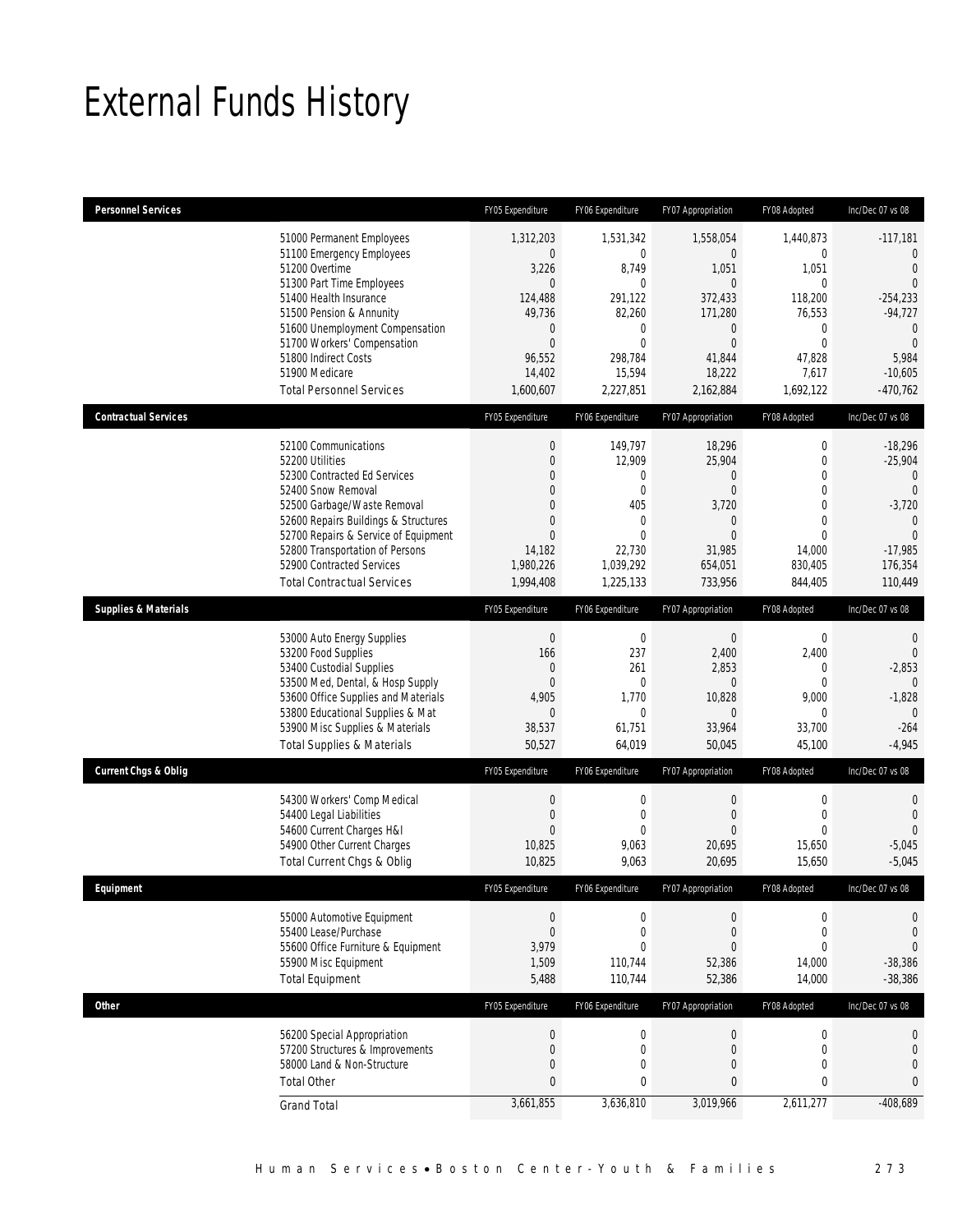# External Funds History

| Personnel Services | FY05 Expenditure | FY06 Expenditure | FY07 Appropriation | FY08 Adopted | Inc/Dec 07 vs 08 |
|---|---|---|---|---|---|
| 51000 Permanent Employees | 1,312,203 | 1,531,342 | 1,558,054 | 1,440,873 | -117,181 |
| 51100 Emergency Employees | 0 | 0 | 0 | 0 | 0 |
| 51200 Overtime | 3,226 | 8,749 | 1,051 | 1,051 | 0 |
| 51300 Part Time Employees | 0 | 0 | 0 | 0 | 0 |
| 51400 Health Insurance | 124,488 | 291,122 | 372,433 | 118,200 | -254,233 |
| 51500 Pension & Annunity | 49,736 | 82,260 | 171,280 | 76,553 | -94,727 |
| 51600 Unemployment Compensation | 0 | 0 | 0 | 0 | 0 |
| 51700 Workers' Compensation | 0 | 0 | 0 | 0 | 0 |
| 51800 Indirect Costs | 96,552 | 298,784 | 41,844 | 47,828 | 5,984 |
| 51900 Medicare | 14,402 | 15,594 | 18,222 | 7,617 | -10,605 |
| Total Personnel Services | 1,600,607 | 2,227,851 | 2,162,884 | 1,692,122 | -470,762 |

| Contractual Services | FY05 Expenditure | FY06 Expenditure | FY07 Appropriation | FY08 Adopted | Inc/Dec 07 vs 08 |
|---|---|---|---|---|---|
| 52100 Communications | 0 | 149,797 | 18,296 | 0 | -18,296 |
| 52200 Utilities | 0 | 12,909 | 25,904 | 0 | -25,904 |
| 52300 Contracted Ed Services | 0 | 0 | 0 | 0 | 0 |
| 52400 Snow Removal | 0 | 0 | 0 | 0 | 0 |
| 52500 Garbage/Waste Removal | 0 | 405 | 3,720 | 0 | -3,720 |
| 52600 Repairs Buildings & Structures | 0 | 0 | 0 | 0 | 0 |
| 52700 Repairs & Service of Equipment | 0 | 0 | 0 | 0 | 0 |
| 52800 Transportation of Persons | 14,182 | 22,730 | 31,985 | 14,000 | -17,985 |
| 52900 Contracted Services | 1,980,226 | 1,039,292 | 654,051 | 830,405 | 176,354 |
| Total Contractual Services | 1,994,408 | 1,225,133 | 733,956 | 844,405 | 110,449 |

| Supplies & Materials | FY05 Expenditure | FY06 Expenditure | FY07 Appropriation | FY08 Adopted | Inc/Dec 07 vs 08 |
|---|---|---|---|---|---|
| 53000 Auto Energy Supplies | 0 | 0 | 0 | 0 | 0 |
| 53200 Food Supplies | 166 | 237 | 2,400 | 2,400 | 0 |
| 53400 Custodial Supplies | 0 | 261 | 2,853 | 0 | -2,853 |
| 53500 Med, Dental, & Hosp Supply | 0 | 0 | 0 | 0 | 0 |
| 53600 Office Supplies and Materials | 4,905 | 1,770 | 10,828 | 9,000 | -1,828 |
| 53800 Educational Supplies & Mat | 0 | 0 | 0 | 0 | 0 |
| 53900 Misc Supplies & Materials | 38,537 | 61,751 | 33,964 | 33,700 | -264 |
| Total Supplies & Materials | 50,527 | 64,019 | 50,045 | 45,100 | -4,945 |

| Current Chgs & Oblig | FY05 Expenditure | FY06 Expenditure | FY07 Appropriation | FY08 Adopted | Inc/Dec 07 vs 08 |
|---|---|---|---|---|---|
| 54300 Workers' Comp Medical | 0 | 0 | 0 | 0 | 0 |
| 54400 Legal Liabilities | 0 | 0 | 0 | 0 | 0 |
| 54600 Current Charges H&I | 0 | 0 | 0 | 0 | 0 |
| 54900 Other Current Charges | 10,825 | 9,063 | 20,695 | 15,650 | -5,045 |
| Total Current Chgs & Oblig | 10,825 | 9,063 | 20,695 | 15,650 | -5,045 |

| Equipment | FY05 Expenditure | FY06 Expenditure | FY07 Appropriation | FY08 Adopted | Inc/Dec 07 vs 08 |
|---|---|---|---|---|---|
| 55000 Automotive Equipment | 0 | 0 | 0 | 0 | 0 |
| 55400 Lease/Purchase | 0 | 0 | 0 | 0 | 0 |
| 55600 Office Furniture & Equipment | 3,979 | 0 | 0 | 0 | 0 |
| 55900 Misc Equipment | 1,509 | 110,744 | 52,386 | 14,000 | -38,386 |
| Total Equipment | 5,488 | 110,744 | 52,386 | 14,000 | -38,386 |

| Other | FY05 Expenditure | FY06 Expenditure | FY07 Appropriation | FY08 Adopted | Inc/Dec 07 vs 08 |
|---|---|---|---|---|---|
| 56200 Special Appropriation | 0 | 0 | 0 | 0 | 0 |
| 57200 Structures & Improvements | 0 | 0 | 0 | 0 | 0 |
| 58000 Land & Non-Structure | 0 | 0 | 0 | 0 | 0 |
| Total Other | 0 | 0 | 0 | 0 | 0 |
| Grand Total | 3,661,855 | 3,636,810 | 3,019,966 | 2,611,277 | -408,689 |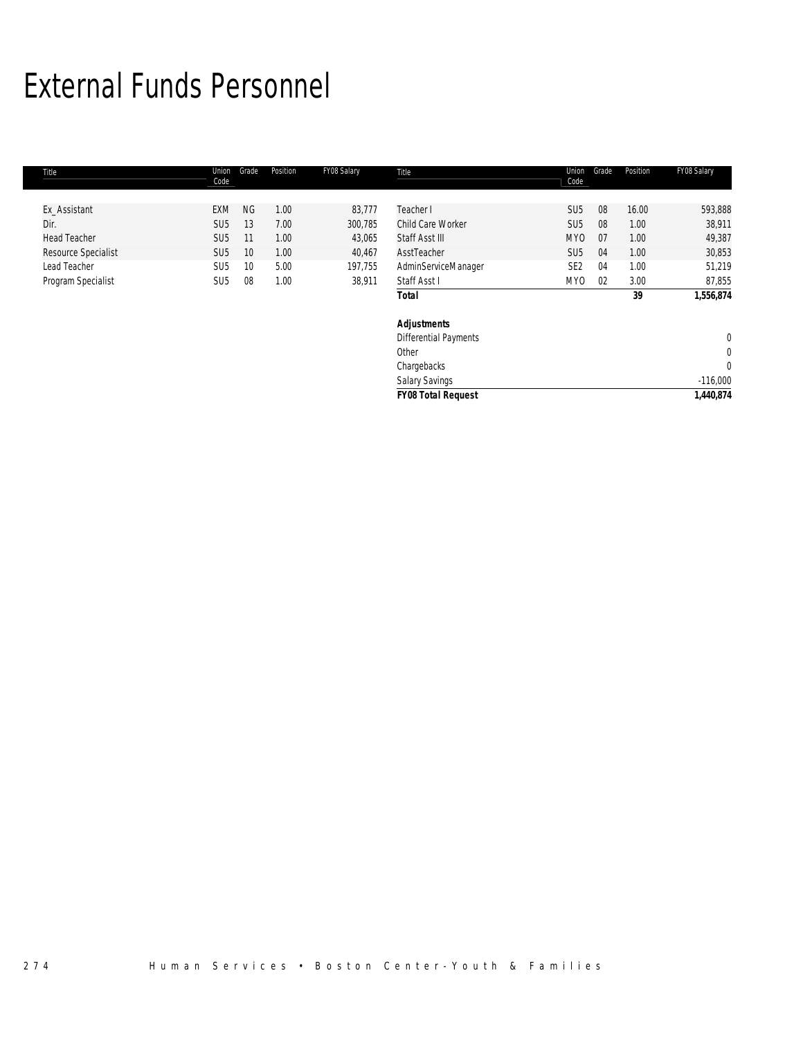# External Funds Personnel

| Title | Union Code | Grade | Position | FY08 Salary | Title | Union Code | Grade | Position | FY08 Salary |
|---|---|---|---|---|---|---|---|---|---|
| Ex_Assistant | EXM | NG | 1.00 | 83,777 | Teacher I | SU5 | 08 | 16.00 | 593,888 |
| Dir. | SU5 | 13 | 7.00 | 300,785 | Child Care Worker | SU5 | 08 | 1.00 | 38,911 |
| Head Teacher | SU5 | 11 | 1.00 | 43,065 | Staff Asst III | MYO | 07 | 1.00 | 49,387 |
| Resource Specialist | SU5 | 10 | 1.00 | 40,467 | AsstTeacher | SU5 | 04 | 1.00 | 30,853 |
| Lead Teacher | SU5 | 10 | 5.00 | 197,755 | AdminServiceManager | SE2 | 04 | 1.00 | 51,219 |
| Program Specialist | SU5 | 08 | 1.00 | 38,911 | Staff Asst I | MYO | 02 | 3.00 | 87,855 |
| | | | | | **Total** | | | **39** | **1,556,874** |
| | | | | | | | | | |
| | | | | | **Adjustments** | | | | |
| | | | | | Differential Payments | | | | 0 |
| | | | | | Other | | | | 0 |
| | | | | | Chargebacks | | | | 0 |
| | | | | | Salary Savings | | | | -116,000 |
| | | | | | **FY08 Total Request** | | | | **1,440,874** |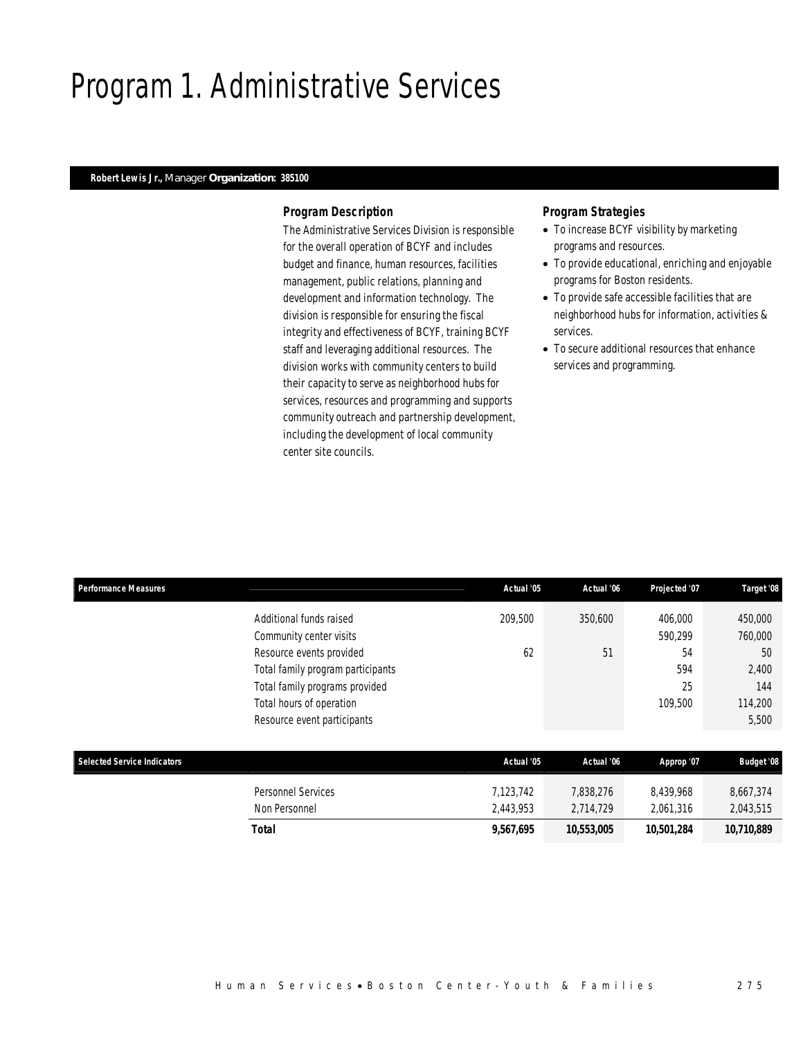# Program 1. Administrative Services

**Robert Lewis Jr.,** Manager **Organization: 385100**

### *Program Description*

The Administrative Services Division is responsible for the overall operation of BCYF and includes budget and finance, human resources, facilities management, public relations, planning and development and information technology. The division is responsible for ensuring the fiscal integrity and effectiveness of BCYF, training BCYF staff and leveraging additional resources. The division works with community centers to build their capacity to serve as neighborhood hubs for services, resources and programming and supports community outreach and partnership development, including the development of local community center site councils.

### *Program Strategies*

- To increase BCYF visibility by marketing programs and resources.
- To provide educational, enriching and enjoyable programs for Boston residents.
- To provide safe accessible facilities that are neighborhood hubs for information, activities & services.
- To secure additional resources that enhance services and programming.

| Performance Measures | | Actual '05 | Actual '06 | Projected '07 | Target '08 |
|---|---|---|---|---|---|
| | Additional funds raised | 209,500 | 350,600 | 406,000 | 450,000 |
| | Community center visits | | | 590,299 | 760,000 |
| | Resource events provided | 62 | 51 | 54 | 50 |
| | Total family program participants | | | 594 | 2,400 |
| | Total family programs provided | | | 25 | 144 |
| | Total hours of operation | | | 109,500 | 114,200 |
| | Resource event participants | | | | 5,500 |

| Selected Service Indicators | | Actual '05 | Actual '06 | Approp '07 | Budget '08 |
|---|---|---|---|---|---|
| | Personnel Services | 7,123,742 | 7,838,276 | 8,439,968 | 8,667,374 |
| | Non Personnel | 2,443,953 | 2,714,729 | 2,061,316 | 2,043,515 |
| | **Total** | **9,567,695** | **10,553,005** | **10,501,284** | **10,710,889** |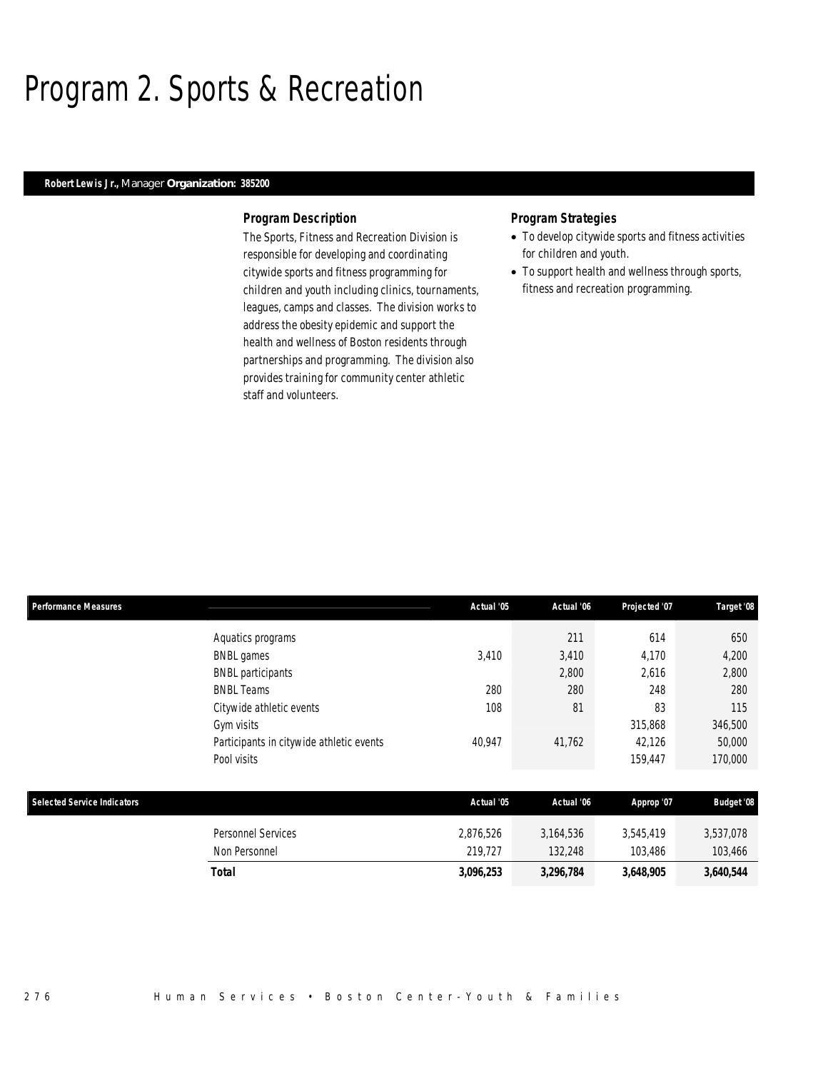# Program 2. Sports & Recreation

**Robert Lewis Jr.,** Manager **Organization: 385200**

### Program Description

The Sports, Fitness and Recreation Division is responsible for developing and coordinating citywide sports and fitness programming for children and youth including clinics, tournaments, leagues, camps and classes. The division works to address the obesity epidemic and support the health and wellness of Boston residents through partnerships and programming. The division also provides training for community center athletic staff and volunteers.

### Program Strategies

- To develop citywide sports and fitness activities for children and youth.
- To support health and wellness through sports, fitness and recreation programming.

| Performance Measures | Actual '05 | Actual '06 | Projected '07 | Target '08 |
|---|---|---|---|---|
| Aquatics programs | | 211 | 614 | 650 |
| BNBL games | 3,410 | 3,410 | 4,170 | 4,200 |
| BNBL participants | | 2,800 | 2,616 | 2,800 |
| BNBL Teams | 280 | 280 | 248 | 280 |
| Citywide athletic events | 108 | 81 | 83 | 115 |
| Gym visits | | | 315,868 | 346,500 |
| Participants in citywide athletic events | 40,947 | 41,762 | 42,126 | 50,000 |
| Pool visits | | | 159,447 | 170,000 |

| Selected Service Indicators | Actual '05 | Actual '06 | Approp '07 | Budget '08 |
|---|---|---|---|---|
| Personnel Services | 2,876,526 | 3,164,536 | 3,545,419 | 3,537,078 |
| Non Personnel | 219,727 | 132,248 | 103,486 | 103,466 |
| **Total** | **3,096,253** | **3,296,784** | **3,648,905** | **3,640,544** |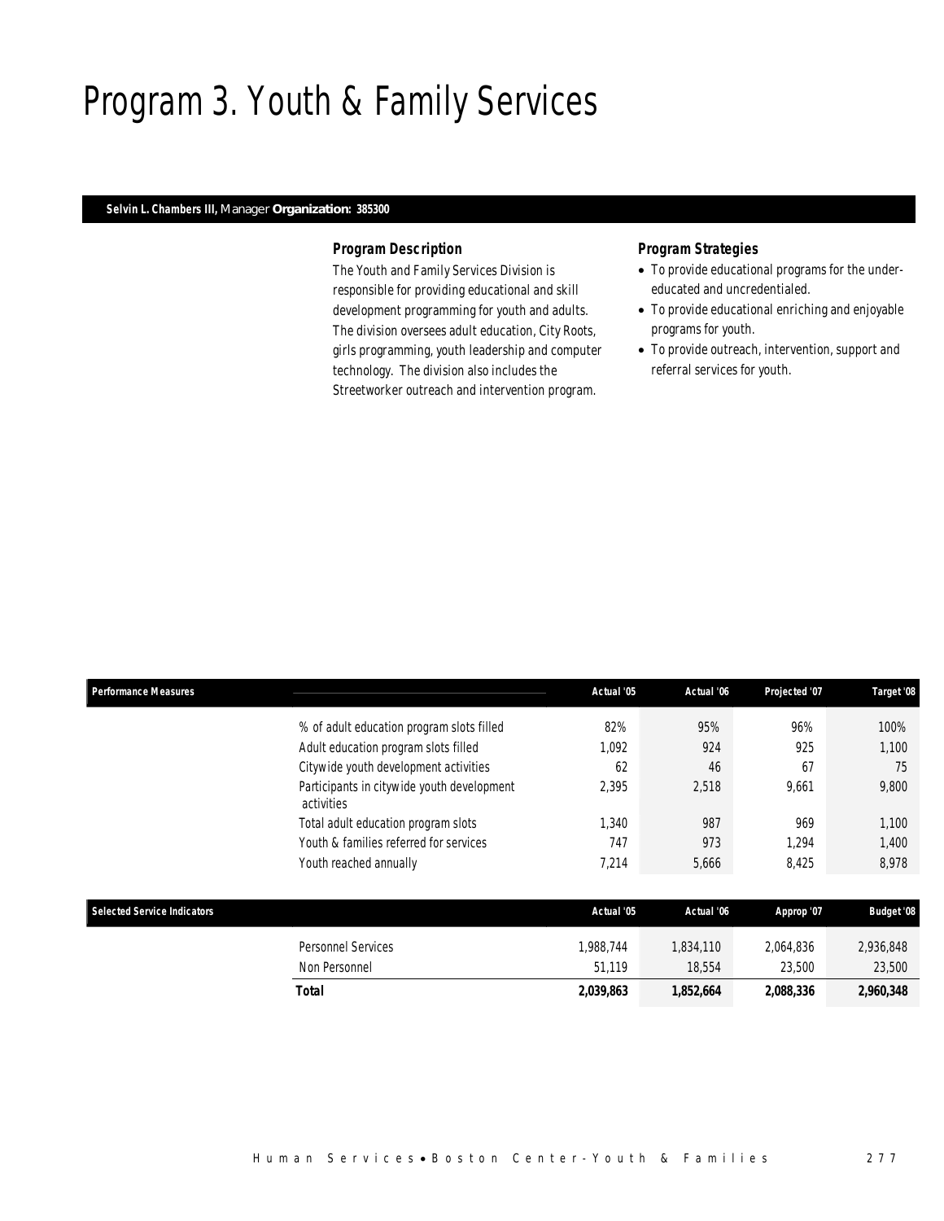# Program 3. Youth & Family Services

**Selvin L. Chambers III,** Manager **Organization: 385300**

### Program Description

The Youth and Family Services Division is responsible for providing educational and skill development programming for youth and adults. The division oversees adult education, City Roots, girls programming, youth leadership and computer technology. The division also includes the Streetworker outreach and intervention program.

### Program Strategies

- To provide educational programs for the under-educated and uncredentialed.
- To provide educational enriching and enjoyable programs for youth.
- To provide outreach, intervention, support and referral services for youth.

| Performance Measures | Actual '05 | Actual '06 | Projected '07 | Target '08 |
|---|---|---|---|---|
| % of adult education program slots filled | 82% | 95% | 96% | 100% |
| Adult education program slots filled | 1,092 | 924 | 925 | 1,100 |
| Citywide youth development activities | 62 | 46 | 67 | 75 |
| Participants in citywide youth development activities | 2,395 | 2,518 | 9,661 | 9,800 |
| Total adult education program slots | 1,340 | 987 | 969 | 1,100 |
| Youth & families referred for services | 747 | 973 | 1,294 | 1,400 |
| Youth reached annually | 7,214 | 5,666 | 8,425 | 8,978 |

| Selected Service Indicators | Actual '05 | Actual '06 | Approp '07 | Budget '08 |
|---|---|---|---|---|
| Personnel Services | 1,988,744 | 1,834,110 | 2,064,836 | 2,936,848 |
| Non Personnel | 51,119 | 18,554 | 23,500 | 23,500 |
| **Total** | **2,039,863** | **1,852,664** | **2,088,336** | **2,960,348** |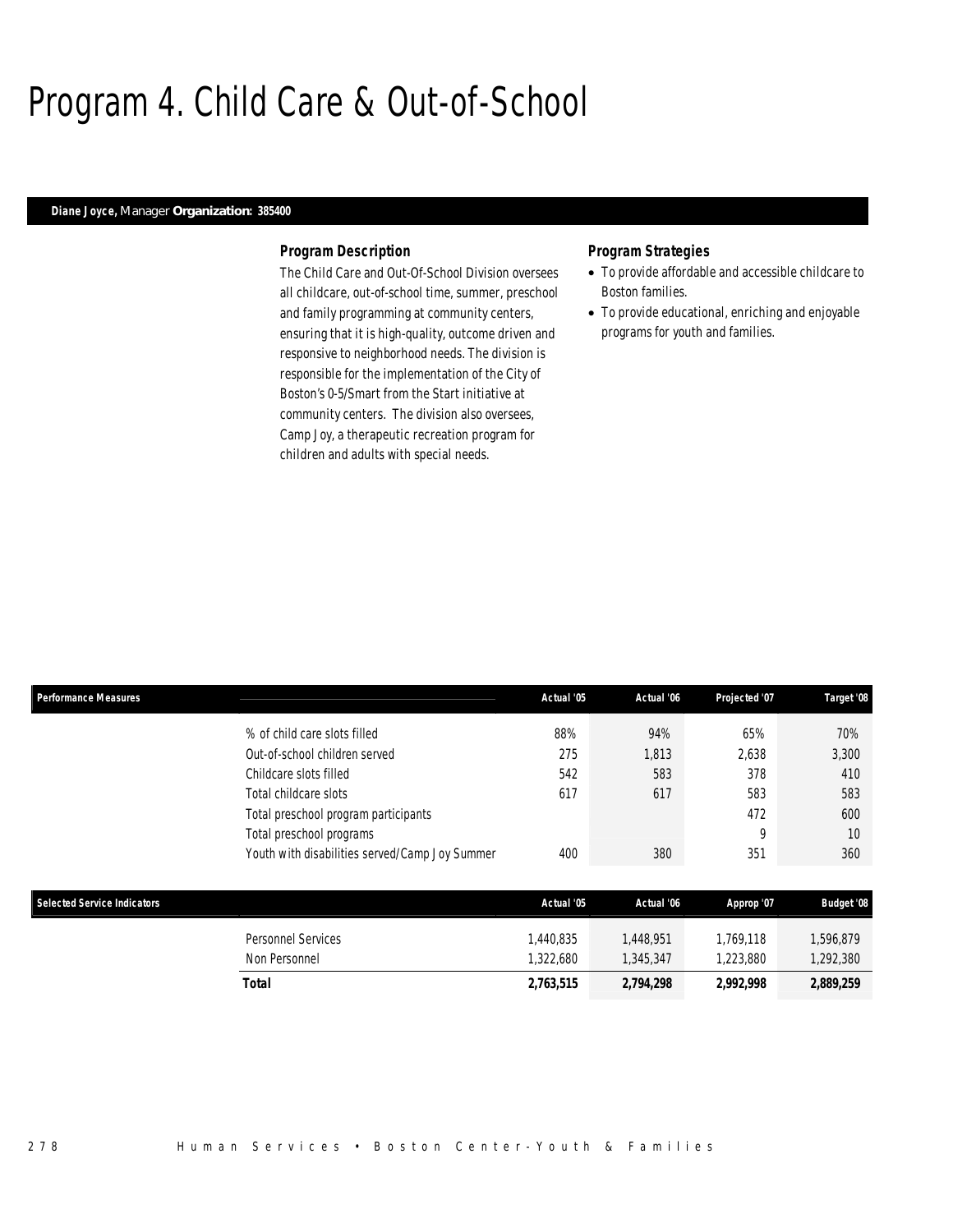# Program 4. Child Care & Out-of-School

**Diane Joyce,** Manager **Organization: 385400**

### Program Description

The Child Care and Out-Of-School Division oversees all childcare, out-of-school time, summer, preschool and family programming at community centers, ensuring that it is high-quality, outcome driven and responsive to neighborhood needs. The division is responsible for the implementation of the City of Boston's 0-5/Smart from the Start initiative at community centers. The division also oversees, Camp Joy, a therapeutic recreation program for children and adults with special needs.

### Program Strategies

- To provide affordable and accessible childcare to Boston families.
- To provide educational, enriching and enjoyable programs for youth and families.

| Performance Measures | | Actual '05 | Actual '06 | Projected '07 | Target '08 |
|---|---|---|---|---|---|
| | % of child care slots filled | 88% | 94% | 65% | 70% |
| | Out-of-school children served | 275 | 1,813 | 2,638 | 3,300 |
| | Childcare slots filled | 542 | 583 | 378 | 410 |
| | Total childcare slots | 617 | 617 | 583 | 583 |
| | Total preschool program participants | | | 472 | 600 |
| | Total preschool programs | | | 9 | 10 |
| | Youth with disabilities served/Camp Joy Summer | 400 | 380 | 351 | 360 |

| Selected Service Indicators | | Actual '05 | Actual '06 | Approp '07 | Budget '08 |
|---|---|---|---|---|---|
| | Personnel Services | 1,440,835 | 1,448,951 | 1,769,118 | 1,596,879 |
| | Non Personnel | 1,322,680 | 1,345,347 | 1,223,880 | 1,292,380 |
| | **Total** | **2,763,515** | **2,794,298** | **2,992,998** | **2,889,259** |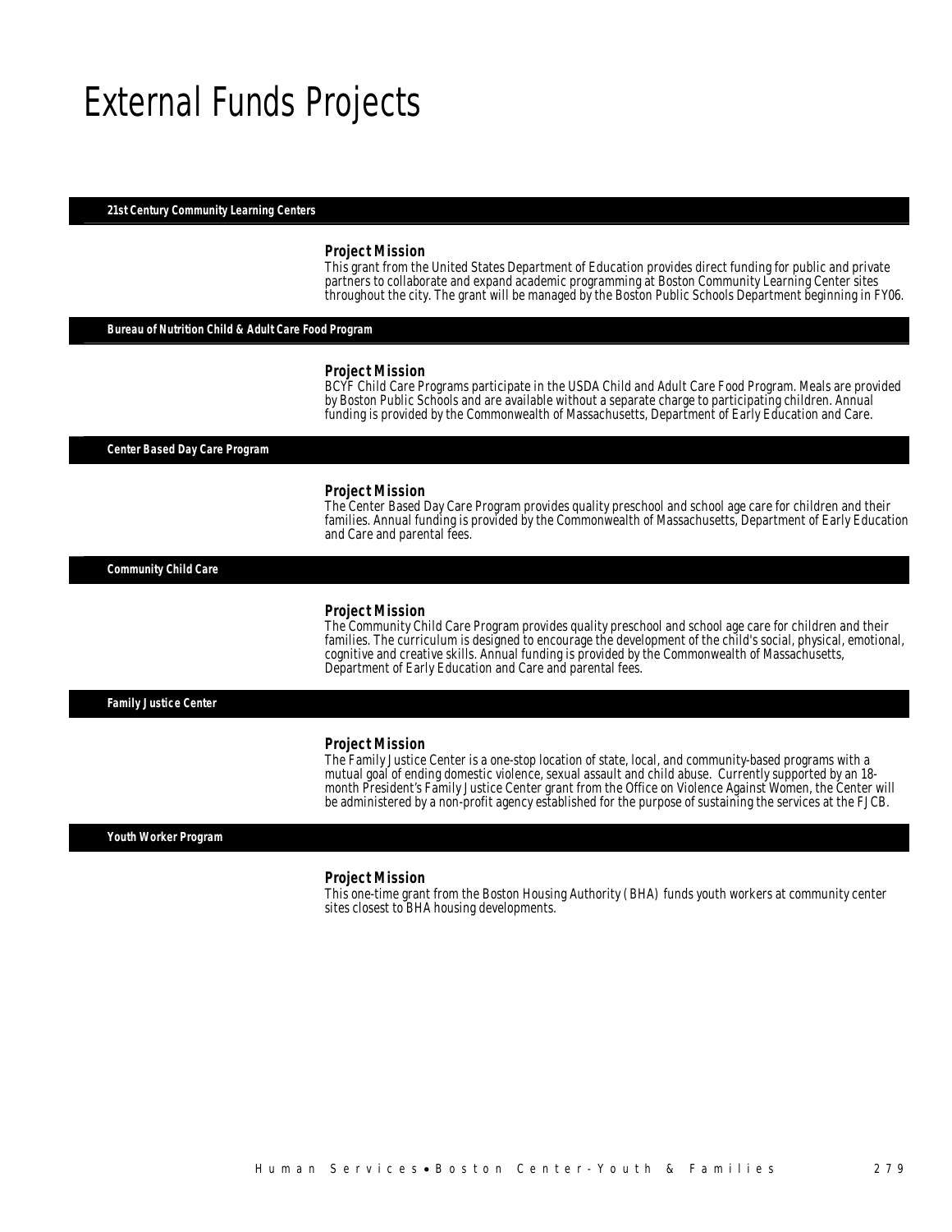# External Funds Projects

### 21st Century Community Learning Centers

#### Project Mission

This grant from the United States Department of Education provides direct funding for public and private partners to collaborate and expand academic programming at Boston Community Learning Center sites throughout the city. The grant will be managed by the Boston Public Schools Department beginning in FY06.

### Bureau of Nutrition Child & Adult Care Food Program

#### Project Mission

BCYF Child Care Programs participate in the USDA Child and Adult Care Food Program. Meals are provided by Boston Public Schools and are available without a separate charge to participating children. Annual funding is provided by the Commonwealth of Massachusetts, Department of Early Education and Care.

### Center Based Day Care Program

#### Project Mission

The Center Based Day Care Program provides quality preschool and school age care for children and their families. Annual funding is provided by the Commonwealth of Massachusetts, Department of Early Education and Care and parental fees.

### Community Child Care

#### Project Mission

The Community Child Care Program provides quality preschool and school age care for children and their families. The curriculum is designed to encourage the development of the child's social, physical, emotional, cognitive and creative skills. Annual funding is provided by the Commonwealth of Massachusetts, Department of Early Education and Care and parental fees.

### Family Justice Center

#### Project Mission

The Family Justice Center is a one-stop location of state, local, and community-based programs with a mutual goal of ending domestic violence, sexual assault and child abuse. Currently supported by an 18-month President's Family Justice Center grant from the Office on Violence Against Women, the Center will be administered by a non-profit agency established for the purpose of sustaining the services at the FJCB.

### Youth Worker Program

#### Project Mission

This one-time grant from the Boston Housing Authority (BHA) funds youth workers at community center sites closest to BHA housing developments.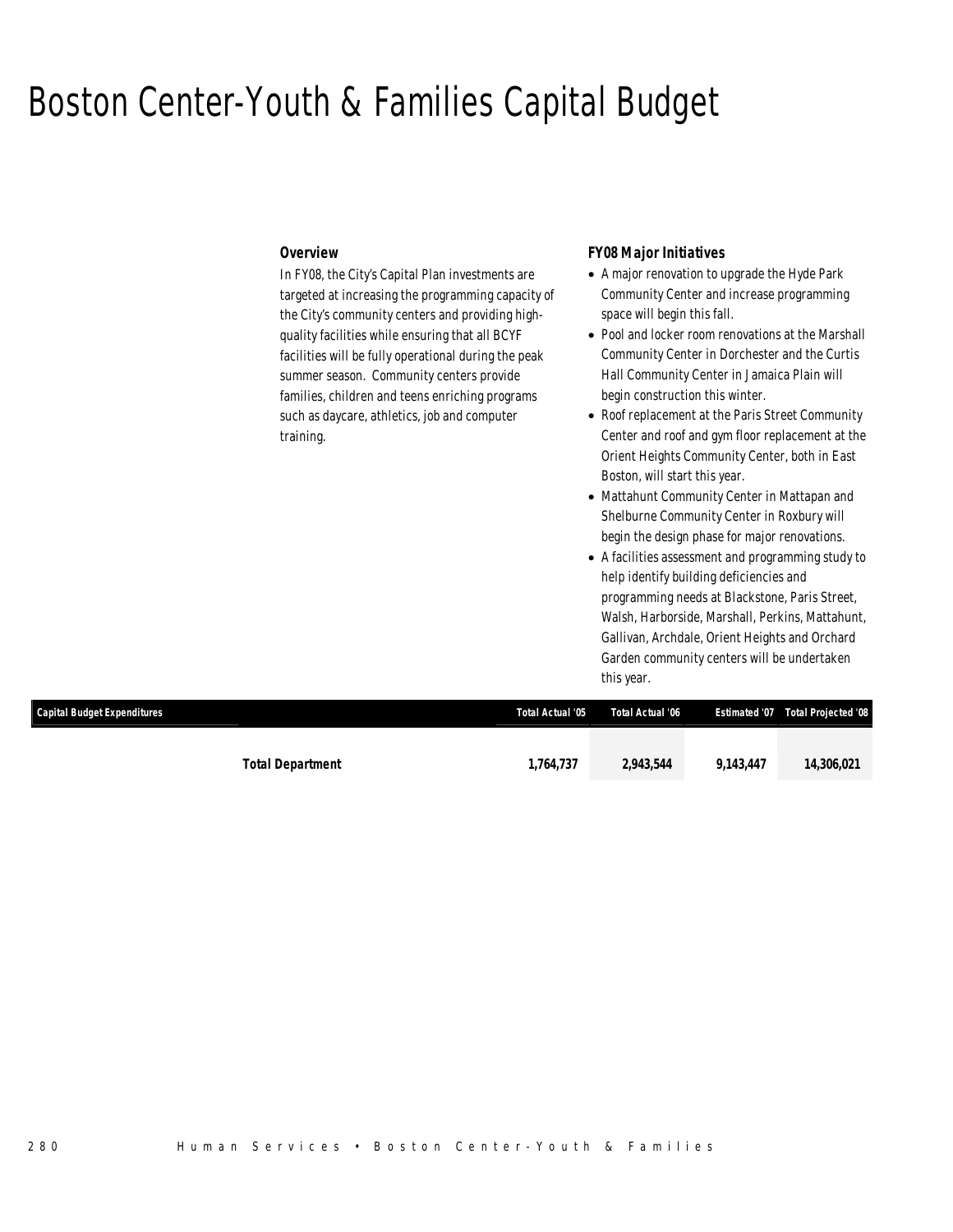# Boston Center-Youth & Families Capital Budget

### Overview

In FY08, the City's Capital Plan investments are targeted at increasing the programming capacity of the City's community centers and providing high-quality facilities while ensuring that all BCYF facilities will be fully operational during the peak summer season. Community centers provide families, children and teens enriching programs such as daycare, athletics, job and computer training.

### FY08 Major Initiatives

- A major renovation to upgrade the Hyde Park Community Center and increase programming space will begin this fall.
- Pool and locker room renovations at the Marshall Community Center in Dorchester and the Curtis Hall Community Center in Jamaica Plain will begin construction this winter.
- Roof replacement at the Paris Street Community Center and roof and gym floor replacement at the Orient Heights Community Center, both in East Boston, will start this year.
- Mattahunt Community Center in Mattapan and Shelburne Community Center in Roxbury will begin the design phase for major renovations.
- A facilities assessment and programming study to help identify building deficiencies and programming needs at Blackstone, Paris Street, Walsh, Harborside, Marshall, Perkins, Mattahunt, Gallivan, Archdale, Orient Heights and Orchard Garden community centers will be undertaken this year.

| Capital Budget Expenditures | Total Actual '05 | Total Actual '06 | Estimated '07 | Total Projected '08 |
|---|---|---|---|---|
| **Total Department** | **1,764,737** | **2,943,544** | **9,143,447** | **14,306,021** |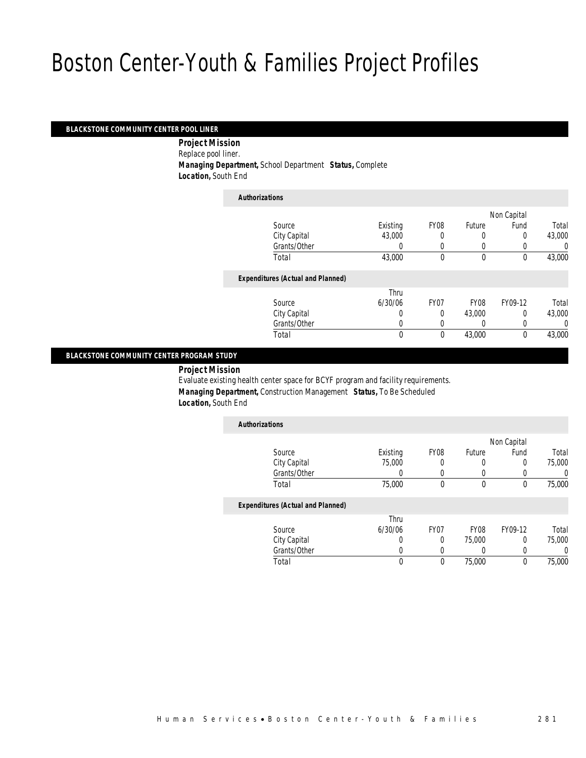# Boston Center-Youth & Families Project Profiles

### BLACKSTONE COMMUNITY CENTER POOL LINER

**Project Mission**
Replace pool liner.
**Managing Department,** School Department **Status,** Complete
**Location,** South End

*Authorizations*

| Source | Existing | FY08 | Future | Non Capital Fund | Total |
|---|---|---|---|---|---|
| City Capital | 43,000 | 0 | 0 | 0 | 43,000 |
| Grants/Other | 0 | 0 | 0 | 0 | 0 |
| Total | 43,000 | 0 | 0 | 0 | 43,000 |

*Expenditures (Actual and Planned)*

| Source | Thru 6/30/06 | FY07 | FY08 | FY09-12 | Total |
|---|---|---|---|---|---|
| City Capital | 0 | 0 | 43,000 | 0 | 43,000 |
| Grants/Other | 0 | 0 | 0 | 0 | 0 |
| Total | 0 | 0 | 43,000 | 0 | 43,000 |

### BLACKSTONE COMMUNITY CENTER PROGRAM STUDY

**Project Mission**
Evaluate existing health center space for BCYF program and facility requirements.
**Managing Department,** Construction Management **Status,** To Be Scheduled
**Location,** South End

*Authorizations*

| Source | Existing | FY08 | Future | Non Capital Fund | Total |
|---|---|---|---|---|---|
| City Capital | 75,000 | 0 | 0 | 0 | 75,000 |
| Grants/Other | 0 | 0 | 0 | 0 | 0 |
| Total | 75,000 | 0 | 0 | 0 | 75,000 |

*Expenditures (Actual and Planned)*

| Source | Thru 6/30/06 | FY07 | FY08 | FY09-12 | Total |
|---|---|---|---|---|---|
| City Capital | 0 | 0 | 75,000 | 0 | 75,000 |
| Grants/Other | 0 | 0 | 0 | 0 | 0 |
| Total | 0 | 0 | 75,000 | 0 | 75,000 |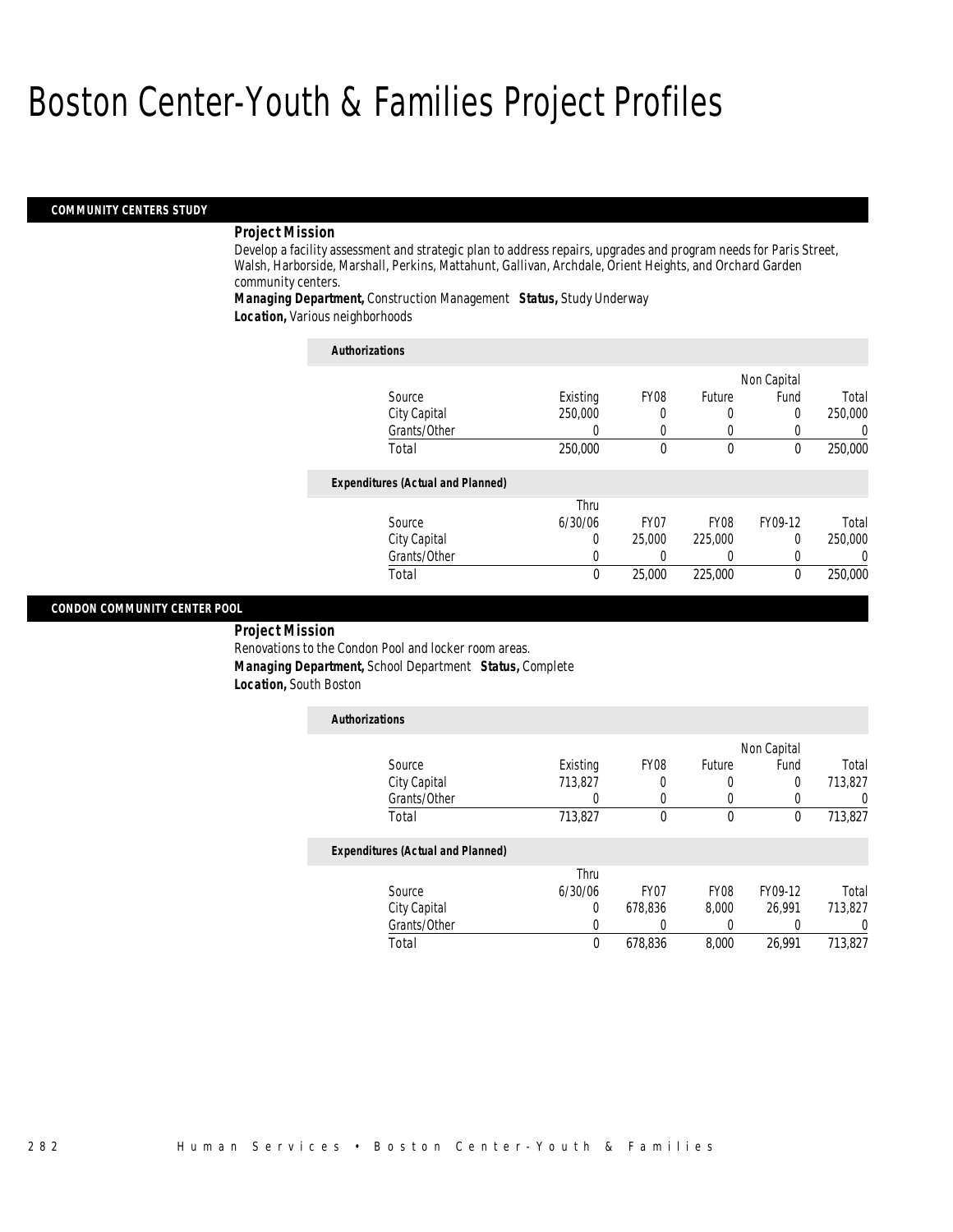# Boston Center-Youth & Families Project Profiles

## COMMUNITY CENTERS STUDY

**Project Mission**

Develop a facility assessment and strategic plan to address repairs, upgrades and program needs for Paris Street, Walsh, Harborside, Marshall, Perkins, Mattahunt, Gallivan, Archdale, Orient Heights, and Orchard Garden community centers.

***Managing Department,*** Construction Management ***Status,*** Study Underway

***Location,*** Various neighborhoods

**Authorizations**

| Source | Existing | FY08 | Future | Non Capital Fund | Total |
|---|---|---|---|---|---|
| City Capital | 250,000 | 0 | 0 | 0 | 250,000 |
| Grants/Other | 0 | 0 | 0 | 0 | 0 |
| Total | 250,000 | 0 | 0 | 0 | 250,000 |

**Expenditures (Actual and Planned)**

| Source | Thru 6/30/06 | FY07 | FY08 | FY09-12 | Total |
|---|---|---|---|---|---|
| City Capital | 0 | 25,000 | 225,000 | 0 | 250,000 |
| Grants/Other | 0 | 0 | 0 | 0 | 0 |
| Total | 0 | 25,000 | 225,000 | 0 | 250,000 |

## CONDON COMMUNITY CENTER POOL

**Project Mission**

Renovations to the Condon Pool and locker room areas.

***Managing Department,*** School Department ***Status,*** Complete

***Location,*** South Boston

**Authorizations**

| Source | Existing | FY08 | Future | Non Capital Fund | Total |
|---|---|---|---|---|---|
| City Capital | 713,827 | 0 | 0 | 0 | 713,827 |
| Grants/Other | 0 | 0 | 0 | 0 | 0 |
| Total | 713,827 | 0 | 0 | 0 | 713,827 |

**Expenditures (Actual and Planned)**

| Source | Thru 6/30/06 | FY07 | FY08 | FY09-12 | Total |
|---|---|---|---|---|---|
| City Capital | 0 | 678,836 | 8,000 | 26,991 | 713,827 |
| Grants/Other | 0 | 0 | 0 | 0 | 0 |
| Total | 0 | 678,836 | 8,000 | 26,991 | 713,827 |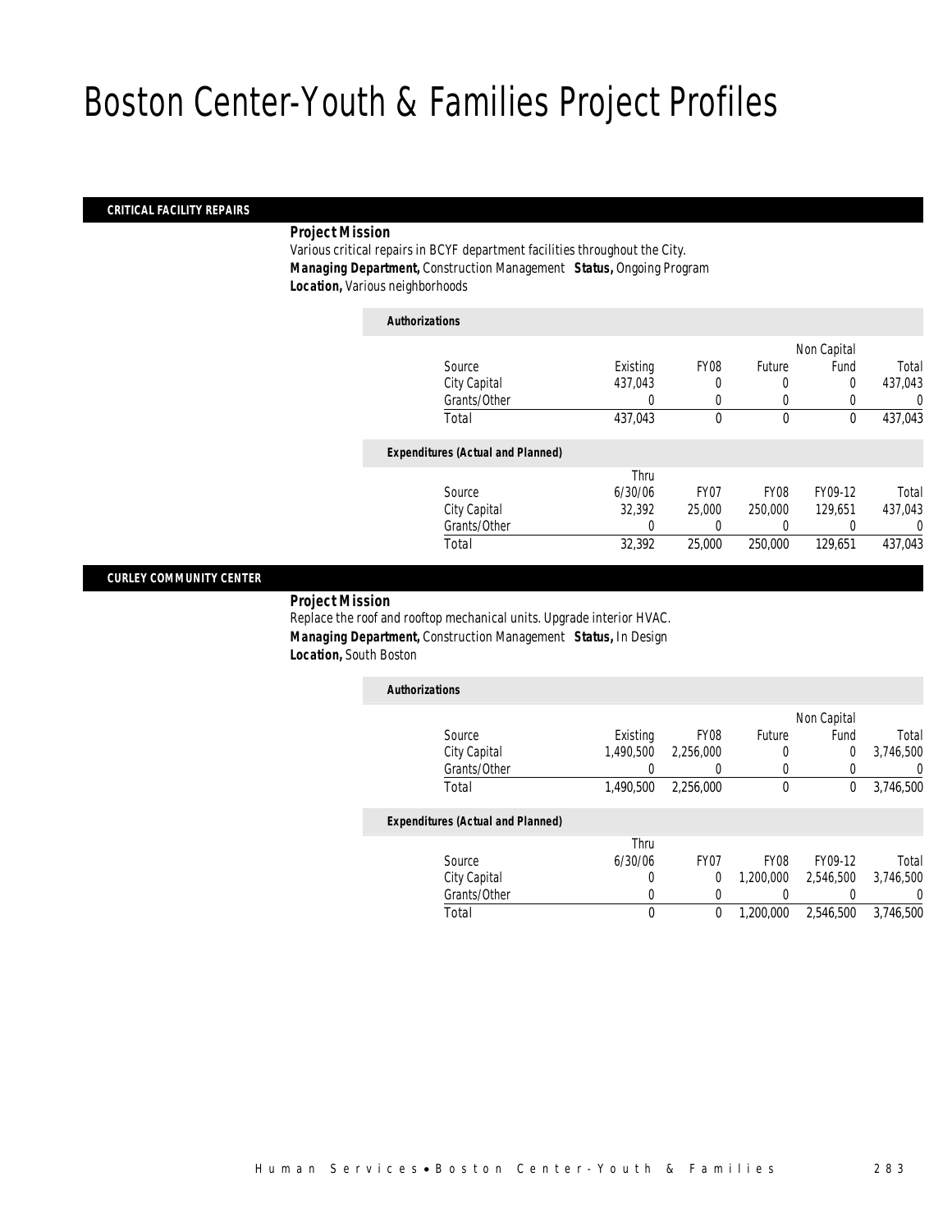# Boston Center-Youth & Families Project Profiles

## CRITICAL FACILITY REPAIRS

***Project Mission***

Various critical repairs in BCYF department facilities throughout the City.

***Managing Department,*** Construction Management ***Status,*** Ongoing Program

***Location,*** Various neighborhoods

***Authorizations***

| Source | Existing | FY08 | Future | Non Capital Fund | Total |
|---|---|---|---|---|---|
| City Capital | 437,043 | 0 | 0 | 0 | 437,043 |
| Grants/Other | 0 | 0 | 0 | 0 | 0 |
| Total | 437,043 | 0 | 0 | 0 | 437,043 |

***Expenditures (Actual and Planned)***

| Source | Thru 6/30/06 | FY07 | FY08 | FY09-12 | Total |
|---|---|---|---|---|---|
| City Capital | 32,392 | 25,000 | 250,000 | 129,651 | 437,043 |
| Grants/Other | 0 | 0 | 0 | 0 | 0 |
| Total | 32,392 | 25,000 | 250,000 | 129,651 | 437,043 |

## CURLEY COMMUNITY CENTER

***Project Mission***

Replace the roof and rooftop mechanical units. Upgrade interior HVAC.

***Managing Department,*** Construction Management ***Status,*** In Design

***Location,*** South Boston

***Authorizations***

| Source | Existing | FY08 | Future | Non Capital Fund | Total |
|---|---|---|---|---|---|
| City Capital | 1,490,500 | 2,256,000 | 0 | 0 | 3,746,500 |
| Grants/Other | 0 | 0 | 0 | 0 | 0 |
| Total | 1,490,500 | 2,256,000 | 0 | 0 | 3,746,500 |

***Expenditures (Actual and Planned)***

| Source | Thru 6/30/06 | FY07 | FY08 | FY09-12 | Total |
|---|---|---|---|---|---|
| City Capital | 0 | 0 | 1,200,000 | 2,546,500 | 3,746,500 |
| Grants/Other | 0 | 0 | 0 | 0 | 0 |
| Total | 0 | 0 | 1,200,000 | 2,546,500 | 3,746,500 |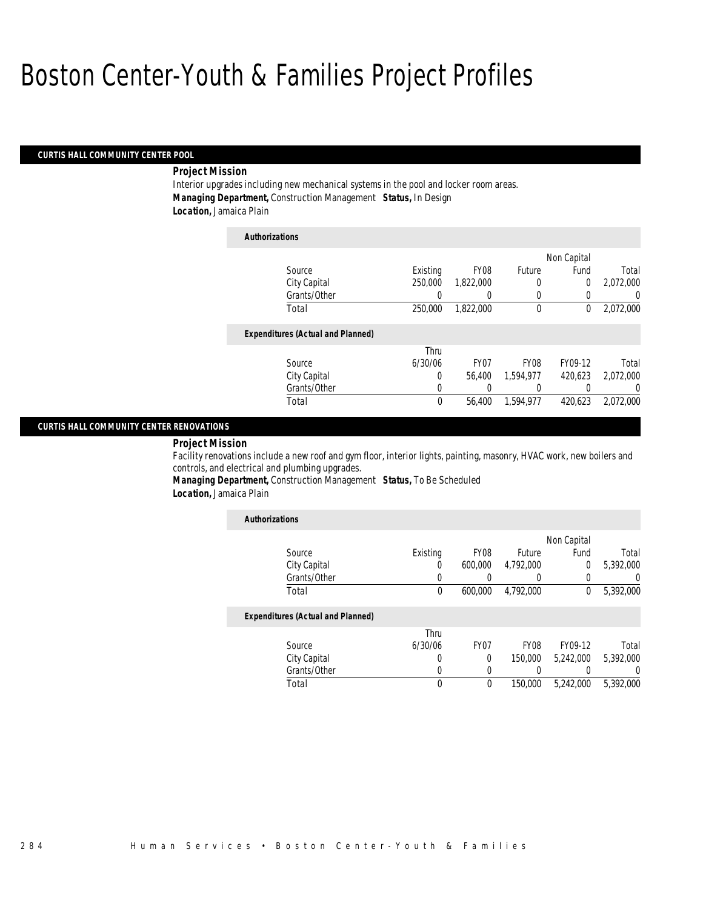# Boston Center-Youth & Families Project Profiles

## CURTIS HALL COMMUNITY CENTER POOL

**Project Mission**

Interior upgrades including new mechanical systems in the pool and locker room areas.

***Managing Department,*** Construction Management ***Status,*** In Design

***Location,*** Jamaica Plain

***Authorizations***

| Source | Existing | FY08 | Future | Non Capital Fund | Total |
|---|---|---|---|---|---|
| City Capital | 250,000 | 1,822,000 | 0 | 0 | 2,072,000 |
| Grants/Other | 0 | 0 | 0 | 0 | 0 |
| Total | 250,000 | 1,822,000 | 0 | 0 | 2,072,000 |

***Expenditures (Actual and Planned)***

| Source | Thru 6/30/06 | FY07 | FY08 | FY09-12 | Total |
|---|---|---|---|---|---|
| City Capital | 0 | 56,400 | 1,594,977 | 420,623 | 2,072,000 |
| Grants/Other | 0 | 0 | 0 | 0 | 0 |
| Total | 0 | 56,400 | 1,594,977 | 420,623 | 2,072,000 |

## CURTIS HALL COMMUNITY CENTER RENOVATIONS

**Project Mission**

Facility renovations include a new roof and gym floor, interior lights, painting, masonry, HVAC work, new boilers and controls, and electrical and plumbing upgrades.

***Managing Department,*** Construction Management ***Status,*** To Be Scheduled

***Location,*** Jamaica Plain

***Authorizations***

| Source | Existing | FY08 | Future | Non Capital Fund | Total |
|---|---|---|---|---|---|
| City Capital | 0 | 600,000 | 4,792,000 | 0 | 5,392,000 |
| Grants/Other | 0 | 0 | 0 | 0 | 0 |
| Total | 0 | 600,000 | 4,792,000 | 0 | 5,392,000 |

***Expenditures (Actual and Planned)***

| Source | Thru 6/30/06 | FY07 | FY08 | FY09-12 | Total |
|---|---|---|---|---|---|
| City Capital | 0 | 0 | 150,000 | 5,242,000 | 5,392,000 |
| Grants/Other | 0 | 0 | 0 | 0 | 0 |
| Total | 0 | 0 | 150,000 | 5,242,000 | 5,392,000 |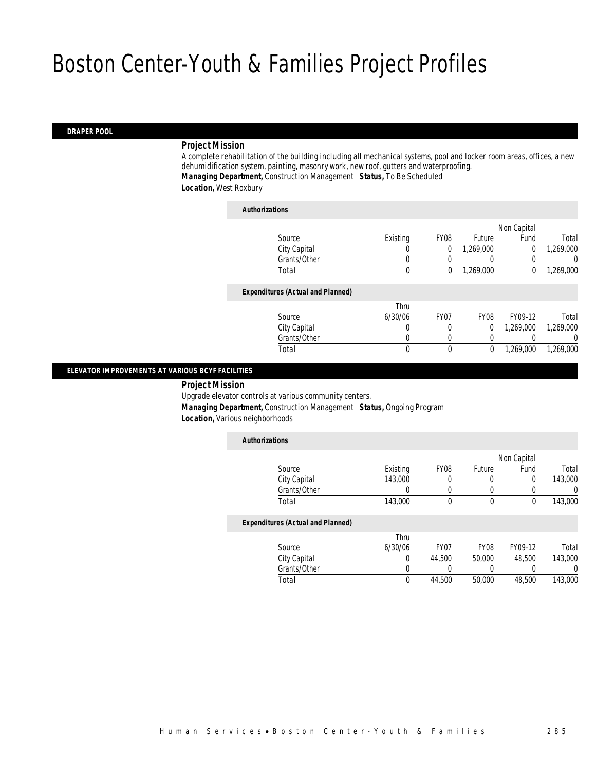# Boston Center-Youth & Families Project Profiles

## DRAPER POOL

***Project Mission***

A complete rehabilitation of the building including all mechanical systems, pool and locker room areas, offices, a new dehumidification system, painting, masonry work, new roof, gutters and waterproofing.

***Managing Department,*** Construction Management ***Status,*** To Be Scheduled

***Location,*** West Roxbury

***Authorizations***

| Source | Existing | FY08 | Future | Non Capital Fund | Total |
|---|---|---|---|---|---|
| City Capital | 0 | 0 | 1,269,000 | 0 | 1,269,000 |
| Grants/Other | 0 | 0 | 0 | 0 | 0 |
| Total | 0 | 0 | 1,269,000 | 0 | 1,269,000 |

***Expenditures (Actual and Planned)***

| Source | Thru 6/30/06 | FY07 | FY08 | FY09-12 | Total |
|---|---|---|---|---|---|
| City Capital | 0 | 0 | 0 | 1,269,000 | 1,269,000 |
| Grants/Other | 0 | 0 | 0 | 0 | 0 |
| Total | 0 | 0 | 0 | 1,269,000 | 1,269,000 |

## ELEVATOR IMPROVEMENTS AT VARIOUS BCYF FACILITIES

***Project Mission***

Upgrade elevator controls at various community centers.

***Managing Department,*** Construction Management ***Status,*** Ongoing Program

***Location,*** Various neighborhoods

***Authorizations***

| Source | Existing | FY08 | Future | Non Capital Fund | Total |
|---|---|---|---|---|---|
| City Capital | 143,000 | 0 | 0 | 0 | 143,000 |
| Grants/Other | 0 | 0 | 0 | 0 | 0 |
| Total | 143,000 | 0 | 0 | 0 | 143,000 |

***Expenditures (Actual and Planned)***

| Source | Thru 6/30/06 | FY07 | FY08 | FY09-12 | Total |
|---|---|---|---|---|---|
| City Capital | 0 | 44,500 | 50,000 | 48,500 | 143,000 |
| Grants/Other | 0 | 0 | 0 | 0 | 0 |
| Total | 0 | 44,500 | 50,000 | 48,500 | 143,000 |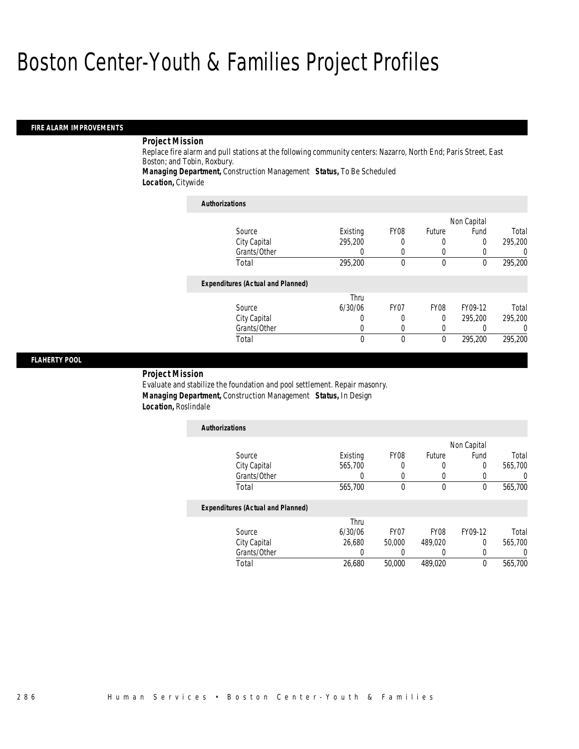# Boston Center-Youth & Families Project Profiles

## FIRE ALARM IMPROVEMENTS

**Project Mission**

Replace fire alarm and pull stations at the following community centers: Nazarro, North End; Paris Street, East Boston; and Tobin, Roxbury.

***Managing Department,*** Construction Management ***Status,*** To Be Scheduled

***Location,*** Citywide

**Authorizations**

| Source | Existing | FY08 | Future | Non Capital Fund | Total |
|---|---|---|---|---|---|
| City Capital | 295,200 | 0 | 0 | 0 | 295,200 |
| Grants/Other | 0 | 0 | 0 | 0 | 0 |
| Total | 295,200 | 0 | 0 | 0 | 295,200 |

**Expenditures (Actual and Planned)**

| Source | Thru 6/30/06 | FY07 | FY08 | FY09-12 | Total |
|---|---|---|---|---|---|
| City Capital | 0 | 0 | 0 | 295,200 | 295,200 |
| Grants/Other | 0 | 0 | 0 | 0 | 0 |
| Total | 0 | 0 | 0 | 295,200 | 295,200 |

## FLAHERTY POOL

**Project Mission**

Evaluate and stabilize the foundation and pool settlement. Repair masonry.

***Managing Department,*** Construction Management ***Status,*** In Design

***Location,*** Roslindale

**Authorizations**

| Source | Existing | FY08 | Future | Non Capital Fund | Total |
|---|---|---|---|---|---|
| City Capital | 565,700 | 0 | 0 | 0 | 565,700 |
| Grants/Other | 0 | 0 | 0 | 0 | 0 |
| Total | 565,700 | 0 | 0 | 0 | 565,700 |

**Expenditures (Actual and Planned)**

| Source | Thru 6/30/06 | FY07 | FY08 | FY09-12 | Total |
|---|---|---|---|---|---|
| City Capital | 26,680 | 50,000 | 489,020 | 0 | 565,700 |
| Grants/Other | 0 | 0 | 0 | 0 | 0 |
| Total | 26,680 | 50,000 | 489,020 | 0 | 565,700 |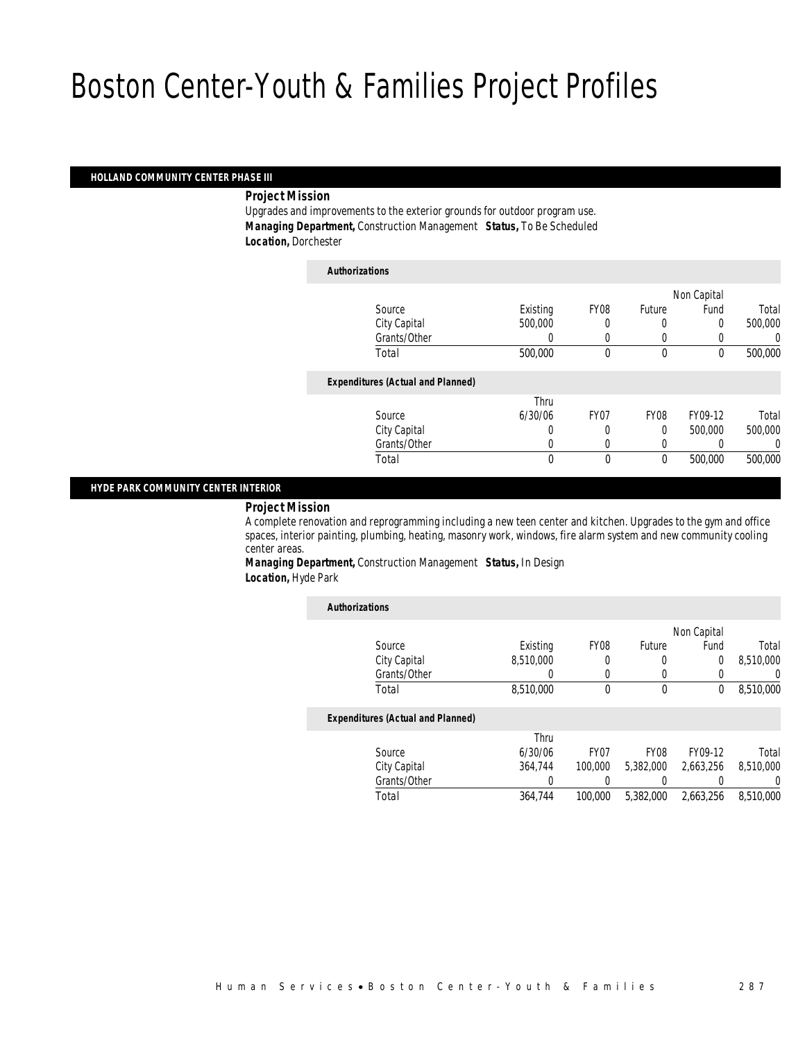# Boston Center-Youth & Families Project Profiles

## HOLLAND COMMUNITY CENTER PHASE III

***Project Mission***

Upgrades and improvements to the exterior grounds for outdoor program use.

***Managing Department,*** Construction Management ***Status,*** To Be Scheduled

***Location,*** Dorchester

***Authorizations***

| Source | Existing | FY08 | Future | Non Capital Fund | Total |
|---|---|---|---|---|---|
| City Capital | 500,000 | 0 | 0 | 0 | 500,000 |
| Grants/Other | 0 | 0 | 0 | 0 | 0 |
| Total | 500,000 | 0 | 0 | 0 | 500,000 |

***Expenditures (Actual and Planned)***

| Source | Thru 6/30/06 | FY07 | FY08 | FY09-12 | Total |
|---|---|---|---|---|---|
| City Capital | 0 | 0 | 0 | 500,000 | 500,000 |
| Grants/Other | 0 | 0 | 0 | 0 | 0 |
| Total | 0 | 0 | 0 | 500,000 | 500,000 |

## HYDE PARK COMMUNITY CENTER INTERIOR

***Project Mission***

A complete renovation and reprogramming including a new teen center and kitchen. Upgrades to the gym and office spaces, interior painting, plumbing, heating, masonry work, windows, fire alarm system and new community cooling center areas.

***Managing Department,*** Construction Management ***Status,*** In Design

***Location,*** Hyde Park

***Authorizations***

| Source | Existing | FY08 | Future | Non Capital Fund | Total |
|---|---|---|---|---|---|
| City Capital | 8,510,000 | 0 | 0 | 0 | 8,510,000 |
| Grants/Other | 0 | 0 | 0 | 0 | 0 |
| Total | 8,510,000 | 0 | 0 | 0 | 8,510,000 |

***Expenditures (Actual and Planned)***

| Source | Thru 6/30/06 | FY07 | FY08 | FY09-12 | Total |
|---|---|---|---|---|---|
| City Capital | 364,744 | 100,000 | 5,382,000 | 2,663,256 | 8,510,000 |
| Grants/Other | 0 | 0 | 0 | 0 | 0 |
| Total | 364,744 | 100,000 | 5,382,000 | 2,663,256 | 8,510,000 |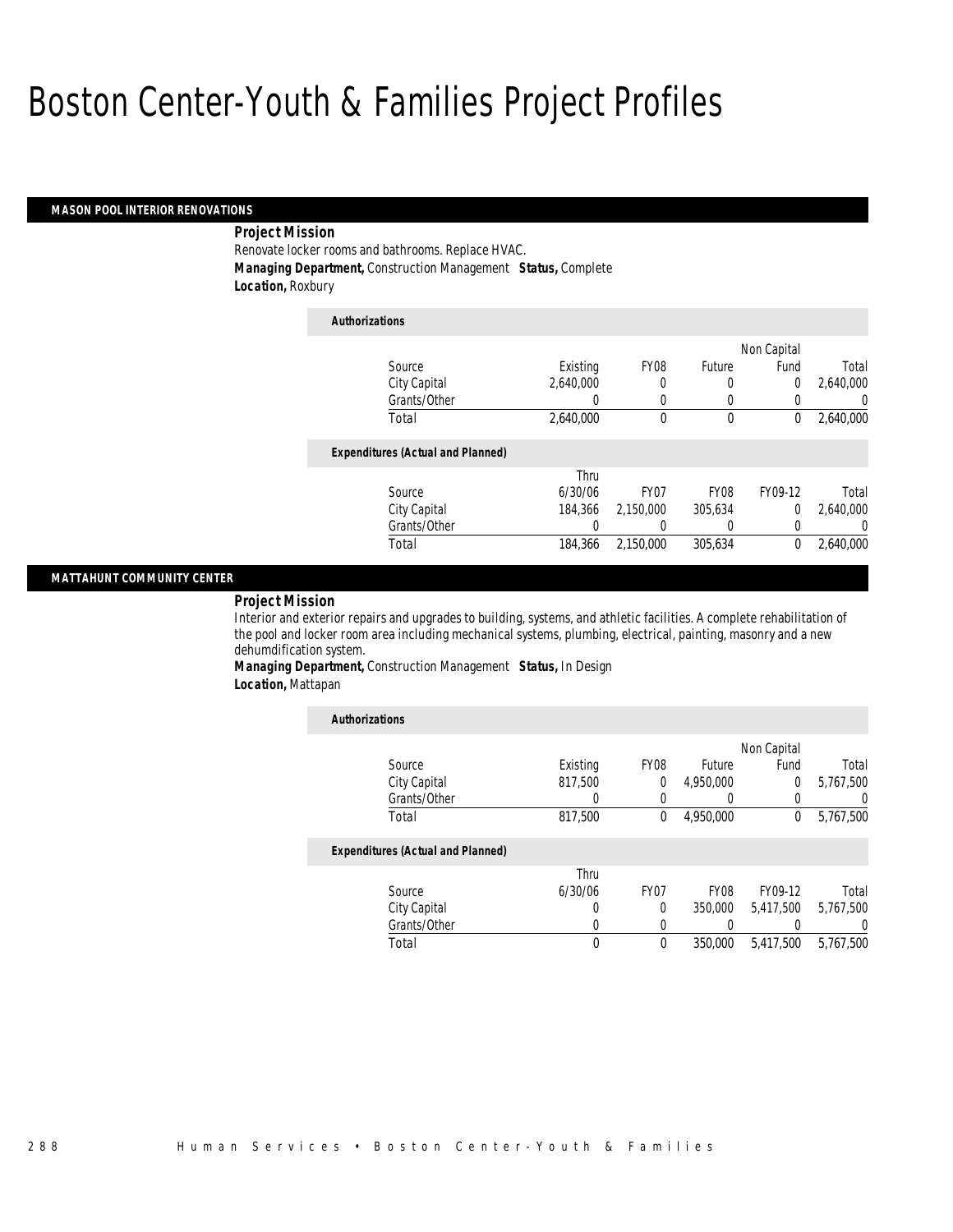# Boston Center-Youth & Families Project Profiles

## MASON POOL INTERIOR RENOVATIONS

***Project Mission***

Renovate locker rooms and bathrooms. Replace HVAC.

***Managing Department,*** Construction Management ***Status,*** Complete

***Location,*** Roxbury

***Authorizations***

| Source | Existing | FY08 | Future | Non Capital Fund | Total |
|---|---|---|---|---|---|
| City Capital | 2,640,000 | 0 | 0 | 0 | 2,640,000 |
| Grants/Other | 0 | 0 | 0 | 0 | 0 |
| Total | 2,640,000 | 0 | 0 | 0 | 2,640,000 |

***Expenditures (Actual and Planned)***

| Source | Thru 6/30/06 | FY07 | FY08 | FY09-12 | Total |
|---|---|---|---|---|---|
| City Capital | 184,366 | 2,150,000 | 305,634 | 0 | 2,640,000 |
| Grants/Other | 0 | 0 | 0 | 0 | 0 |
| Total | 184,366 | 2,150,000 | 305,634 | 0 | 2,640,000 |

## MATTAHUNT COMMUNITY CENTER

***Project Mission***

Interior and exterior repairs and upgrades to building, systems, and athletic facilities. A complete rehabilitation of the pool and locker room area including mechanical systems, plumbing, electrical, painting, masonry and a new dehumdification system.

***Managing Department,*** Construction Management ***Status,*** In Design

***Location,*** Mattapan

***Authorizations***

| Source | Existing | FY08 | Future | Non Capital Fund | Total |
|---|---|---|---|---|---|
| City Capital | 817,500 | 0 | 4,950,000 | 0 | 5,767,500 |
| Grants/Other | 0 | 0 | 0 | 0 | 0 |
| Total | 817,500 | 0 | 4,950,000 | 0 | 5,767,500 |

***Expenditures (Actual and Planned)***

| Source | Thru 6/30/06 | FY07 | FY08 | FY09-12 | Total |
|---|---|---|---|---|---|
| City Capital | 0 | 0 | 350,000 | 5,417,500 | 5,767,500 |
| Grants/Other | 0 | 0 | 0 | 0 | 0 |
| Total | 0 | 0 | 350,000 | 5,417,500 | 5,767,500 |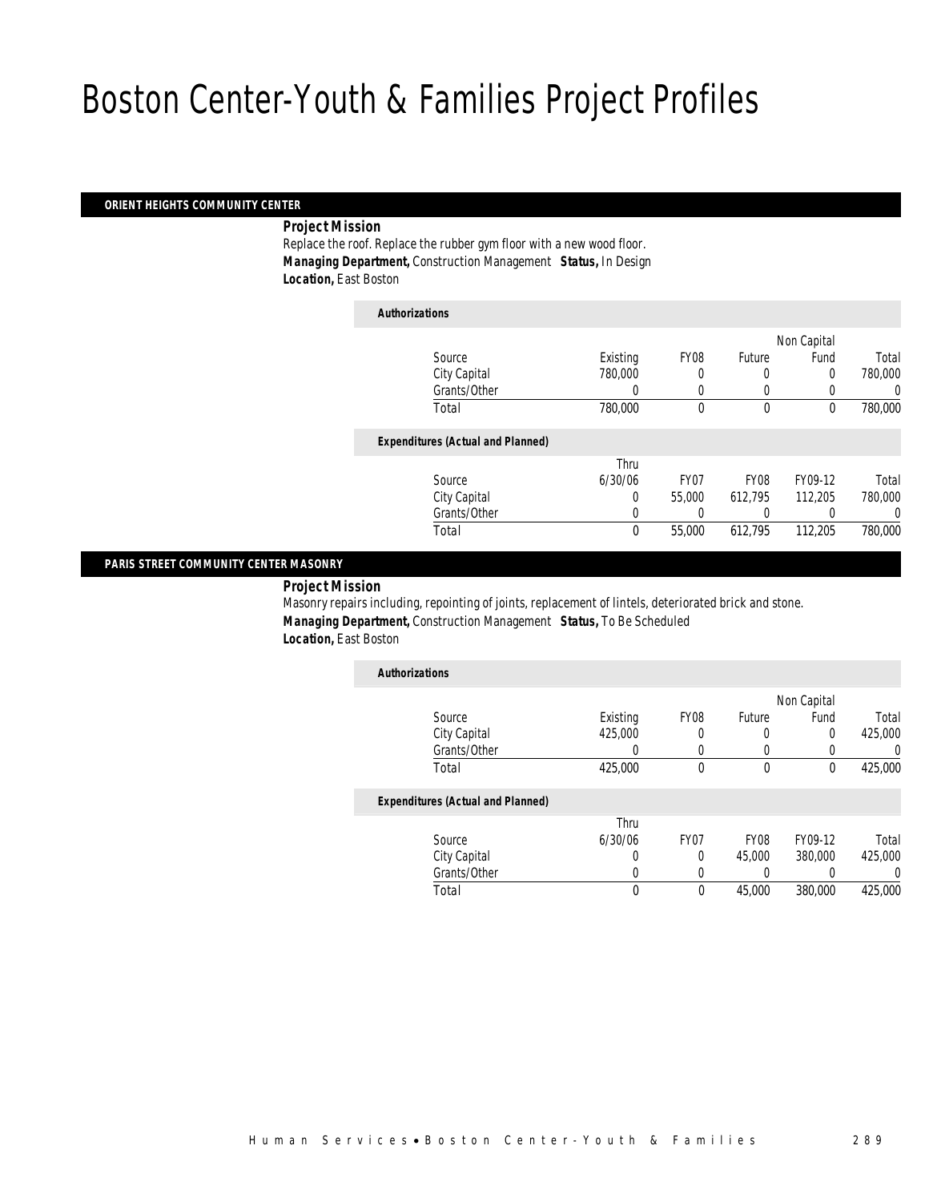# Boston Center-Youth & Families Project Profiles

## ORIENT HEIGHTS COMMUNITY CENTER

**Project Mission**

Replace the roof. Replace the rubber gym floor with a new wood floor.

***Managing Department,*** Construction Management ***Status,*** In Design

***Location,*** East Boston

***Authorizations***

| Source | Existing | FY08 | Future | Non Capital Fund | Total |
|---|---|---|---|---|---|
| City Capital | 780,000 | 0 | 0 | 0 | 780,000 |
| Grants/Other | 0 | 0 | 0 | 0 | 0 |
| Total | 780,000 | 0 | 0 | 0 | 780,000 |

***Expenditures (Actual and Planned)***

| Source | Thru 6/30/06 | FY07 | FY08 | FY09-12 | Total |
|---|---|---|---|---|---|
| City Capital | 0 | 55,000 | 612,795 | 112,205 | 780,000 |
| Grants/Other | 0 | 0 | 0 | 0 | 0 |
| Total | 0 | 55,000 | 612,795 | 112,205 | 780,000 |

## PARIS STREET COMMUNITY CENTER MASONRY

**Project Mission**

Masonry repairs including, repointing of joints, replacement of lintels, deteriorated brick and stone.

***Managing Department,*** Construction Management ***Status,*** To Be Scheduled

***Location,*** East Boston

***Authorizations***

| Source | Existing | FY08 | Future | Non Capital Fund | Total |
|---|---|---|---|---|---|
| City Capital | 425,000 | 0 | 0 | 0 | 425,000 |
| Grants/Other | 0 | 0 | 0 | 0 | 0 |
| Total | 425,000 | 0 | 0 | 0 | 425,000 |

***Expenditures (Actual and Planned)***

| Source | Thru 6/30/06 | FY07 | FY08 | FY09-12 | Total |
|---|---|---|---|---|---|
| City Capital | 0 | 0 | 45,000 | 380,000 | 425,000 |
| Grants/Other | 0 | 0 | 0 | 0 | 0 |
| Total | 0 | 0 | 45,000 | 380,000 | 425,000 |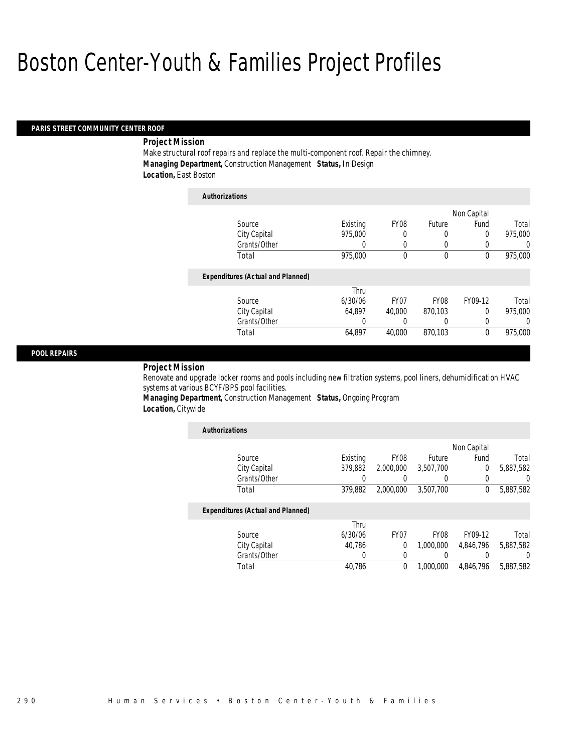# Boston Center-Youth & Families Project Profiles

## PARIS STREET COMMUNITY CENTER ROOF

***Project Mission***

Make structural roof repairs and replace the multi-component roof. Repair the chimney.

***Managing Department,*** Construction Management ***Status,*** In Design

***Location,*** East Boston

***Authorizations***

| Source | Existing | FY08 | Future | Non Capital Fund | Total |
|---|---|---|---|---|---|
| City Capital | 975,000 | 0 | 0 | 0 | 975,000 |
| Grants/Other | 0 | 0 | 0 | 0 | 0 |
| Total | 975,000 | 0 | 0 | 0 | 975,000 |

***Expenditures (Actual and Planned)***

| Source | Thru 6/30/06 | FY07 | FY08 | FY09-12 | Total |
|---|---|---|---|---|---|
| City Capital | 64,897 | 40,000 | 870,103 | 0 | 975,000 |
| Grants/Other | 0 | 0 | 0 | 0 | 0 |
| Total | 64,897 | 40,000 | 870,103 | 0 | 975,000 |

## POOL REPAIRS

***Project Mission***

Renovate and upgrade locker rooms and pools including new filtration systems, pool liners, dehumidification HVAC systems at various BCYF/BPS pool facilities.

***Managing Department,*** Construction Management ***Status,*** Ongoing Program

***Location,*** Citywide

***Authorizations***

| Source | Existing | FY08 | Future | Non Capital Fund | Total |
|---|---|---|---|---|---|
| City Capital | 379,882 | 2,000,000 | 3,507,700 | 0 | 5,887,582 |
| Grants/Other | 0 | 0 | 0 | 0 | 0 |
| Total | 379,882 | 2,000,000 | 3,507,700 | 0 | 5,887,582 |

***Expenditures (Actual and Planned)***

| Source | Thru 6/30/06 | FY07 | FY08 | FY09-12 | Total |
|---|---|---|---|---|---|
| City Capital | 40,786 | 0 | 1,000,000 | 4,846,796 | 5,887,582 |
| Grants/Other | 0 | 0 | 0 | 0 | 0 |
| Total | 40,786 | 0 | 1,000,000 | 4,846,796 | 5,887,582 |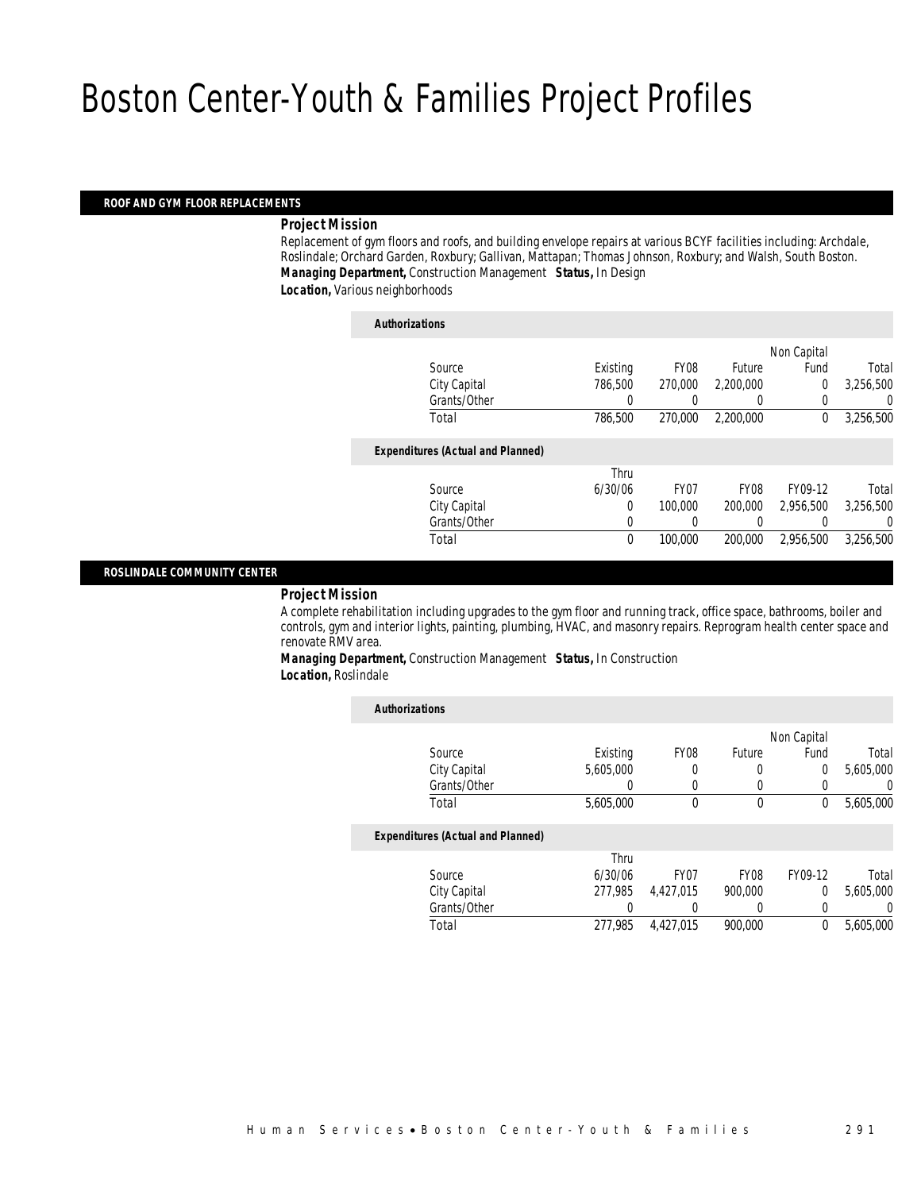# Boston Center-Youth & Families Project Profiles

## ROOF AND GYM FLOOR REPLACEMENTS

***Project Mission***

Replacement of gym floors and roofs, and building envelope repairs at various BCYF facilities including: Archdale, Roslindale; Orchard Garden, Roxbury; Gallivan, Mattapan; Thomas Johnson, Roxbury; and Walsh, South Boston.

***Managing Department,*** Construction Management ***Status,*** In Design

***Location,*** Various neighborhoods

***Authorizations***

| Source | Existing | FY08 | Future | Non Capital Fund | Total |
|---|---|---|---|---|---|
| City Capital | 786,500 | 270,000 | 2,200,000 | 0 | 3,256,500 |
| Grants/Other | 0 | 0 | 0 | 0 | 0 |
| Total | 786,500 | 270,000 | 2,200,000 | 0 | 3,256,500 |

***Expenditures (Actual and Planned)***

| Source | Thru 6/30/06 | FY07 | FY08 | FY09-12 | Total |
|---|---|---|---|---|---|
| City Capital | 0 | 100,000 | 200,000 | 2,956,500 | 3,256,500 |
| Grants/Other | 0 | 0 | 0 | 0 | 0 |
| Total | 0 | 100,000 | 200,000 | 2,956,500 | 3,256,500 |

## ROSLINDALE COMMUNITY CENTER

***Project Mission***

A complete rehabilitation including upgrades to the gym floor and running track, office space, bathrooms, boiler and controls, gym and interior lights, painting, plumbing, HVAC, and masonry repairs. Reprogram health center space and renovate RMV area.

***Managing Department,*** Construction Management ***Status,*** In Construction

***Location,*** Roslindale

***Authorizations***

| Source | Existing | FY08 | Future | Non Capital Fund | Total |
|---|---|---|---|---|---|
| City Capital | 5,605,000 | 0 | 0 | 0 | 5,605,000 |
| Grants/Other | 0 | 0 | 0 | 0 | 0 |
| Total | 5,605,000 | 0 | 0 | 0 | 5,605,000 |

***Expenditures (Actual and Planned)***

| Source | Thru 6/30/06 | FY07 | FY08 | FY09-12 | Total |
|---|---|---|---|---|---|
| City Capital | 277,985 | 4,427,015 | 900,000 | 0 | 5,605,000 |
| Grants/Other | 0 | 0 | 0 | 0 | 0 |
| Total | 277,985 | 4,427,015 | 900,000 | 0 | 5,605,000 |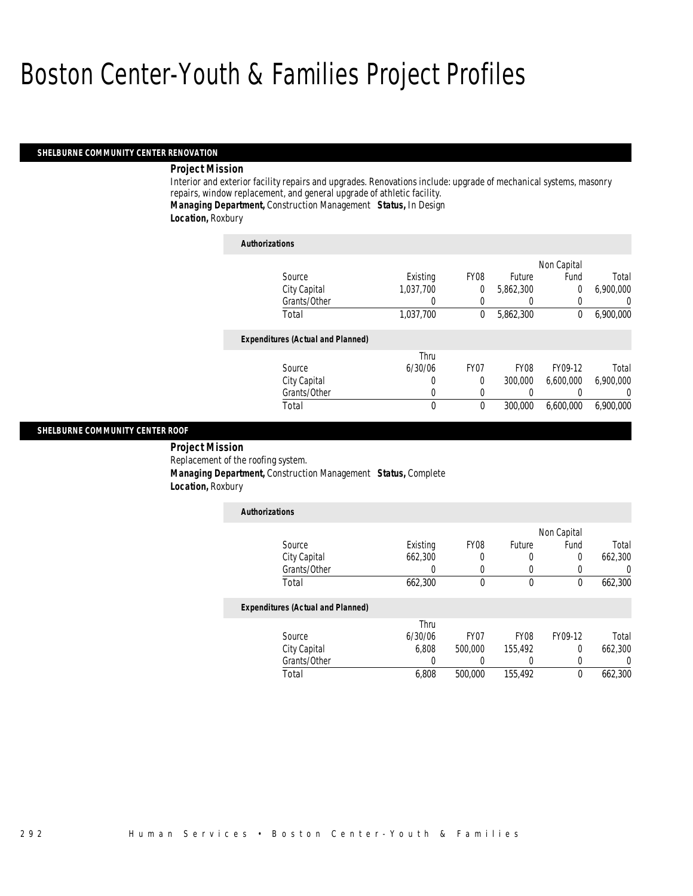# Boston Center-Youth & Families Project Profiles

## SHELBURNE COMMUNITY CENTER RENOVATION

**Project Mission**

Interior and exterior facility repairs and upgrades. Renovations include: upgrade of mechanical systems, masonry repairs, window replacement, and general upgrade of athletic facility.

**Managing Department,** Construction Management **Status,** In Design

**Location,** Roxbury

**Authorizations**

| Source | Existing | FY08 | Future | Non Capital Fund | Total |
|---|---|---|---|---|---|
| City Capital | 1,037,700 | 0 | 5,862,300 | 0 | 6,900,000 |
| Grants/Other | 0 | 0 | 0 | 0 | 0 |
| Total | 1,037,700 | 0 | 5,862,300 | 0 | 6,900,000 |

**Expenditures (Actual and Planned)**

| Source | Thru 6/30/06 | FY07 | FY08 | FY09-12 | Total |
|---|---|---|---|---|---|
| City Capital | 0 | 0 | 300,000 | 6,600,000 | 6,900,000 |
| Grants/Other | 0 | 0 | 0 | 0 | 0 |
| Total | 0 | 0 | 300,000 | 6,600,000 | 6,900,000 |

## SHELBURNE COMMUNITY CENTER ROOF

**Project Mission**

Replacement of the roofing system.

**Managing Department,** Construction Management **Status,** Complete

**Location,** Roxbury

**Authorizations**

| Source | Existing | FY08 | Future | Non Capital Fund | Total |
|---|---|---|---|---|---|
| City Capital | 662,300 | 0 | 0 | 0 | 662,300 |
| Grants/Other | 0 | 0 | 0 | 0 | 0 |
| Total | 662,300 | 0 | 0 | 0 | 662,300 |

**Expenditures (Actual and Planned)**

| Source | Thru 6/30/06 | FY07 | FY08 | FY09-12 | Total |
|---|---|---|---|---|---|
| City Capital | 6,808 | 500,000 | 155,492 | 0 | 662,300 |
| Grants/Other | 0 | 0 | 0 | 0 | 0 |
| Total | 6,808 | 500,000 | 155,492 | 0 | 662,300 |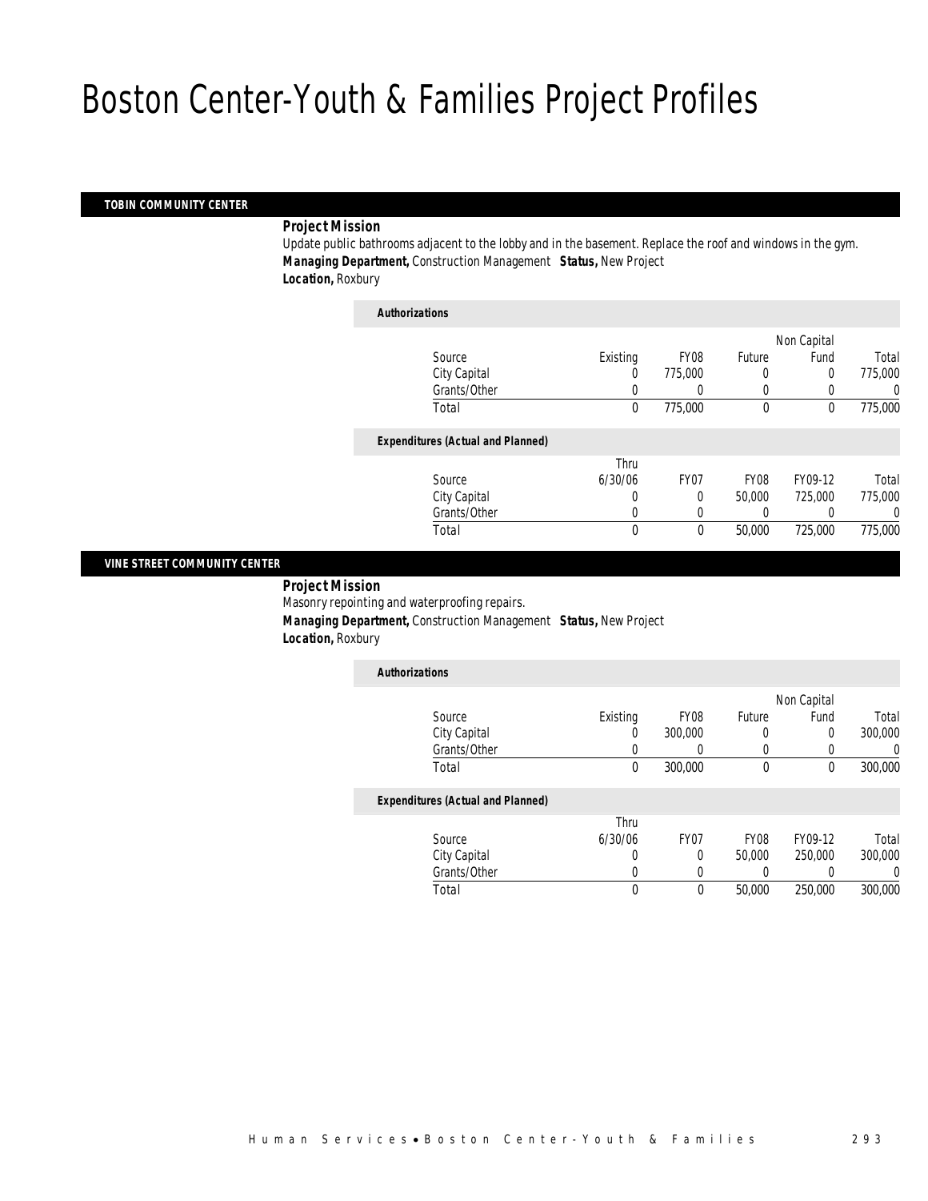# Boston Center-Youth & Families Project Profiles

## TOBIN COMMUNITY CENTER

**Project Mission**

Update public bathrooms adjacent to the lobby and in the basement. Replace the roof and windows in the gym.

**Managing Department,** Construction Management **Status,** New Project

**Location,** Roxbury

*Authorizations*

| Source | Existing | FY08 | Future | Non Capital Fund | Total |
|---|---|---|---|---|---|
| City Capital | 0 | 775,000 | 0 | 0 | 775,000 |
| Grants/Other | 0 | 0 | 0 | 0 | 0 |
| Total | 0 | 775,000 | 0 | 0 | 775,000 |

*Expenditures (Actual and Planned)*

| Source | Thru 6/30/06 | FY07 | FY08 | FY09-12 | Total |
|---|---|---|---|---|---|
| City Capital | 0 | 0 | 50,000 | 725,000 | 775,000 |
| Grants/Other | 0 | 0 | 0 | 0 | 0 |
| Total | 0 | 0 | 50,000 | 725,000 | 775,000 |

## VINE STREET COMMUNITY CENTER

**Project Mission**

Masonry repointing and waterproofing repairs.

**Managing Department,** Construction Management **Status,** New Project

**Location,** Roxbury

*Authorizations*

| Source | Existing | FY08 | Future | Non Capital Fund | Total |
|---|---|---|---|---|---|
| City Capital | 0 | 300,000 | 0 | 0 | 300,000 |
| Grants/Other | 0 | 0 | 0 | 0 | 0 |
| Total | 0 | 300,000 | 0 | 0 | 300,000 |

*Expenditures (Actual and Planned)*

| Source | Thru 6/30/06 | FY07 | FY08 | FY09-12 | Total |
|---|---|---|---|---|---|
| City Capital | 0 | 0 | 50,000 | 250,000 | 300,000 |
| Grants/Other | 0 | 0 | 0 | 0 | 0 |
| Total | 0 | 0 | 50,000 | 250,000 | 300,000 |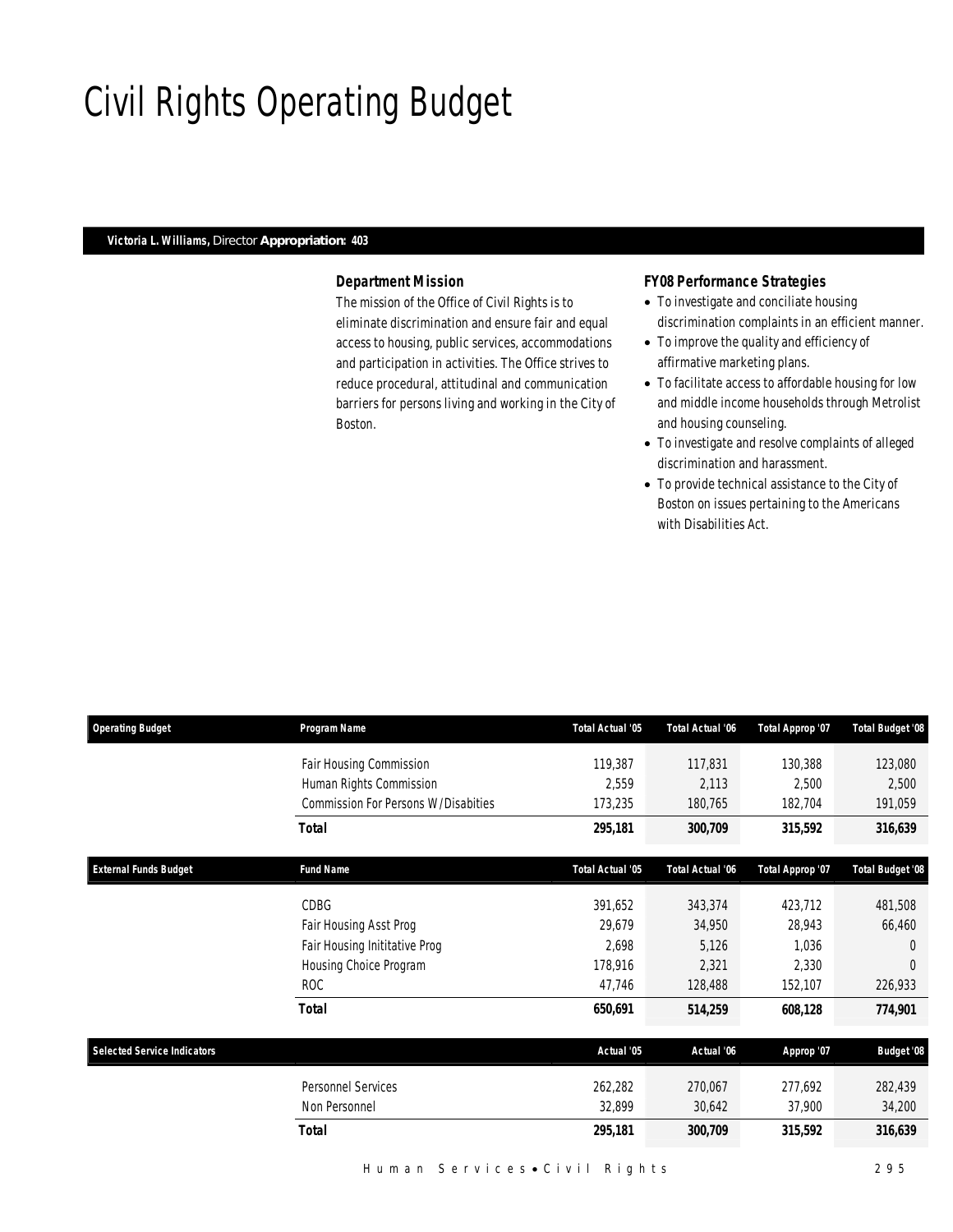# Civil Rights Operating Budget

**Victoria L. Williams,** Director **Appropriation: 403**

### Department Mission

The mission of the Office of Civil Rights is to eliminate discrimination and ensure fair and equal access to housing, public services, accommodations and participation in activities. The Office strives to reduce procedural, attitudinal and communication barriers for persons living and working in the City of Boston.

### FY08 Performance Strategies

- To investigate and conciliate housing discrimination complaints in an efficient manner.
- To improve the quality and efficiency of affirmative marketing plans.
- To facilitate access to affordable housing for low and middle income households through Metrolist and housing counseling.
- To investigate and resolve complaints of alleged discrimination and harassment.
- To provide technical assistance to the City of Boston on issues pertaining to the Americans with Disabilities Act.

| Operating Budget | Program Name | Total Actual '05 | Total Actual '06 | Total Approp '07 | Total Budget '08 |
|---|---|---|---|---|---|
| | Fair Housing Commission | 119,387 | 117,831 | 130,388 | 123,080 |
| | Human Rights Commission | 2,559 | 2,113 | 2,500 | 2,500 |
| | Commission For Persons W/Disabities | 173,235 | 180,765 | 182,704 | 191,059 |
| | **Total** | **295,181** | **300,709** | **315,592** | **316,639** |

| External Funds Budget | Fund Name | Total Actual '05 | Total Actual '06 | Total Approp '07 | Total Budget '08 |
|---|---|---|---|---|---|
| | CDBG | 391,652 | 343,374 | 423,712 | 481,508 |
| | Fair Housing Asst Prog | 29,679 | 34,950 | 28,943 | 66,460 |
| | Fair Housing Inititative Prog | 2,698 | 5,126 | 1,036 | 0 |
| | Housing Choice Program | 178,916 | 2,321 | 2,330 | 0 |
| | ROC | 47,746 | 128,488 | 152,107 | 226,933 |
| | **Total** | **650,691** | **514,259** | **608,128** | **774,901** |

| Selected Service Indicators | | Actual '05 | Actual '06 | Approp '07 | Budget '08 |
|---|---|---|---|---|---|
| | Personnel Services | 262,282 | 270,067 | 277,692 | 282,439 |
| | Non Personnel | 32,899 | 30,642 | 37,900 | 34,200 |
| | **Total** | **295,181** | **300,709** | **315,592** | **316,639** |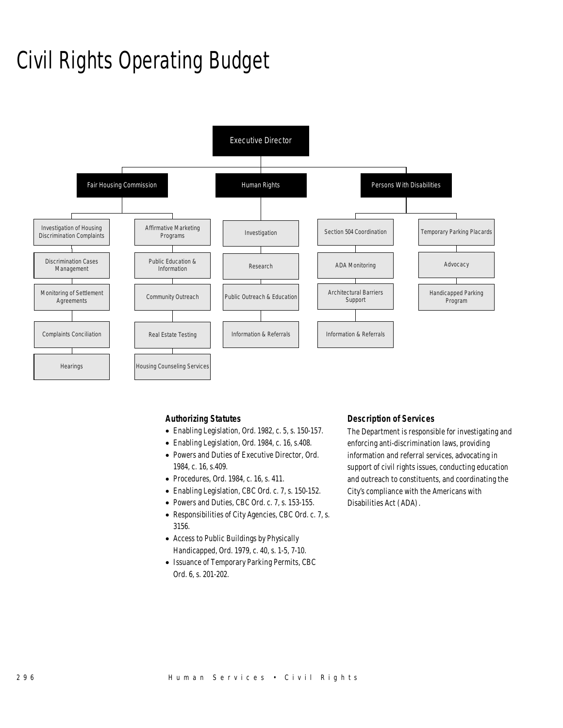# Civil Rights Operating Budget

Executive Director

- Fair Housing Commission
  - Investigation of Housing Discrimination Complaints
  - Discrimination Cases Management
  - Monitoring of Settlement Agreements
  - Complaints Conciliation
  - Hearings
  - Affirmative Marketing Programs
  - Public Education & Information
  - Community Outreach
  - Real Estate Testing
  - Housing Counseling Services
- Human Rights
  - Investigation
  - Research
  - Public Outreach & Education
  - Information & Referrals
- Persons With Disabilities
  - Section 504 Coordination
  - ADA Monitoring
  - Architectural Barriers Support
  - Information & Referrals
  - Temporary Parking Placards
  - Advocacy
  - Handicapped Parking Program

### Authorizing Statutes

- Enabling Legislation, Ord. 1982, c. 5, s. 150-157.
- Enabling Legislation, Ord. 1984, c. 16, s.408.
- Powers and Duties of Executive Director, Ord. 1984, c. 16, s.409.
- Procedures, Ord. 1984, c. 16, s. 411.
- Enabling Legislation, CBC Ord. c. 7, s. 150-152.
- Powers and Duties, CBC Ord. c. 7, s. 153-155.
- Responsibilities of City Agencies, CBC Ord. c. 7, s. 3156.
- Access to Public Buildings by Physically Handicapped, Ord. 1979, c. 40, s. 1-5, 7-10.
- Issuance of Temporary Parking Permits, CBC Ord. 6, s. 201-202.

### Description of Services

The Department is responsible for investigating and enforcing anti-discrimination laws, providing information and referral services, advocating in support of civil rights issues, conducting education and outreach to constituents, and coordinating the City's compliance with the Americans with Disabilities Act (ADA).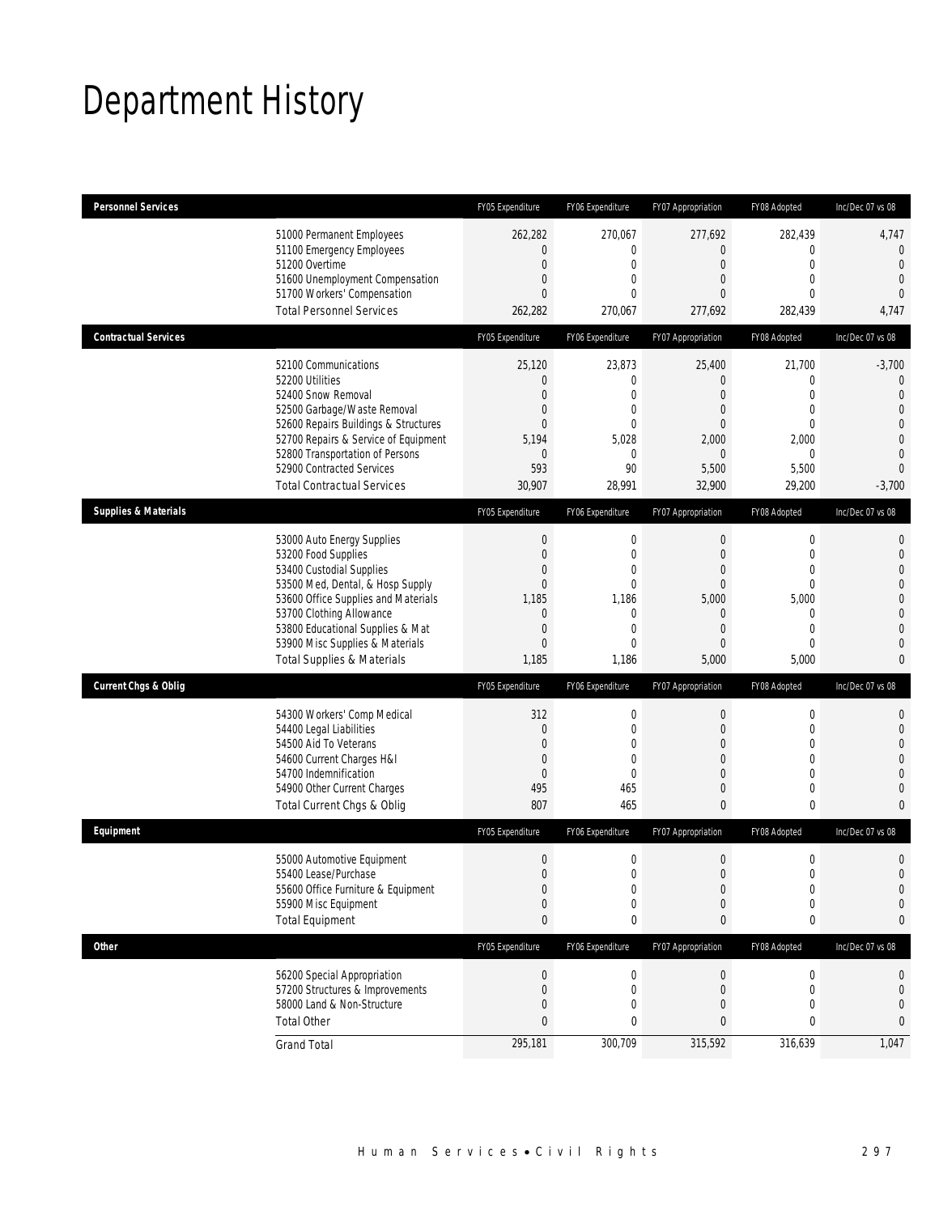# Department History

| Personnel Services | | FY05 Expenditure | FY06 Expenditure | FY07 Appropriation | FY08 Adopted | Inc/Dec 07 vs 08 |
|---|---|---|---|---|---|---|
| | 51000 Permanent Employees | 262,282 | 270,067 | 277,692 | 282,439 | 4,747 |
| | 51100 Emergency Employees | 0 | 0 | 0 | 0 | 0 |
| | 51200 Overtime | 0 | 0 | 0 | 0 | 0 |
| | 51600 Unemployment Compensation | 0 | 0 | 0 | 0 | 0 |
| | 51700 Workers' Compensation | 0 | 0 | 0 | 0 | 0 |
| | Total Personnel Services | 262,282 | 270,067 | 277,692 | 282,439 | 4,747 |
| **Contractual Services** | | FY05 Expenditure | FY06 Expenditure | FY07 Appropriation | FY08 Adopted | Inc/Dec 07 vs 08 |
| | 52100 Communications | 25,120 | 23,873 | 25,400 | 21,700 | -3,700 |
| | 52200 Utilities | 0 | 0 | 0 | 0 | 0 |
| | 52400 Snow Removal | 0 | 0 | 0 | 0 | 0 |
| | 52500 Garbage/Waste Removal | 0 | 0 | 0 | 0 | 0 |
| | 52600 Repairs Buildings & Structures | 0 | 0 | 0 | 0 | 0 |
| | 52700 Repairs & Service of Equipment | 5,194 | 5,028 | 2,000 | 2,000 | 0 |
| | 52800 Transportation of Persons | 0 | 0 | 0 | 0 | 0 |
| | 52900 Contracted Services | 593 | 90 | 5,500 | 5,500 | 0 |
| | Total Contractual Services | 30,907 | 28,991 | 32,900 | 29,200 | -3,700 |
| **Supplies & Materials** | | FY05 Expenditure | FY06 Expenditure | FY07 Appropriation | FY08 Adopted | Inc/Dec 07 vs 08 |
| | 53000 Auto Energy Supplies | 0 | 0 | 0 | 0 | 0 |
| | 53200 Food Supplies | 0 | 0 | 0 | 0 | 0 |
| | 53400 Custodial Supplies | 0 | 0 | 0 | 0 | 0 |
| | 53500 Med, Dental, & Hosp Supply | 0 | 0 | 0 | 0 | 0 |
| | 53600 Office Supplies and Materials | 1,185 | 1,186 | 5,000 | 5,000 | 0 |
| | 53700 Clothing Allowance | 0 | 0 | 0 | 0 | 0 |
| | 53800 Educational Supplies & Mat | 0 | 0 | 0 | 0 | 0 |
| | 53900 Misc Supplies & Materials | 0 | 0 | 0 | 0 | 0 |
| | Total Supplies & Materials | 1,185 | 1,186 | 5,000 | 5,000 | 0 |
| **Current Chgs & Oblig** | | FY05 Expenditure | FY06 Expenditure | FY07 Appropriation | FY08 Adopted | Inc/Dec 07 vs 08 |
| | 54300 Workers' Comp Medical | 312 | 0 | 0 | 0 | 0 |
| | 54400 Legal Liabilities | 0 | 0 | 0 | 0 | 0 |
| | 54500 Aid To Veterans | 0 | 0 | 0 | 0 | 0 |
| | 54600 Current Charges H&I | 0 | 0 | 0 | 0 | 0 |
| | 54700 Indemnification | 0 | 0 | 0 | 0 | 0 |
| | 54900 Other Current Charges | 495 | 465 | 0 | 0 | 0 |
| | Total Current Chgs & Oblig | 807 | 465 | 0 | 0 | 0 |
| **Equipment** | | FY05 Expenditure | FY06 Expenditure | FY07 Appropriation | FY08 Adopted | Inc/Dec 07 vs 08 |
| | 55000 Automotive Equipment | 0 | 0 | 0 | 0 | 0 |
| | 55400 Lease/Purchase | 0 | 0 | 0 | 0 | 0 |
| | 55600 Office Furniture & Equipment | 0 | 0 | 0 | 0 | 0 |
| | 55900 Misc Equipment | 0 | 0 | 0 | 0 | 0 |
| | Total Equipment | 0 | 0 | 0 | 0 | 0 |
| **Other** | | FY05 Expenditure | FY06 Expenditure | FY07 Appropriation | FY08 Adopted | Inc/Dec 07 vs 08 |
| | 56200 Special Appropriation | 0 | 0 | 0 | 0 | 0 |
| | 57200 Structures & Improvements | 0 | 0 | 0 | 0 | 0 |
| | 58000 Land & Non-Structure | 0 | 0 | 0 | 0 | 0 |
| | Total Other | 0 | 0 | 0 | 0 | 0 |
| | Grand Total | 295,181 | 300,709 | 315,592 | 316,639 | 1,047 |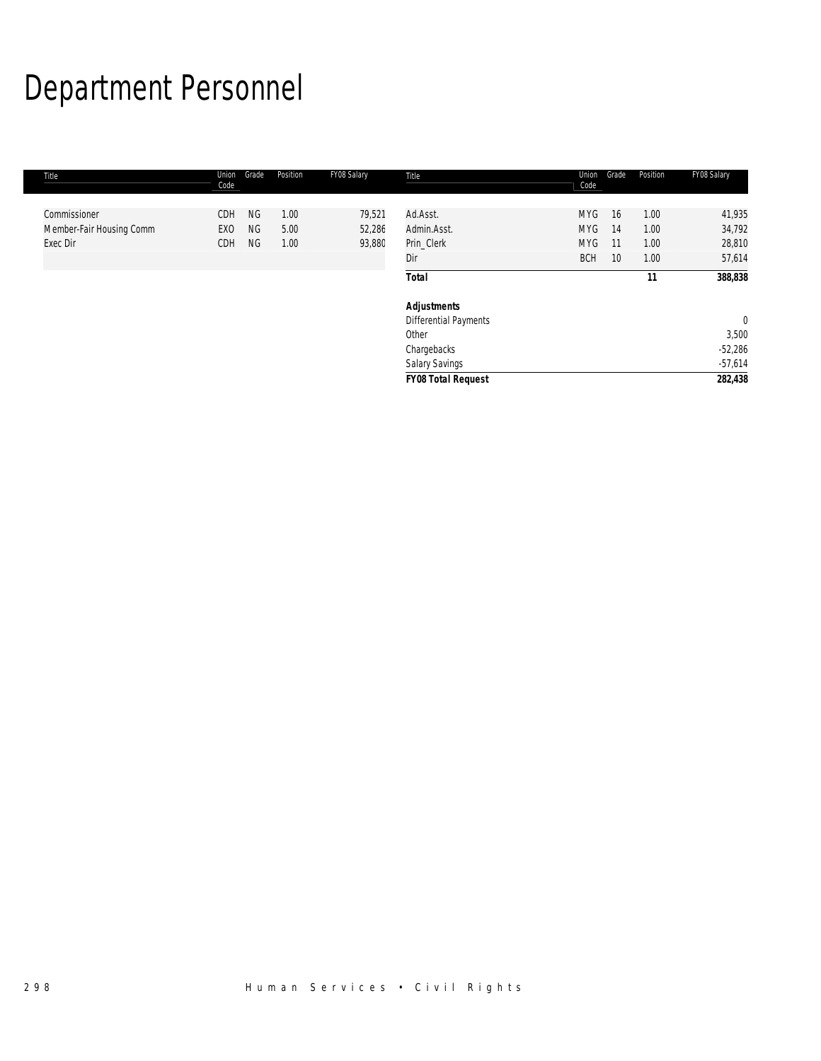# Department Personnel

| Title | Union Code | Grade | Position | FY08 Salary |
|---|---|---|---|---|
| Commissioner | CDH | NG | 1.00 | 79,521 |
| Member-Fair Housing Comm | EXO | NG | 5.00 | 52,286 |
| Exec Dir | CDH | NG | 1.00 | 93,880 |

| Title | Union Code | Grade | Position | FY08 Salary |
|---|---|---|---|---|
| Ad.Asst. | MYG | 16 | 1.00 | 41,935 |
| Admin.Asst. | MYG | 14 | 1.00 | 34,792 |
| Prin_Clerk | MYG | 11 | 1.00 | 28,810 |
| Dir | BCH | 10 | 1.00 | 57,614 |
| ***Total*** | | | ***11*** | ***388,838*** |
| ***Adjustments*** | | | | |
| Differential Payments | | | | 0 |
| Other | | | | 3,500 |
| Chargebacks | | | | -52,286 |
| Salary Savings | | | | -57,614 |
| ***FY08 Total Request*** | | | | ***282,438*** |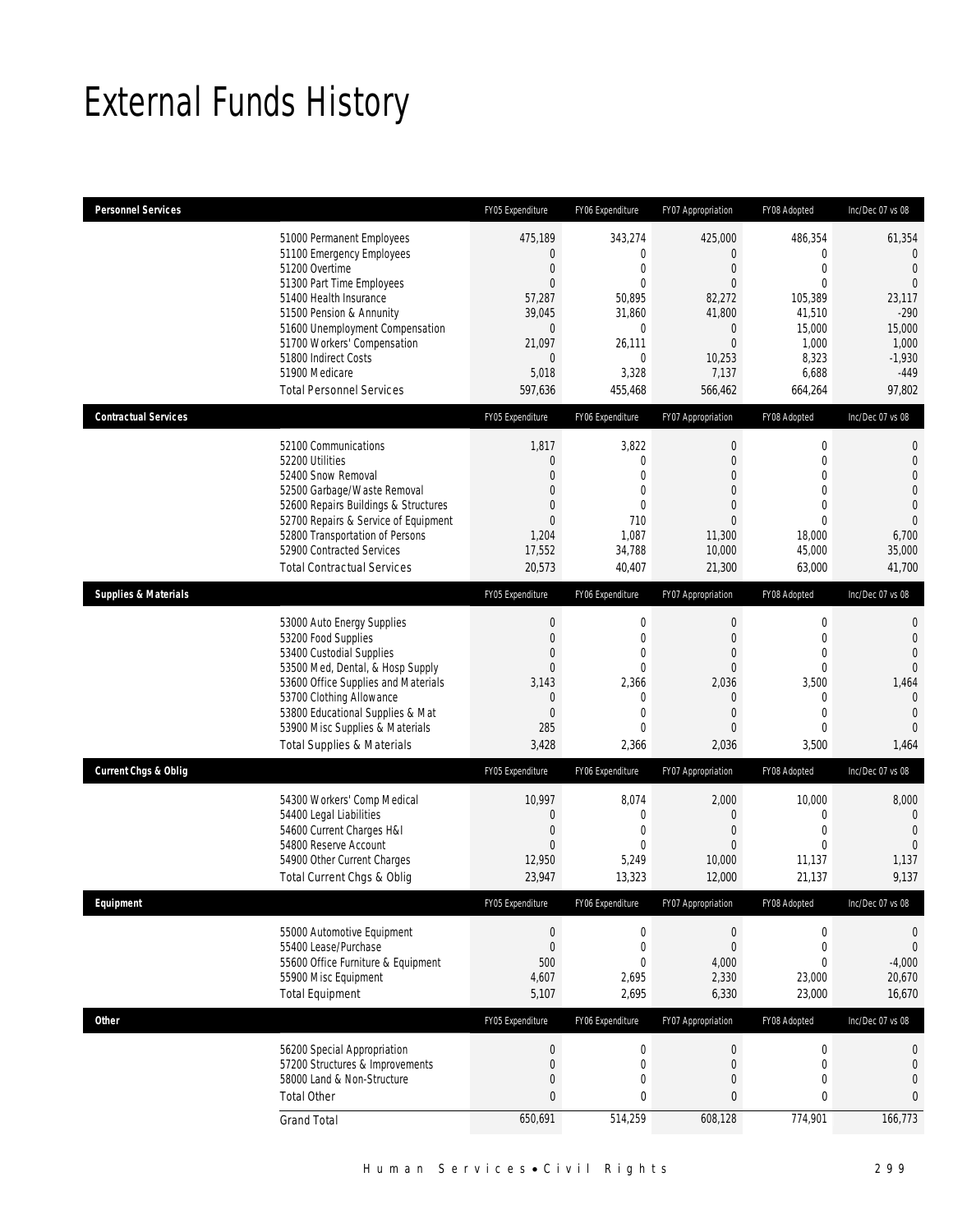# External Funds History

| Personnel Services | | FY05 Expenditure | FY06 Expenditure | FY07 Appropriation | FY08 Adopted | Inc/Dec 07 vs 08 |
|---|---|---|---|---|---|---|
| | 51000 Permanent Employees | 475,189 | 343,274 | 425,000 | 486,354 | 61,354 |
| | 51100 Emergency Employees | 0 | 0 | 0 | 0 | 0 |
| | 51200 Overtime | 0 | 0 | 0 | 0 | 0 |
| | 51300 Part Time Employees | 0 | 0 | 0 | 0 | 0 |
| | 51400 Health Insurance | 57,287 | 50,895 | 82,272 | 105,389 | 23,117 |
| | 51500 Pension & Annunity | 39,045 | 31,860 | 41,800 | 41,510 | -290 |
| | 51600 Unemployment Compensation | 0 | 0 | 0 | 15,000 | 15,000 |
| | 51700 Workers' Compensation | 21,097 | 26,111 | 0 | 1,000 | 1,000 |
| | 51800 Indirect Costs | 0 | 0 | 10,253 | 8,323 | -1,930 |
| | 51900 Medicare | 5,018 | 3,328 | 7,137 | 6,688 | -449 |
| | Total Personnel Services | 597,636 | 455,468 | 566,462 | 664,264 | 97,802 |
| **Contractual Services** | | **FY05 Expenditure** | **FY06 Expenditure** | **FY07 Appropriation** | **FY08 Adopted** | **Inc/Dec 07 vs 08** |
| | 52100 Communications | 1,817 | 3,822 | 0 | 0 | 0 |
| | 52200 Utilities | 0 | 0 | 0 | 0 | 0 |
| | 52400 Snow Removal | 0 | 0 | 0 | 0 | 0 |
| | 52500 Garbage/Waste Removal | 0 | 0 | 0 | 0 | 0 |
| | 52600 Repairs Buildings & Structures | 0 | 0 | 0 | 0 | 0 |
| | 52700 Repairs & Service of Equipment | 0 | 710 | 0 | 0 | 0 |
| | 52800 Transportation of Persons | 1,204 | 1,087 | 11,300 | 18,000 | 6,700 |
| | 52900 Contracted Services | 17,552 | 34,788 | 10,000 | 45,000 | 35,000 |
| | Total Contractual Services | 20,573 | 40,407 | 21,300 | 63,000 | 41,700 |
| **Supplies & Materials** | | **FY05 Expenditure** | **FY06 Expenditure** | **FY07 Appropriation** | **FY08 Adopted** | **Inc/Dec 07 vs 08** |
| | 53000 Auto Energy Supplies | 0 | 0 | 0 | 0 | 0 |
| | 53200 Food Supplies | 0 | 0 | 0 | 0 | 0 |
| | 53400 Custodial Supplies | 0 | 0 | 0 | 0 | 0 |
| | 53500 Med, Dental, & Hosp Supply | 0 | 0 | 0 | 0 | 0 |
| | 53600 Office Supplies and Materials | 3,143 | 2,366 | 2,036 | 3,500 | 1,464 |
| | 53700 Clothing Allowance | 0 | 0 | 0 | 0 | 0 |
| | 53800 Educational Supplies & Mat | 0 | 0 | 0 | 0 | 0 |
| | 53900 Misc Supplies & Materials | 285 | 0 | 0 | 0 | 0 |
| | Total Supplies & Materials | 3,428 | 2,366 | 2,036 | 3,500 | 1,464 |
| **Current Chgs & Oblig** | | **FY05 Expenditure** | **FY06 Expenditure** | **FY07 Appropriation** | **FY08 Adopted** | **Inc/Dec 07 vs 08** |
| | 54300 Workers' Comp Medical | 10,997 | 8,074 | 2,000 | 10,000 | 8,000 |
| | 54400 Legal Liabilities | 0 | 0 | 0 | 0 | 0 |
| | 54600 Current Charges H&I | 0 | 0 | 0 | 0 | 0 |
| | 54800 Reserve Account | 0 | 0 | 0 | 0 | 0 |
| | 54900 Other Current Charges | 12,950 | 5,249 | 10,000 | 11,137 | 1,137 |
| | Total Current Chgs & Oblig | 23,947 | 13,323 | 12,000 | 21,137 | 9,137 |
| **Equipment** | | **FY05 Expenditure** | **FY06 Expenditure** | **FY07 Appropriation** | **FY08 Adopted** | **Inc/Dec 07 vs 08** |
| | 55000 Automotive Equipment | 0 | 0 | 0 | 0 | 0 |
| | 55400 Lease/Purchase | 0 | 0 | 0 | 0 | 0 |
| | 55600 Office Furniture & Equipment | 500 | 0 | 4,000 | 0 | -4,000 |
| | 55900 Misc Equipment | 4,607 | 2,695 | 2,330 | 23,000 | 20,670 |
| | Total Equipment | 5,107 | 2,695 | 6,330 | 23,000 | 16,670 |
| **Other** | | **FY05 Expenditure** | **FY06 Expenditure** | **FY07 Appropriation** | **FY08 Adopted** | **Inc/Dec 07 vs 08** |
| | 56200 Special Appropriation | 0 | 0 | 0 | 0 | 0 |
| | 57200 Structures & Improvements | 0 | 0 | 0 | 0 | 0 |
| | 58000 Land & Non-Structure | 0 | 0 | 0 | 0 | 0 |
| | Total Other | 0 | 0 | 0 | 0 | 0 |
| | Grand Total | 650,691 | 514,259 | 608,128 | 774,901 | 166,773 |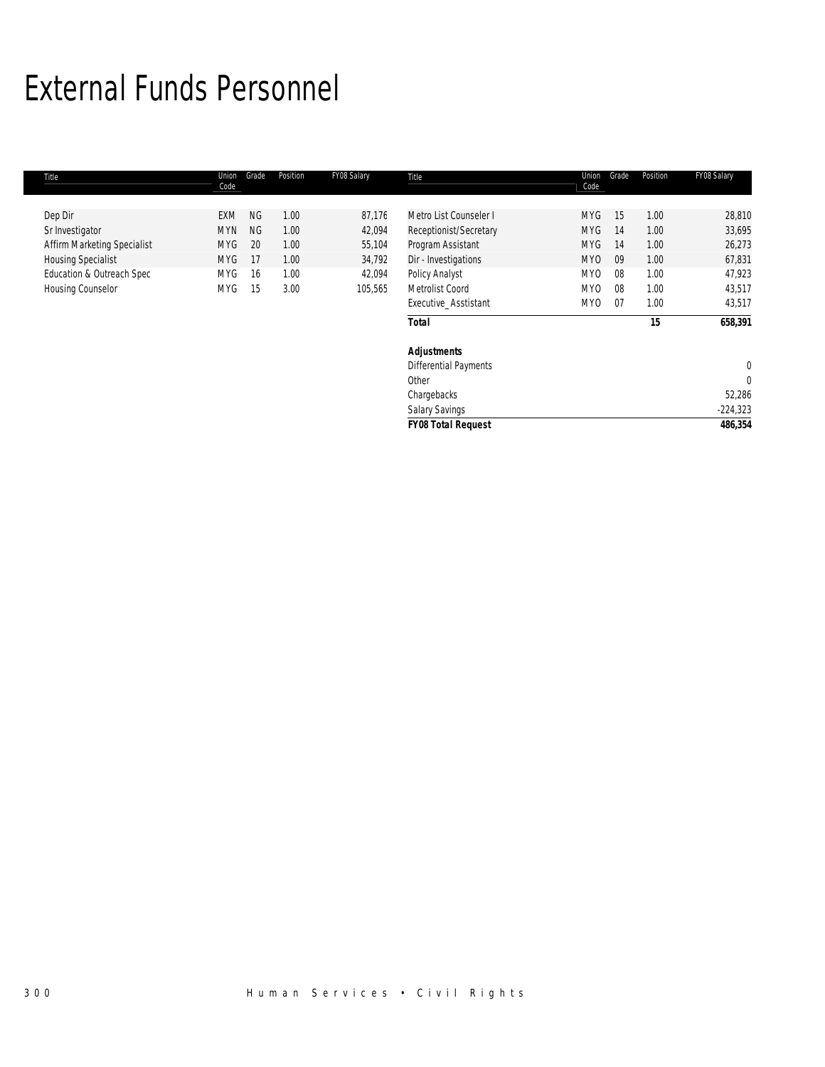# External Funds Personnel

| Title | Union Code | Grade | Position | FY08 Salary | Title | Union Code | Grade | Position | FY08 Salary |
|---|---|---|---|---|---|---|---|---|---|
| Dep Dir | EXM | NG | 1.00 | 87,176 | Metro List Counseler I | MYG | 15 | 1.00 | 28,810 |
| Sr Investigator | MYN | NG | 1.00 | 42,094 | Receptionist/Secretary | MYG | 14 | 1.00 | 33,695 |
| Affirm Marketing Specialist | MYG | 20 | 1.00 | 55,104 | Program Assistant | MYG | 14 | 1.00 | 26,273 |
| Housing Specialist | MYG | 17 | 1.00 | 34,792 | Dir - Investigations | MYO | 09 | 1.00 | 67,831 |
| Education & Outreach Spec | MYG | 16 | 1.00 | 42,094 | Policy Analyst | MYO | 08 | 1.00 | 47,923 |
| Housing Counselor | MYG | 15 | 3.00 | 105,565 | Metrolist Coord | MYO | 08 | 1.00 | 43,517 |
| | | | | | Executive_Asstistant | MYO | 07 | 1.00 | 43,517 |
| | | | | | **Total** | | | **15** | **658,391** |
| | | | | | | | | | |
| | | | | | **Adjustments** | | | | |
| | | | | | Differential Payments | | | | 0 |
| | | | | | Other | | | | 0 |
| | | | | | Chargebacks | | | | 52,286 |
| | | | | | Salary Savings | | | | -224,323 |
| | | | | | **FY08 Total Request** | | | | **486,354** |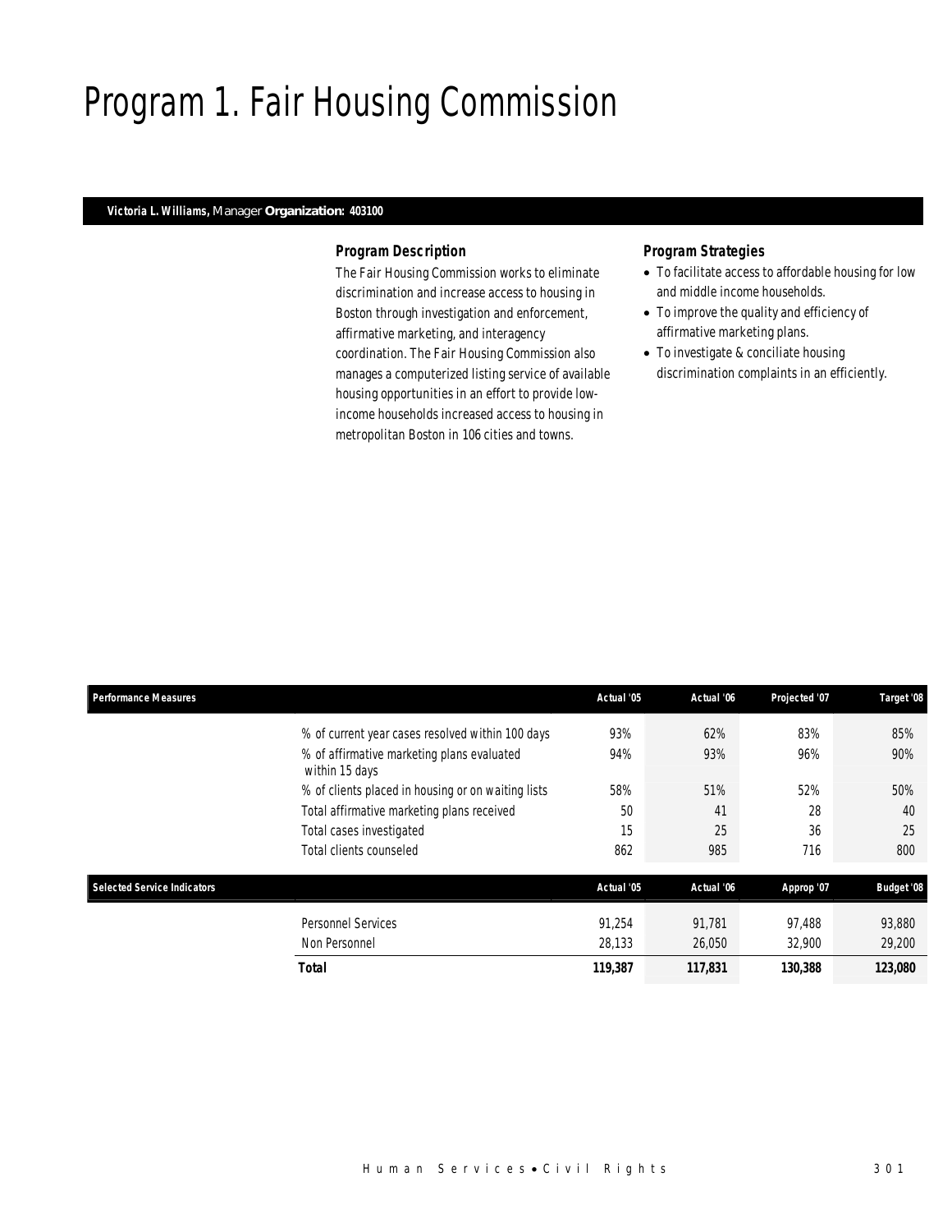# Program 1. Fair Housing Commission

**Victoria L. Williams,** Manager **Organization: 403100**

### Program Description

The Fair Housing Commission works to eliminate discrimination and increase access to housing in Boston through investigation and enforcement, affirmative marketing, and interagency coordination. The Fair Housing Commission also manages a computerized listing service of available housing opportunities in an effort to provide low-income households increased access to housing in metropolitan Boston in 106 cities and towns.

### Program Strategies

- To facilitate access to affordable housing for low and middle income households.
- To improve the quality and efficiency of affirmative marketing plans.
- To investigate & conciliate housing discrimination complaints in an efficiently.

| Performance Measures | Actual '05 | Actual '06 | Projected '07 | Target '08 |
|---|---|---|---|---|
| % of current year cases resolved within 100 days | 93% | 62% | 83% | 85% |
| % of affirmative marketing plans evaluated within 15 days | 94% | 93% | 96% | 90% |
| % of clients placed in housing or on waiting lists | 58% | 51% | 52% | 50% |
| Total affirmative marketing plans received | 50 | 41 | 28 | 40 |
| Total cases investigated | 15 | 25 | 36 | 25 |
| Total clients counseled | 862 | 985 | 716 | 800 |

| Selected Service Indicators | Actual '05 | Actual '06 | Approp '07 | Budget '08 |
|---|---|---|---|---|
| Personnel Services | 91,254 | 91,781 | 97,488 | 93,880 |
| Non Personnel | 28,133 | 26,050 | 32,900 | 29,200 |
| **Total** | **119,387** | **117,831** | **130,388** | **123,080** |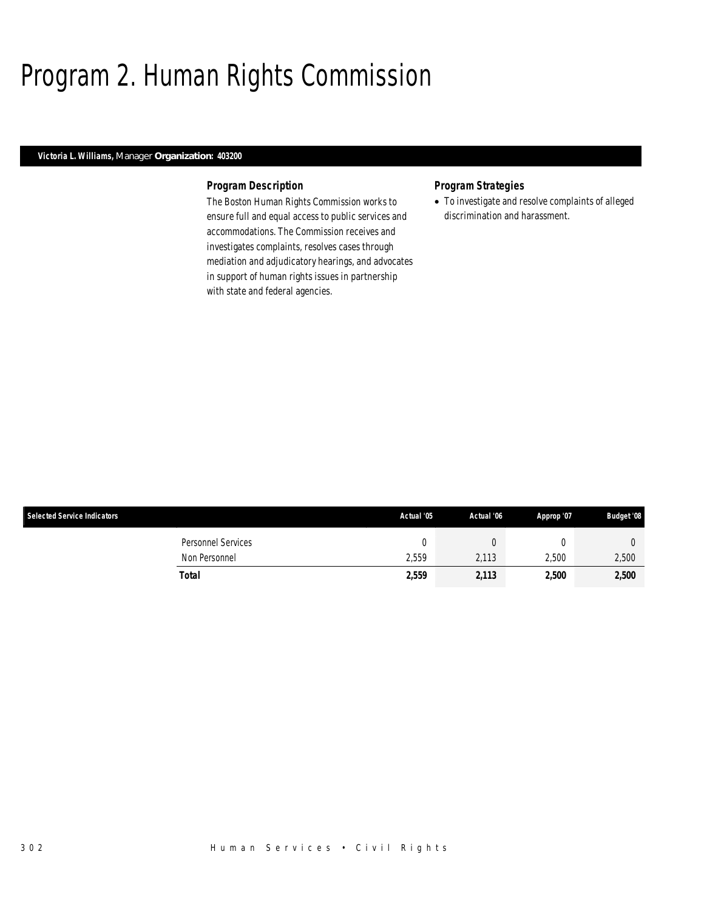# Program 2. Human Rights Commission

**Victoria L. Williams,** Manager **Organization: 403200**

### *Program Description*

The Boston Human Rights Commission works to ensure full and equal access to public services and accommodations. The Commission receives and investigates complaints, resolves cases through mediation and adjudicatory hearings, and advocates in support of human rights issues in partnership with state and federal agencies.

### *Program Strategies*

- To investigate and resolve complaints of alleged discrimination and harassment.

| Selected Service Indicators | Actual '05 | Actual '06 | Approp '07 | Budget '08 |
|---|---|---|---|---|
| Personnel Services | 0 | 0 | 0 | 0 |
| Non Personnel | 2,559 | 2,113 | 2,500 | 2,500 |
| **Total** | **2,559** | **2,113** | **2,500** | **2,500** |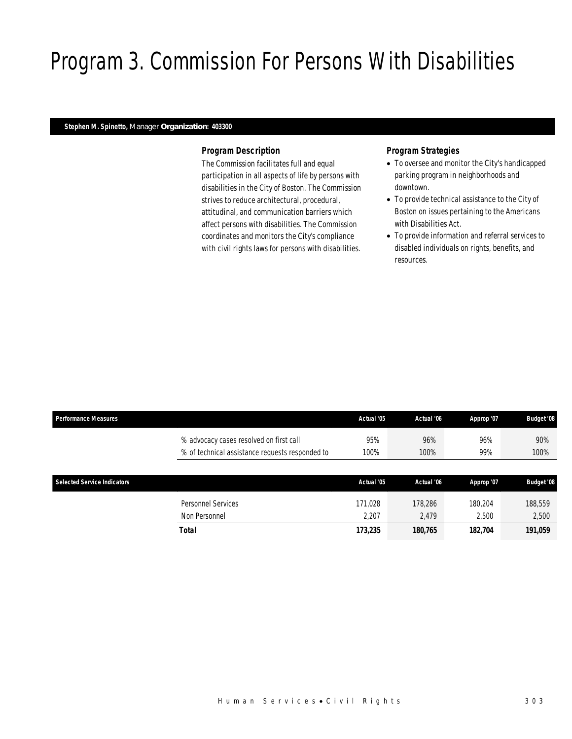# Program 3. Commission For Persons With Disabilities

**Stephen M. Spinetto,** Manager **Organization: 403300**

### Program Description

The Commission facilitates full and equal participation in all aspects of life by persons with disabilities in the City of Boston. The Commission strives to reduce architectural, procedural, attitudinal, and communication barriers which affect persons with disabilities. The Commission coordinates and monitors the City's compliance with civil rights laws for persons with disabilities.

### Program Strategies

- To oversee and monitor the City's handicapped parking program in neighborhoods and downtown.
- To provide technical assistance to the City of Boston on issues pertaining to the Americans with Disabilities Act.
- To provide information and referral services to disabled individuals on rights, benefits, and resources.

| Performance Measures | Actual '05 | Actual '06 | Approp '07 | Budget '08 |
|---|---|---|---|---|
| % advocacy cases resolved on first call | 95% | 96% | 96% | 90% |
| % of technical assistance requests responded to | 100% | 100% | 99% | 100% |

| Selected Service Indicators | Actual '05 | Actual '06 | Approp '07 | Budget '08 |
|---|---|---|---|---|
| Personnel Services | 171,028 | 178,286 | 180,204 | 188,559 |
| Non Personnel | 2,207 | 2,479 | 2,500 | 2,500 |
| **Total** | **173,235** | **180,765** | **182,704** | **191,059** |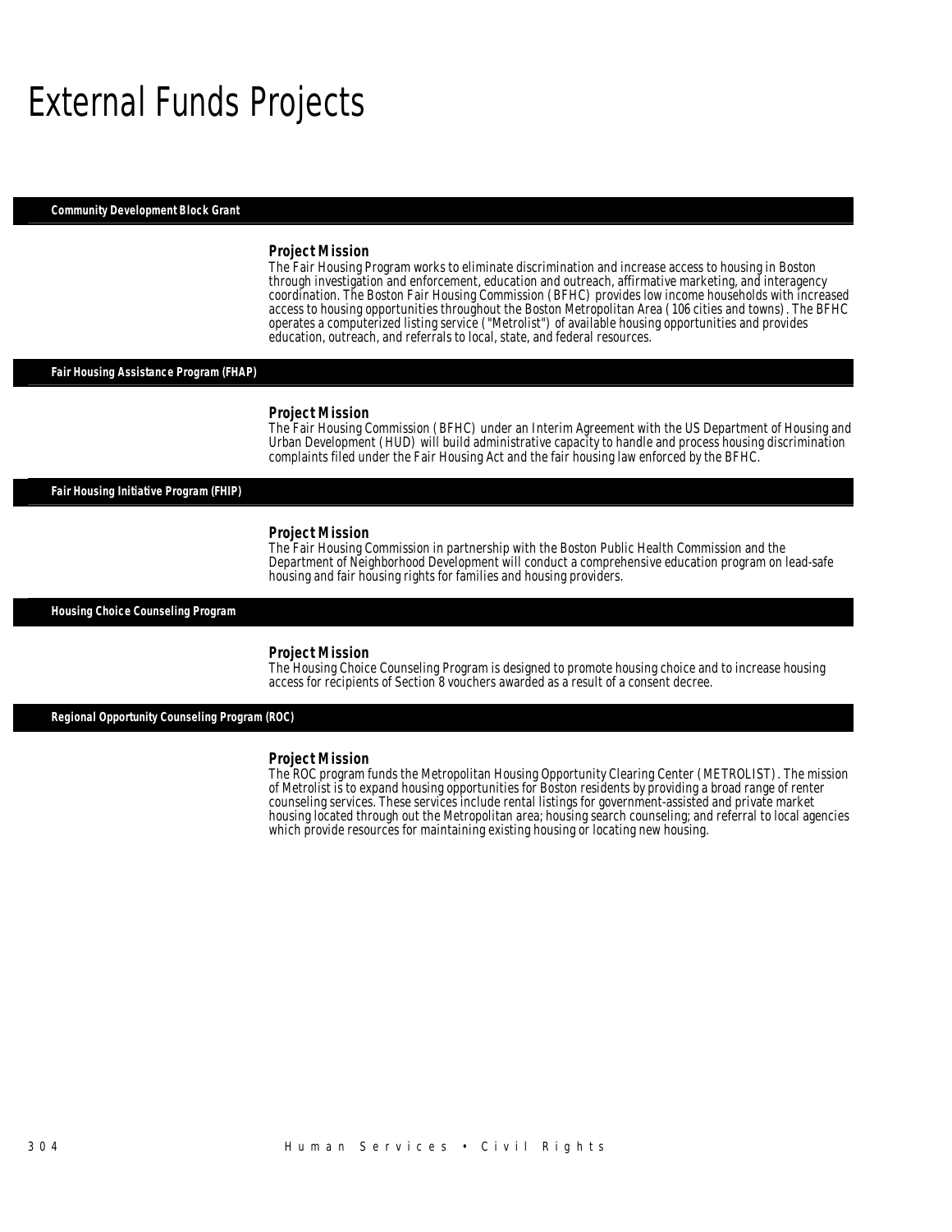# External Funds Projects

## Community Development Block Grant

### Project Mission

The Fair Housing Program works to eliminate discrimination and increase access to housing in Boston through investigation and enforcement, education and outreach, affirmative marketing, and interagency coordination. The Boston Fair Housing Commission (BFHC) provides low income households with increased access to housing opportunities throughout the Boston Metropolitan Area (106 cities and towns). The BFHC operates a computerized listing service ("Metrolist") of available housing opportunities and provides education, outreach, and referrals to local, state, and federal resources.

## Fair Housing Assistance Program (FHAP)

### Project Mission

The Fair Housing Commission (BFHC) under an Interim Agreement with the US Department of Housing and Urban Development (HUD) will build administrative capacity to handle and process housing discrimination complaints filed under the Fair Housing Act and the fair housing law enforced by the BFHC.

## Fair Housing Initiative Program (FHIP)

### Project Mission

The Fair Housing Commission in partnership with the Boston Public Health Commission and the Department of Neighborhood Development will conduct a comprehensive education program on lead-safe housing and fair housing rights for families and housing providers.

## Housing Choice Counseling Program

### Project Mission

The Housing Choice Counseling Program is designed to promote housing choice and to increase housing access for recipients of Section 8 vouchers awarded as a result of a consent decree.

## Regional Opportunity Counseling Program (ROC)

### Project Mission

The ROC program funds the Metropolitan Housing Opportunity Clearing Center (METROLIST). The mission of Metrolist is to expand housing opportunities for Boston residents by providing a broad range of renter counseling services. These services include rental listings for government-assisted and private market housing located through out the Metropolitan area; housing search counseling; and referral to local agencies which provide resources for maintaining existing housing or locating new housing.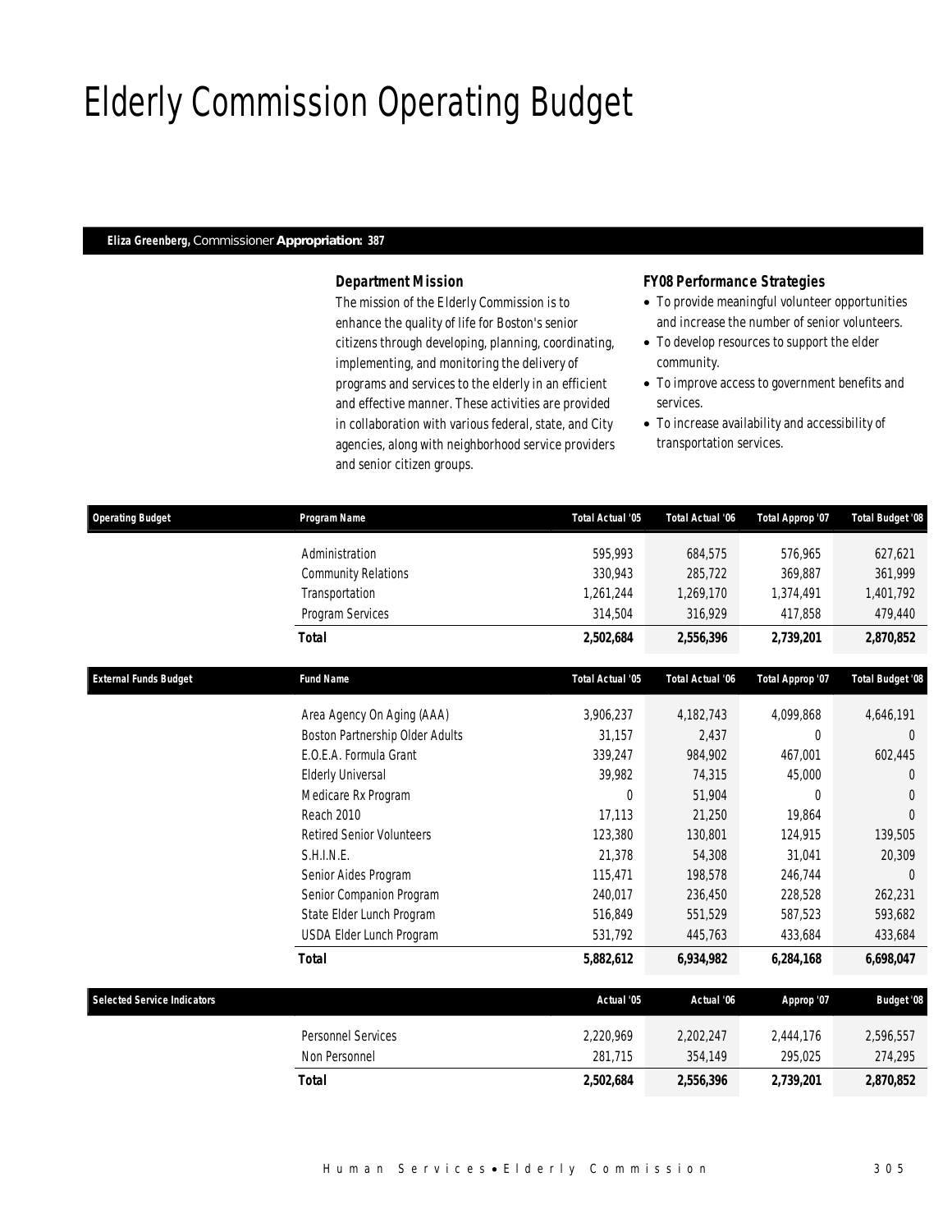# Elderly Commission Operating Budget

**Eliza Greenberg,** Commissioner **Appropriation: 387**

### Department Mission

*The mission of the Elderly Commission is to enhance the quality of life for Boston's senior citizens through developing, planning, coordinating, implementing, and monitoring the delivery of programs and services to the elderly in an efficient and effective manner. These activities are provided in collaboration with various federal, state, and City agencies, along with neighborhood service providers and senior citizen groups.*

### FY08 Performance Strategies

- To provide meaningful volunteer opportunities and increase the number of senior volunteers.
- To develop resources to support the elder community.
- To improve access to government benefits and services.
- To increase availability and accessibility of transportation services.

| Operating Budget | Program Name | Total Actual '05 | Total Actual '06 | Total Approp '07 | Total Budget '08 |
|---|---|---|---|---|---|
| | Administration | 595,993 | 684,575 | 576,965 | 627,621 |
| | Community Relations | 330,943 | 285,722 | 369,887 | 361,999 |
| | Transportation | 1,261,244 | 1,269,170 | 1,374,491 | 1,401,792 |
| | Program Services | 314,504 | 316,929 | 417,858 | 479,440 |
| | **Total** | **2,502,684** | **2,556,396** | **2,739,201** | **2,870,852** |

| External Funds Budget | Fund Name | Total Actual '05 | Total Actual '06 | Total Approp '07 | Total Budget '08 |
|---|---|---|---|---|---|
| | Area Agency On Aging (AAA) | 3,906,237 | 4,182,743 | 4,099,868 | 4,646,191 |
| | Boston Partnership Older Adults | 31,157 | 2,437 | 0 | 0 |
| | E.O.E.A. Formula Grant | 339,247 | 984,902 | 467,001 | 602,445 |
| | Elderly Universal | 39,982 | 74,315 | 45,000 | 0 |
| | Medicare Rx Program | 0 | 51,904 | 0 | 0 |
| | Reach 2010 | 17,113 | 21,250 | 19,864 | 0 |
| | Retired Senior Volunteers | 123,380 | 130,801 | 124,915 | 139,505 |
| | S.H.I.N.E. | 21,378 | 54,308 | 31,041 | 20,309 |
| | Senior Aides Program | 115,471 | 198,578 | 246,744 | 0 |
| | Senior Companion Program | 240,017 | 236,450 | 228,528 | 262,231 |
| | State Elder Lunch Program | 516,849 | 551,529 | 587,523 | 593,682 |
| | USDA Elder Lunch Program | 531,792 | 445,763 | 433,684 | 433,684 |
| | **Total** | **5,882,612** | **6,934,982** | **6,284,168** | **6,698,047** |

| Selected Service Indicators | | Actual '05 | Actual '06 | Approp '07 | Budget '08 |
|---|---|---|---|---|---|
| | Personnel Services | 2,220,969 | 2,202,247 | 2,444,176 | 2,596,557 |
| | Non Personnel | 281,715 | 354,149 | 295,025 | 274,295 |
| | **Total** | **2,502,684** | **2,556,396** | **2,739,201** | **2,870,852** |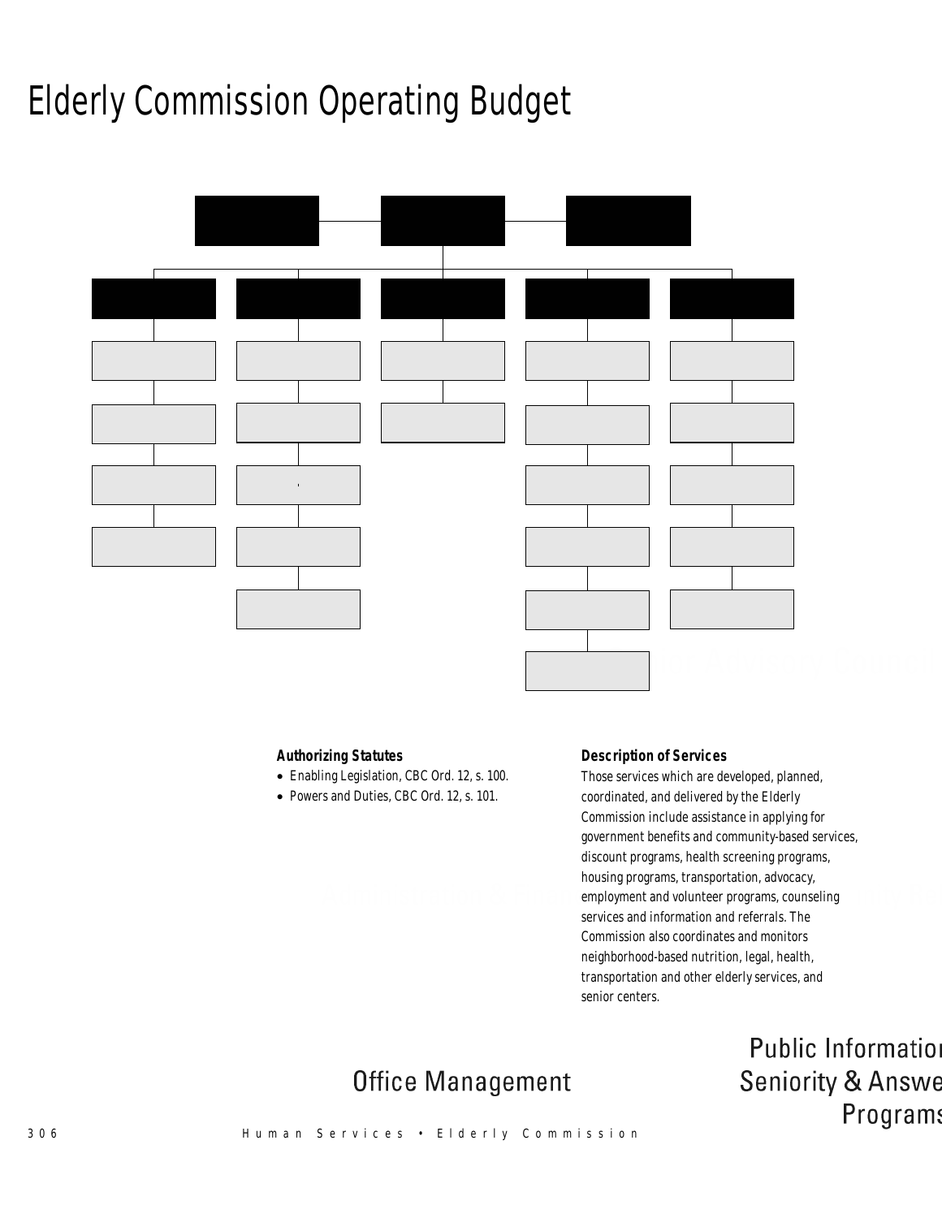# Elderly Commission Operating Budget

**Authorizing Statutes**

- Enabling Legislation, CBC Ord. 12, s. 100.
- Powers and Duties, CBC Ord. 12, s. 101.

**Description of Services**

Those services which are developed, planned, coordinated, and delivered by the Elderly Commission include assistance in applying for government benefits and community-based services, discount programs, health screening programs, housing programs, transportation, advocacy, employment and volunteer programs, counseling services and information and referrals. The Commission also coordinates and monitors neighborhood-based nutrition, legal, health, transportation and other elderly services, and senior centers.

Office Management

Public Informatio
Seniority & Answe
Programs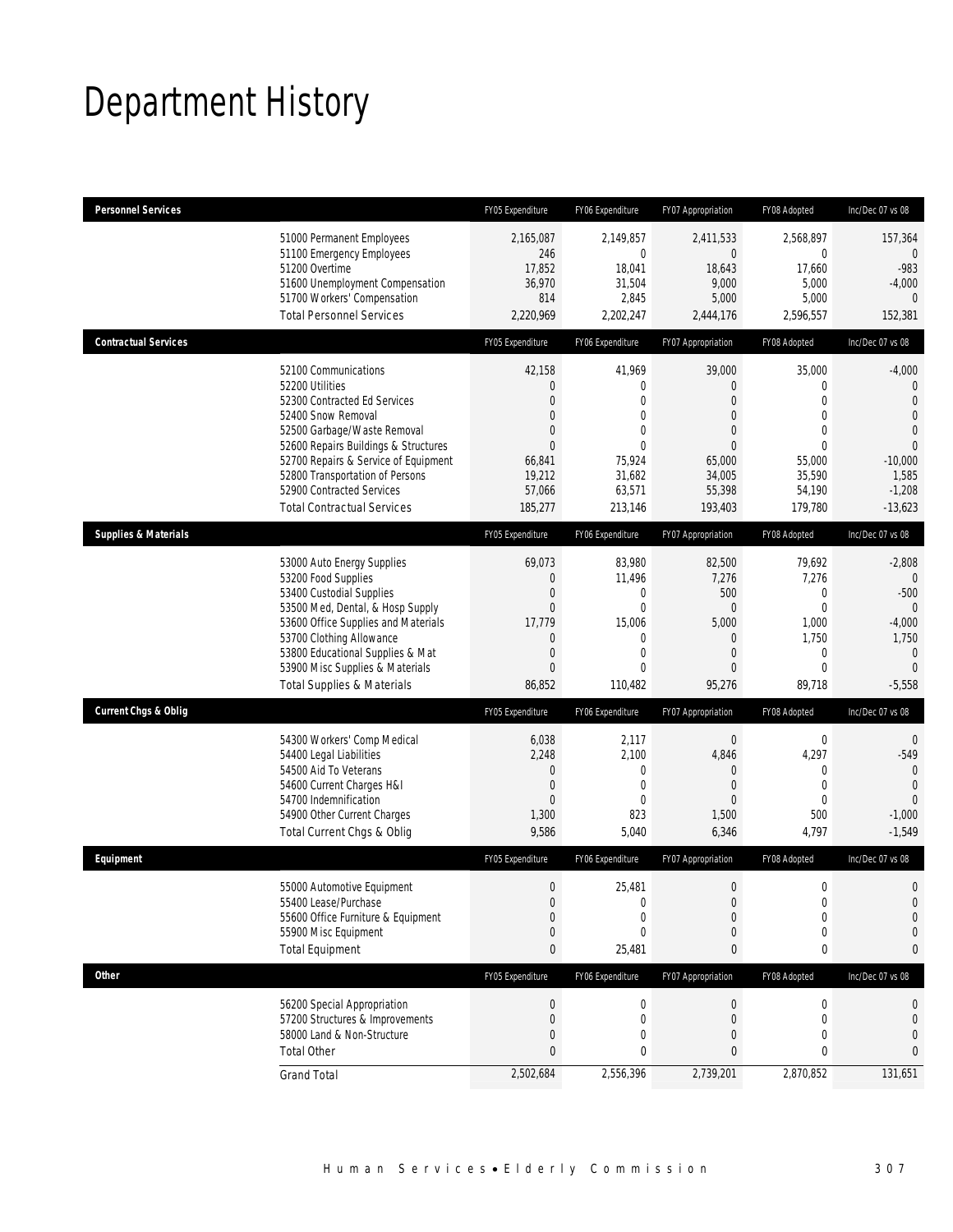# Department History

| Personnel Services | FY05 Expenditure | FY06 Expenditure | FY07 Appropriation | FY08 Adopted | Inc/Dec 07 vs 08 |
|---|---|---|---|---|---|
| 51000 Permanent Employees | 2,165,087 | 2,149,857 | 2,411,533 | 2,568,897 | 157,364 |
| 51100 Emergency Employees | 246 | 0 | 0 | 0 | 0 |
| 51200 Overtime | 17,852 | 18,041 | 18,643 | 17,660 | -983 |
| 51600 Unemployment Compensation | 36,970 | 31,504 | 9,000 | 5,000 | -4,000 |
| 51700 Workers' Compensation | 814 | 2,845 | 5,000 | 5,000 | 0 |
| Total Personnel Services | 2,220,969 | 2,202,247 | 2,444,176 | 2,596,557 | 152,381 |
| **Contractual Services** | FY05 Expenditure | FY06 Expenditure | FY07 Appropriation | FY08 Adopted | Inc/Dec 07 vs 08 |
| 52100 Communications | 42,158 | 41,969 | 39,000 | 35,000 | -4,000 |
| 52200 Utilities | 0 | 0 | 0 | 0 | 0 |
| 52300 Contracted Ed Services | 0 | 0 | 0 | 0 | 0 |
| 52400 Snow Removal | 0 | 0 | 0 | 0 | 0 |
| 52500 Garbage/Waste Removal | 0 | 0 | 0 | 0 | 0 |
| 52600 Repairs Buildings & Structures | 0 | 0 | 0 | 0 | 0 |
| 52700 Repairs & Service of Equipment | 66,841 | 75,924 | 65,000 | 55,000 | -10,000 |
| 52800 Transportation of Persons | 19,212 | 31,682 | 34,005 | 35,590 | 1,585 |
| 52900 Contracted Services | 57,066 | 63,571 | 55,398 | 54,190 | -1,208 |
| Total Contractual Services | 185,277 | 213,146 | 193,403 | 179,780 | -13,623 |
| **Supplies & Materials** | FY05 Expenditure | FY06 Expenditure | FY07 Appropriation | FY08 Adopted | Inc/Dec 07 vs 08 |
| 53000 Auto Energy Supplies | 69,073 | 83,980 | 82,500 | 79,692 | -2,808 |
| 53200 Food Supplies | 0 | 11,496 | 7,276 | 7,276 | 0 |
| 53400 Custodial Supplies | 0 | 0 | 500 | 0 | -500 |
| 53500 Med, Dental, & Hosp Supply | 0 | 0 | 0 | 0 | 0 |
| 53600 Office Supplies and Materials | 17,779 | 15,006 | 5,000 | 1,000 | -4,000 |
| 53700 Clothing Allowance | 0 | 0 | 0 | 1,750 | 1,750 |
| 53800 Educational Supplies & Mat | 0 | 0 | 0 | 0 | 0 |
| 53900 Misc Supplies & Materials | 0 | 0 | 0 | 0 | 0 |
| Total Supplies & Materials | 86,852 | 110,482 | 95,276 | 89,718 | -5,558 |
| **Current Chgs & Oblig** | FY05 Expenditure | FY06 Expenditure | FY07 Appropriation | FY08 Adopted | Inc/Dec 07 vs 08 |
| 54300 Workers' Comp Medical | 6,038 | 2,117 | 0 | 0 | 0 |
| 54400 Legal Liabilities | 2,248 | 2,100 | 4,846 | 4,297 | -549 |
| 54500 Aid To Veterans | 0 | 0 | 0 | 0 | 0 |
| 54600 Current Charges H&I | 0 | 0 | 0 | 0 | 0 |
| 54700 Indemnification | 0 | 0 | 0 | 0 | 0 |
| 54900 Other Current Charges | 1,300 | 823 | 1,500 | 500 | -1,000 |
| Total Current Chgs & Oblig | 9,586 | 5,040 | 6,346 | 4,797 | -1,549 |
| **Equipment** | FY05 Expenditure | FY06 Expenditure | FY07 Appropriation | FY08 Adopted | Inc/Dec 07 vs 08 |
| 55000 Automotive Equipment | 0 | 25,481 | 0 | 0 | 0 |
| 55400 Lease/Purchase | 0 | 0 | 0 | 0 | 0 |
| 55600 Office Furniture & Equipment | 0 | 0 | 0 | 0 | 0 |
| 55900 Misc Equipment | 0 | 0 | 0 | 0 | 0 |
| Total Equipment | 0 | 25,481 | 0 | 0 | 0 |
| **Other** | FY05 Expenditure | FY06 Expenditure | FY07 Appropriation | FY08 Adopted | Inc/Dec 07 vs 08 |
| 56200 Special Appropriation | 0 | 0 | 0 | 0 | 0 |
| 57200 Structures & Improvements | 0 | 0 | 0 | 0 | 0 |
| 58000 Land & Non-Structure | 0 | 0 | 0 | 0 | 0 |
| Total Other | 0 | 0 | 0 | 0 | 0 |
| Grand Total | 2,502,684 | 2,556,396 | 2,739,201 | 2,870,852 | 131,651 |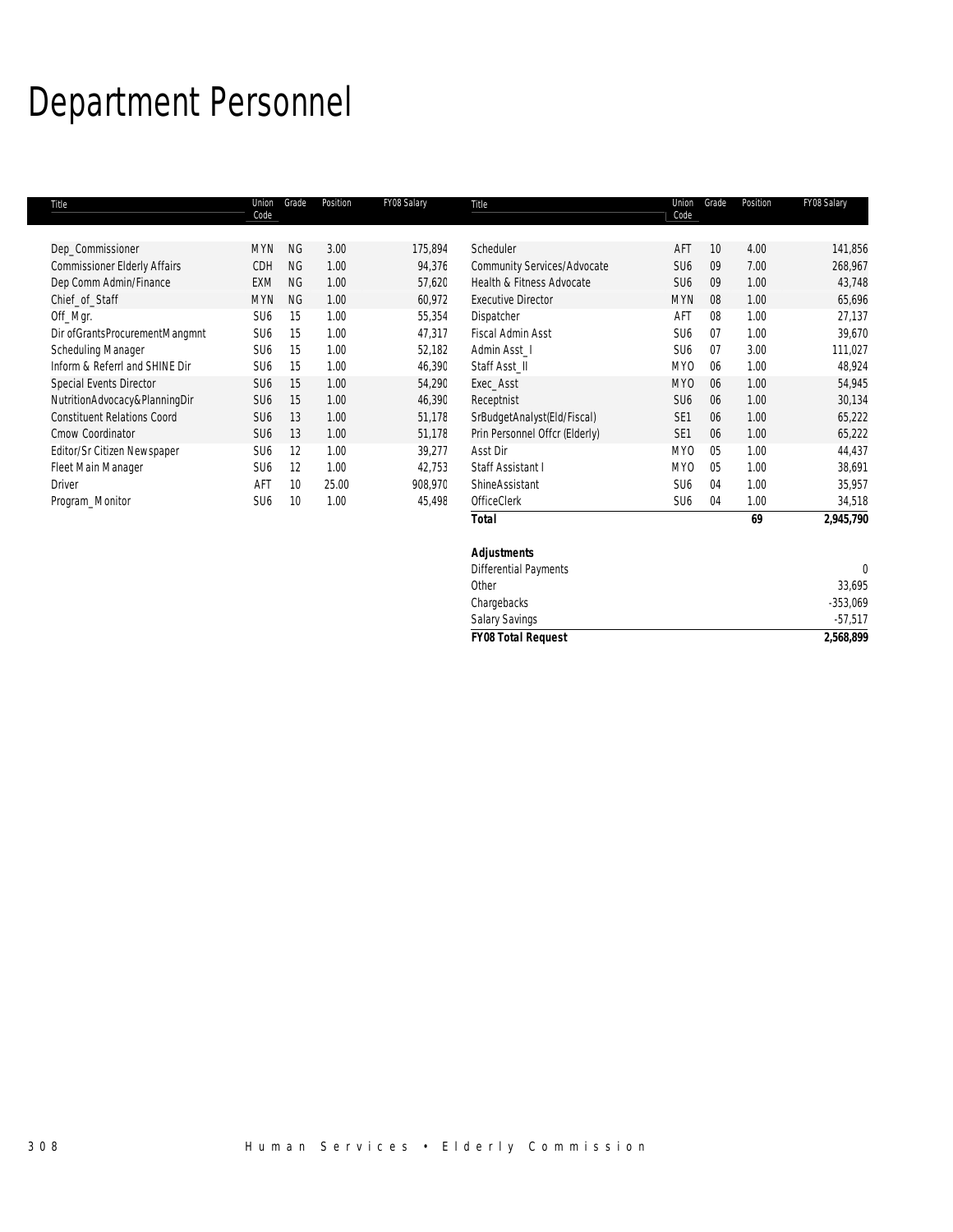# Department Personnel

| Title | Union Code | Grade | Position | FY08 Salary | Title | Union Code | Grade | Position | FY08 Salary |
|---|---|---|---|---|---|---|---|---|---|
| Dep_Commissioner | MYN | NG | 3.00 | 175,894 | Scheduler | AFT | 10 | 4.00 | 141,856 |
| Commissioner Elderly Affairs | CDH | NG | 1.00 | 94,376 | Community Services/Advocate | SU6 | 09 | 7.00 | 268,967 |
| Dep Comm Admin/Finance | EXM | NG | 1.00 | 57,620 | Health & Fitness Advocate | SU6 | 09 | 1.00 | 43,748 |
| Chief_of_Staff | MYN | NG | 1.00 | 60,972 | Executive Director | MYN | 08 | 1.00 | 65,696 |
| Off_Mgr. | SU6 | 15 | 1.00 | 55,354 | Dispatcher | AFT | 08 | 1.00 | 27,137 |
| Dir ofGrantsProcurementMangmnt | SU6 | 15 | 1.00 | 47,317 | Fiscal Admin Asst | SU6 | 07 | 1.00 | 39,670 |
| Scheduling Manager | SU6 | 15 | 1.00 | 52,182 | Admin Asst_I | SU6 | 07 | 3.00 | 111,027 |
| Inform & Referrl and SHINE Dir | SU6 | 15 | 1.00 | 46,390 | Staff Asst_II | MYO | 06 | 1.00 | 48,924 |
| Special Events Director | SU6 | 15 | 1.00 | 54,290 | Exec_Asst | MYO | 06 | 1.00 | 54,945 |
| NutritionAdvocacy&PlanningDir | SU6 | 15 | 1.00 | 46,390 | Receptnist | SU6 | 06 | 1.00 | 30,134 |
| Constituent Relations Coord | SU6 | 13 | 1.00 | 51,178 | SrBudgetAnalyst(Eld/Fiscal) | SE1 | 06 | 1.00 | 65,222 |
| Cmow Coordinator | SU6 | 13 | 1.00 | 51,178 | Prin Personnel Offcr (Elderly) | SE1 | 06 | 1.00 | 65,222 |
| Editor/Sr Citizen Newspaper | SU6 | 12 | 1.00 | 39,277 | Asst Dir | MYO | 05 | 1.00 | 44,437 |
| Fleet Main Manager | SU6 | 12 | 1.00 | 42,753 | Staff Assistant I | MYO | 05 | 1.00 | 38,691 |
| Driver | AFT | 10 | 25.00 | 908,970 | ShineAssistant | SU6 | 04 | 1.00 | 35,957 |
| Program_Monitor | SU6 | 10 | 1.00 | 45,498 | OfficeClerk | SU6 | 04 | 1.00 | 34,518 |
| | | | | | **Total** | | | **69** | **2,945,790** |

| **Adjustments** | |
|---|---|
| Differential Payments | 0 |
| Other | 33,695 |
| Chargebacks | -353,069 |
| Salary Savings | -57,517 |
| **FY08 Total Request** | **2,568,899** |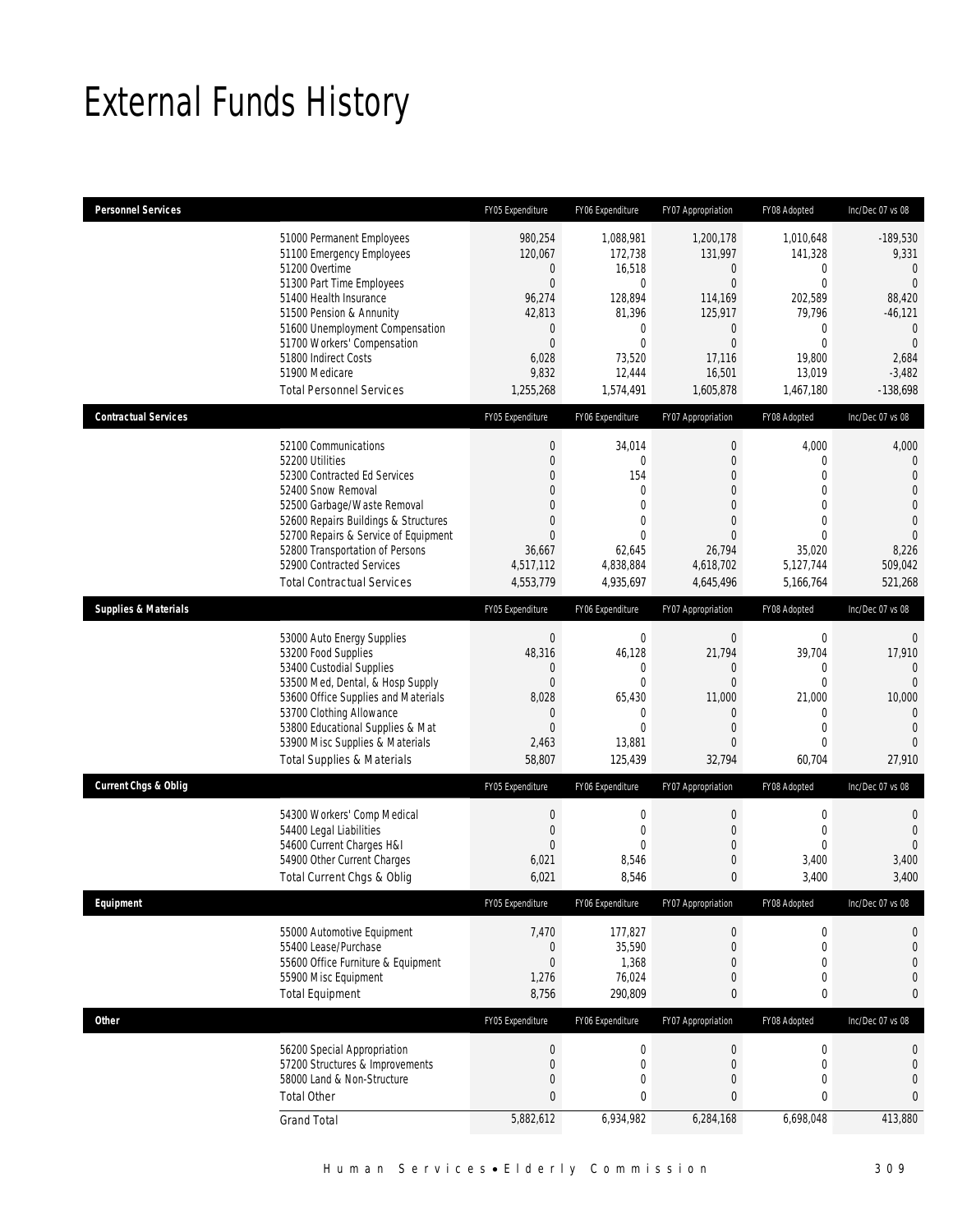# External Funds History

| Personnel Services | | FY05 Expenditure | FY06 Expenditure | FY07 Appropriation | FY08 Adopted | Inc/Dec 07 vs 08 |
|---|---|---|---|---|---|---|
| | 51000 Permanent Employees | 980,254 | 1,088,981 | 1,200,178 | 1,010,648 | -189,530 |
| | 51100 Emergency Employees | 120,067 | 172,738 | 131,997 | 141,328 | 9,331 |
| | 51200 Overtime | 0 | 16,518 | 0 | 0 | 0 |
| | 51300 Part Time Employees | 0 | 0 | 0 | 0 | 0 |
| | 51400 Health Insurance | 96,274 | 128,894 | 114,169 | 202,589 | 88,420 |
| | 51500 Pension & Annunity | 42,813 | 81,396 | 125,917 | 79,796 | -46,121 |
| | 51600 Unemployment Compensation | 0 | 0 | 0 | 0 | 0 |
| | 51700 Workers' Compensation | 0 | 0 | 0 | 0 | 0 |
| | 51800 Indirect Costs | 6,028 | 73,520 | 17,116 | 19,800 | 2,684 |
| | 51900 Medicare | 9,832 | 12,444 | 16,501 | 13,019 | -3,482 |
| | Total Personnel Services | 1,255,268 | 1,574,491 | 1,605,878 | 1,467,180 | -138,698 |
| **Contractual Services** | | FY05 Expenditure | FY06 Expenditure | FY07 Appropriation | FY08 Adopted | Inc/Dec 07 vs 08 |
| | 52100 Communications | 0 | 34,014 | 0 | 4,000 | 4,000 |
| | 52200 Utilities | 0 | 0 | 0 | 0 | 0 |
| | 52300 Contracted Ed Services | 0 | 154 | 0 | 0 | 0 |
| | 52400 Snow Removal | 0 | 0 | 0 | 0 | 0 |
| | 52500 Garbage/Waste Removal | 0 | 0 | 0 | 0 | 0 |
| | 52600 Repairs Buildings & Structures | 0 | 0 | 0 | 0 | 0 |
| | 52700 Repairs & Service of Equipment | 0 | 0 | 0 | 0 | 0 |
| | 52800 Transportation of Persons | 36,667 | 62,645 | 26,794 | 35,020 | 8,226 |
| | 52900 Contracted Services | 4,517,112 | 4,838,884 | 4,618,702 | 5,127,744 | 509,042 |
| | Total Contractual Services | 4,553,779 | 4,935,697 | 4,645,496 | 5,166,764 | 521,268 |
| **Supplies & Materials** | | FY05 Expenditure | FY06 Expenditure | FY07 Appropriation | FY08 Adopted | Inc/Dec 07 vs 08 |
| | 53000 Auto Energy Supplies | 0 | 0 | 0 | 0 | 0 |
| | 53200 Food Supplies | 48,316 | 46,128 | 21,794 | 39,704 | 17,910 |
| | 53400 Custodial Supplies | 0 | 0 | 0 | 0 | 0 |
| | 53500 Med, Dental, & Hosp Supply | 0 | 0 | 0 | 0 | 0 |
| | 53600 Office Supplies and Materials | 8,028 | 65,430 | 11,000 | 21,000 | 10,000 |
| | 53700 Clothing Allowance | 0 | 0 | 0 | 0 | 0 |
| | 53800 Educational Supplies & Mat | 0 | 0 | 0 | 0 | 0 |
| | 53900 Misc Supplies & Materials | 2,463 | 13,881 | 0 | 0 | 0 |
| | Total Supplies & Materials | 58,807 | 125,439 | 32,794 | 60,704 | 27,910 |
| **Current Chgs & Oblig** | | FY05 Expenditure | FY06 Expenditure | FY07 Appropriation | FY08 Adopted | Inc/Dec 07 vs 08 |
| | 54300 Workers' Comp Medical | 0 | 0 | 0 | 0 | 0 |
| | 54400 Legal Liabilities | 0 | 0 | 0 | 0 | 0 |
| | 54600 Current Charges H&I | 0 | 0 | 0 | 0 | 0 |
| | 54900 Other Current Charges | 6,021 | 8,546 | 0 | 3,400 | 3,400 |
| | Total Current Chgs & Oblig | 6,021 | 8,546 | 0 | 3,400 | 3,400 |
| **Equipment** | | FY05 Expenditure | FY06 Expenditure | FY07 Appropriation | FY08 Adopted | Inc/Dec 07 vs 08 |
| | 55000 Automotive Equipment | 7,470 | 177,827 | 0 | 0 | 0 |
| | 55400 Lease/Purchase | 0 | 35,590 | 0 | 0 | 0 |
| | 55600 Office Furniture & Equipment | 0 | 1,368 | 0 | 0 | 0 |
| | 55900 Misc Equipment | 1,276 | 76,024 | 0 | 0 | 0 |
| | Total Equipment | 8,756 | 290,809 | 0 | 0 | 0 |
| **Other** | | FY05 Expenditure | FY06 Expenditure | FY07 Appropriation | FY08 Adopted | Inc/Dec 07 vs 08 |
| | 56200 Special Appropriation | 0 | 0 | 0 | 0 | 0 |
| | 57200 Structures & Improvements | 0 | 0 | 0 | 0 | 0 |
| | 58000 Land & Non-Structure | 0 | 0 | 0 | 0 | 0 |
| | Total Other | 0 | 0 | 0 | 0 | 0 |
| | Grand Total | 5,882,612 | 6,934,982 | 6,284,168 | 6,698,048 | 413,880 |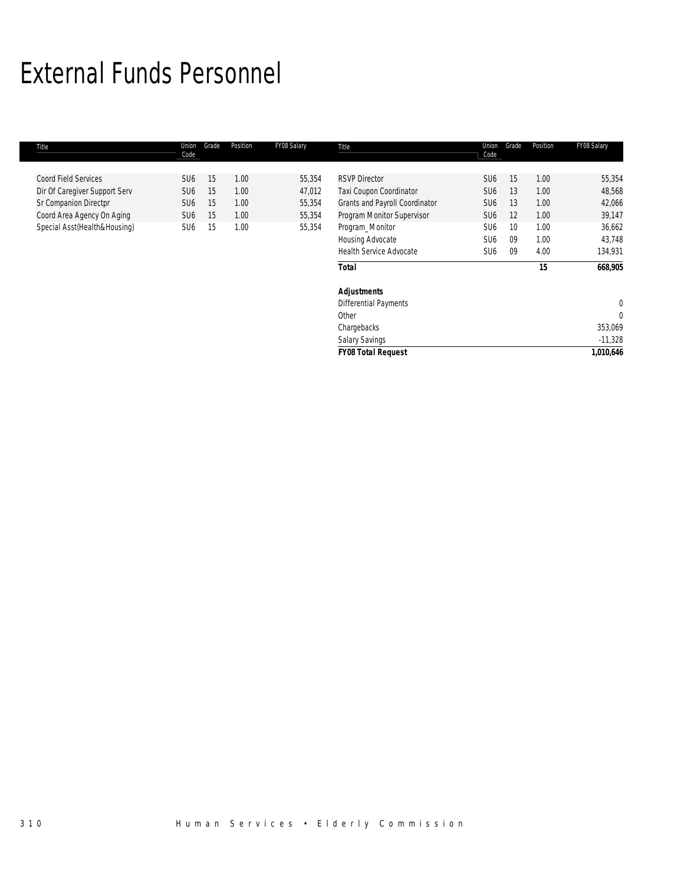# External Funds Personnel

| Title | Union Code | Grade | Position | FY08 Salary |
|---|---|---|---|---|
| Coord Field Services | SU6 | 15 | 1.00 | 55,354 |
| Dir Of Caregiver Support Serv | SU6 | 15 | 1.00 | 47,012 |
| Sr Companion Directpr | SU6 | 15 | 1.00 | 55,354 |
| Coord Area Agency On Aging | SU6 | 15 | 1.00 | 55,354 |
| Special Asst(Health&Housing) | SU6 | 15 | 1.00 | 55,354 |
| RSVP Director | SU6 | 15 | 1.00 | 55,354 |
| Taxi Coupon Coordinator | SU6 | 13 | 1.00 | 48,568 |
| Grants and Payroll Coordinator | SU6 | 13 | 1.00 | 42,066 |
| Program Monitor Supervisor | SU6 | 12 | 1.00 | 39,147 |
| Program_Monitor | SU6 | 10 | 1.00 | 36,662 |
| Housing Advocate | SU6 | 09 | 1.00 | 43,748 |
| Health Service Advocate | SU6 | 09 | 4.00 | 134,931 |
| ***Total*** | | | **15** | **668,905** |
| ***Adjustments*** | | | | |
| Differential Payments | | | | 0 |
| Other | | | | 0 |
| Chargebacks | | | | 353,069 |
| Salary Savings | | | | -11,328 |
| ***FY08 Total Request*** | | | | **1,010,646** |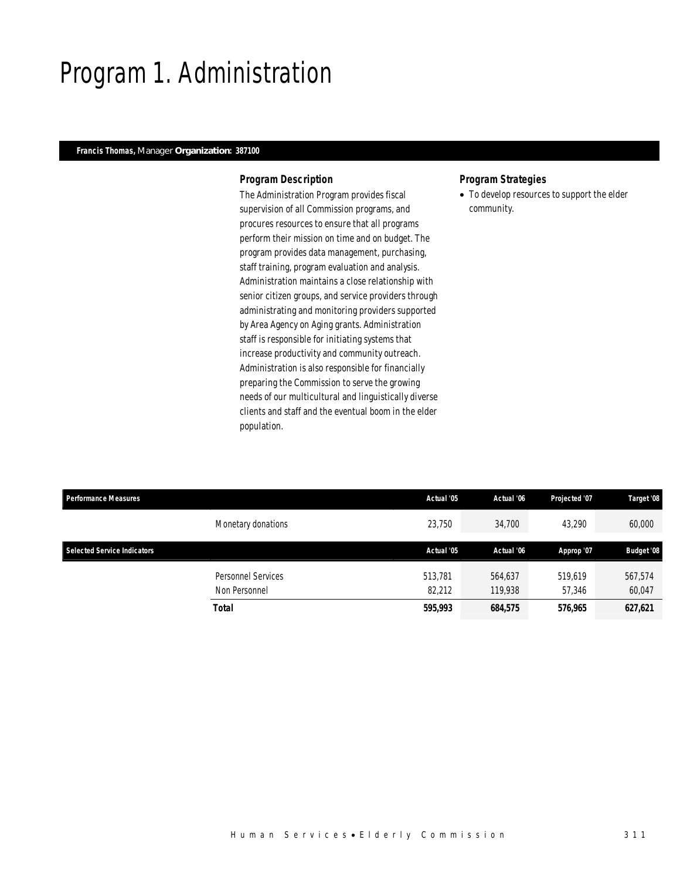# Program 1. Administration

**Francis Thomas,** Manager **Organization: 387100**

### Program Description

The Administration Program provides fiscal supervision of all Commission programs, and procures resources to ensure that all programs perform their mission on time and on budget. The program provides data management, purchasing, staff training, program evaluation and analysis. Administration maintains a close relationship with senior citizen groups, and service providers through administrating and monitoring providers supported by Area Agency on Aging grants. Administration staff is responsible for initiating systems that increase productivity and community outreach. Administration is also responsible for financially preparing the Commission to serve the growing needs of our multicultural and linguistically diverse clients and staff and the eventual boom in the elder population.

### Program Strategies

- To develop resources to support the elder community.

| Performance Measures | | Actual '05 | Actual '06 | Projected '07 | Target '08 |
|---|---|---|---|---|---|
| | Monetary donations | 23,750 | 34,700 | 43,290 | 60,000 |

| Selected Service Indicators | | Actual '05 | Actual '06 | Approp '07 | Budget '08 |
|---|---|---|---|---|---|
| | Personnel Services | 513,781 | 564,637 | 519,619 | 567,574 |
| | Non Personnel | 82,212 | 119,938 | 57,346 | 60,047 |
| | **Total** | **595,993** | **684,575** | **576,965** | **627,621** |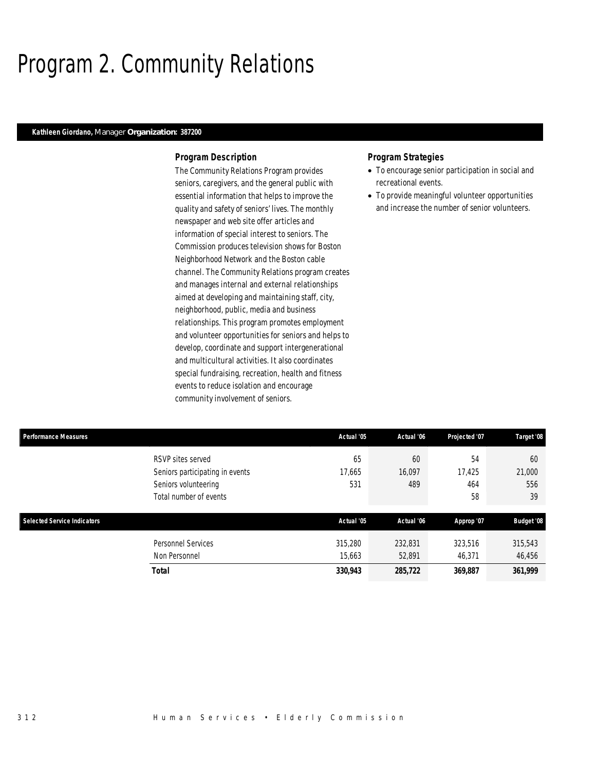# Program 2. Community Relations

**Kathleen Giordano,** Manager **Organization: 387200**

### Program Description

The Community Relations Program provides seniors, caregivers, and the general public with essential information that helps to improve the quality and safety of seniors' lives. The monthly newspaper and web site offer articles and information of special interest to seniors. The Commission produces television shows for Boston Neighborhood Network and the Boston cable channel. The Community Relations program creates and manages internal and external relationships aimed at developing and maintaining staff, city, neighborhood, public, media and business relationships. This program promotes employment and volunteer opportunities for seniors and helps to develop, coordinate and support intergenerational and multicultural activities. It also coordinates special fundraising, recreation, health and fitness events to reduce isolation and encourage community involvement of seniors.

### Program Strategies

- To encourage senior participation in social and recreational events.
- To provide meaningful volunteer opportunities and increase the number of senior volunteers.

| Performance Measures | Actual '05 | Actual '06 | Projected '07 | Target '08 |
|---|---|---|---|---|
| RSVP sites served | 65 | 60 | 54 | 60 |
| Seniors participating in events | 17,665 | 16,097 | 17,425 | 21,000 |
| Seniors volunteering | 531 | 489 | 464 | 556 |
| Total number of events | | | 58 | 39 |

| Selected Service Indicators | Actual '05 | Actual '06 | Approp '07 | Budget '08 |
|---|---|---|---|---|
| Personnel Services | 315,280 | 232,831 | 323,516 | 315,543 |
| Non Personnel | 15,663 | 52,891 | 46,371 | 46,456 |
| **Total** | **330,943** | **285,722** | **369,887** | **361,999** |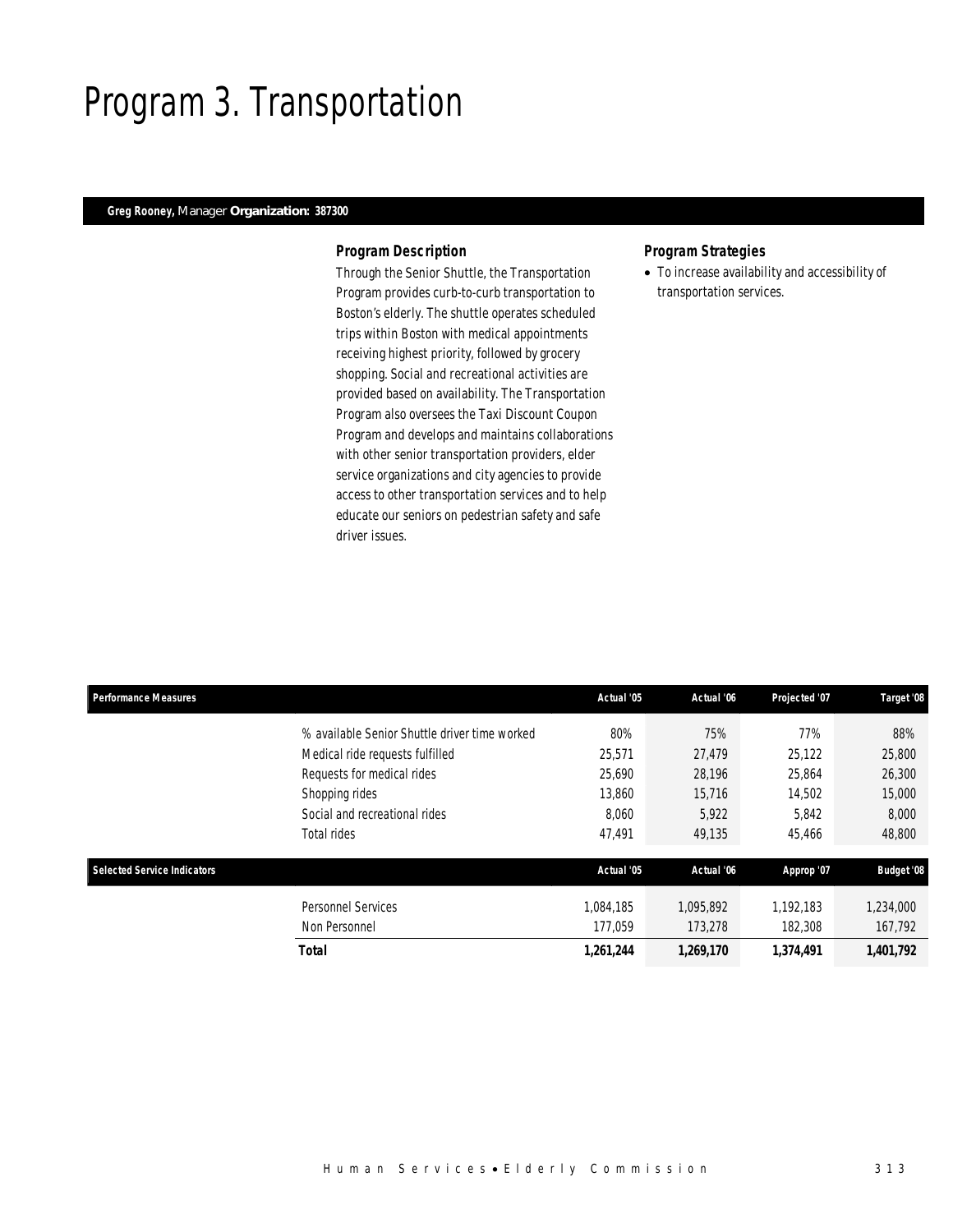# Program 3. Transportation

**Greg Rooney,** Manager **Organization: 387300**

### *Program Description*

Through the Senior Shuttle, the Transportation Program provides curb-to-curb transportation to Boston's elderly. The shuttle operates scheduled trips within Boston with medical appointments receiving highest priority, followed by grocery shopping. Social and recreational activities are provided based on availability. The Transportation Program also oversees the Taxi Discount Coupon Program and develops and maintains collaborations with other senior transportation providers, elder service organizations and city agencies to provide access to other transportation services and to help educate our seniors on pedestrian safety and safe driver issues.

### *Program Strategies*

- To increase availability and accessibility of transportation services.

| Performance Measures | | Actual '05 | Actual '06 | Projected '07 | Target '08 |
|---|---|---|---|---|---|
| | % available Senior Shuttle driver time worked | 80% | 75% | 77% | 88% |
| | Medical ride requests fulfilled | 25,571 | 27,479 | 25,122 | 25,800 |
| | Requests for medical rides | 25,690 | 28,196 | 25,864 | 26,300 |
| | Shopping rides | 13,860 | 15,716 | 14,502 | 15,000 |
| | Social and recreational rides | 8,060 | 5,922 | 5,842 | 8,000 |
| | Total rides | 47,491 | 49,135 | 45,466 | 48,800 |

| Selected Service Indicators | | Actual '05 | Actual '06 | Approp '07 | Budget '08 |
|---|---|---|---|---|---|
| | Personnel Services | 1,084,185 | 1,095,892 | 1,192,183 | 1,234,000 |
| | Non Personnel | 177,059 | 173,278 | 182,308 | 167,792 |
| | **Total** | **1,261,244** | **1,269,170** | **1,374,491** | **1,401,792** |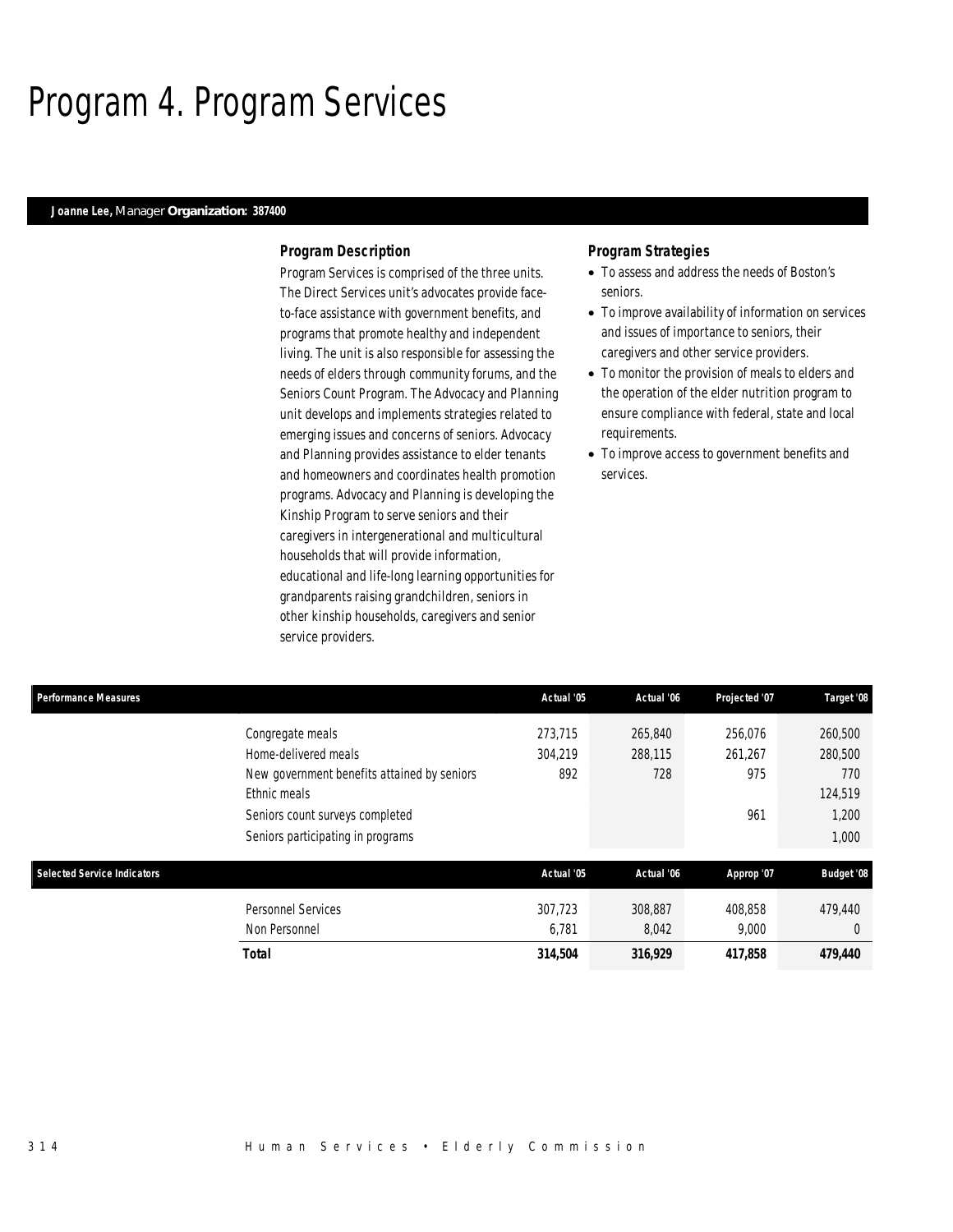# Program 4. Program Services

**Joanne Lee,** Manager **Organization: 387400**

### Program Description

Program Services is comprised of the three units. The Direct Services unit's advocates provide face-to-face assistance with government benefits, and programs that promote healthy and independent living. The unit is also responsible for assessing the needs of elders through community forums, and the Seniors Count Program. The Advocacy and Planning unit develops and implements strategies related to emerging issues and concerns of seniors. Advocacy and Planning provides assistance to elder tenants and homeowners and coordinates health promotion programs. Advocacy and Planning is developing the Kinship Program to serve seniors and their caregivers in intergenerational and multicultural households that will provide information, educational and life-long learning opportunities for grandparents raising grandchildren, seniors in other kinship households, caregivers and senior service providers.

### Program Strategies

- To assess and address the needs of Boston's seniors.
- To improve availability of information on services and issues of importance to seniors, their caregivers and other service providers.
- To monitor the provision of meals to elders and the operation of the elder nutrition program to ensure compliance with federal, state and local requirements.
- To improve access to government benefits and services.

| Performance Measures | Actual '05 | Actual '06 | Projected '07 | Target '08 |
|---|---|---|---|---|
| Congregate meals | 273,715 | 265,840 | 256,076 | 260,500 |
| Home-delivered meals | 304,219 | 288,115 | 261,267 | 280,500 |
| New government benefits attained by seniors | 892 | 728 | 975 | 770 |
| Ethnic meals | | | | 124,519 |
| Seniors count surveys completed | | | 961 | 1,200 |
| Seniors participating in programs | | | | 1,000 |

| Selected Service Indicators | Actual '05 | Actual '06 | Approp '07 | Budget '08 |
|---|---|---|---|---|
| Personnel Services | 307,723 | 308,887 | 408,858 | 479,440 |
| Non Personnel | 6,781 | 8,042 | 9,000 | 0 |
| **Total** | **314,504** | **316,929** | **417,858** | **479,440** |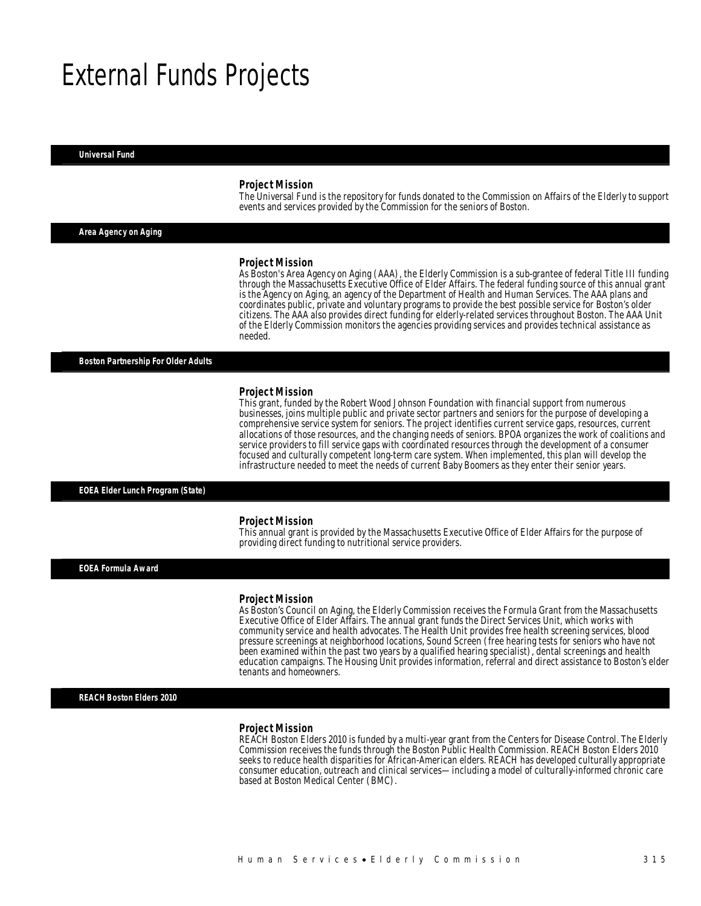# External Funds Projects

### Universal Fund

**Project Mission**

The Universal Fund is the repository for funds donated to the Commission on Affairs of the Elderly to support events and services provided by the Commission for the seniors of Boston.

### Area Agency on Aging

**Project Mission**

As Boston's Area Agency on Aging (AAA), the Elderly Commission is a sub-grantee of federal Title III funding through the Massachusetts Executive Office of Elder Affairs. The federal funding source of this annual grant is the Agency on Aging, an agency of the Department of Health and Human Services. The AAA plans and coordinates public, private and voluntary programs to provide the best possible service for Boston's older citizens. The AAA also provides direct funding for elderly-related services throughout Boston. The AAA Unit of the Elderly Commission monitors the agencies providing services and provides technical assistance as needed.

### Boston Partnership For Older Adults

**Project Mission**

This grant, funded by the Robert Wood Johnson Foundation with financial support from numerous businesses, joins multiple public and private sector partners and seniors for the purpose of developing a comprehensive service system for seniors. The project identifies current service gaps, resources, current allocations of those resources, and the changing needs of seniors. BPOA organizes the work of coalitions and service providers to fill service gaps with coordinated resources through the development of a consumer focused and culturally competent long-term care system. When implemented, this plan will develop the infrastructure needed to meet the needs of current Baby Boomers as they enter their senior years.

### EOEA Elder Lunch Program (State)

**Project Mission**

This annual grant is provided by the Massachusetts Executive Office of Elder Affairs for the purpose of providing direct funding to nutritional service providers.

### EOEA Formula Award

**Project Mission**

As Boston's Council on Aging, the Elderly Commission receives the Formula Grant from the Massachusetts Executive Office of Elder Affairs. The annual grant funds the Direct Services Unit, which works with community service and health advocates. The Health Unit provides free health screening services, blood pressure screenings at neighborhood locations, Sound Screen (free hearing tests for seniors who have not been examined within the past two years by a qualified hearing specialist), dental screenings and health education campaigns. The Housing Unit provides information, referral and direct assistance to Boston's elder tenants and homeowners.

### REACH Boston Elders 2010

**Project Mission**

REACH Boston Elders 2010 is funded by a multi-year grant from the Centers for Disease Control. The Elderly Commission receives the funds through the Boston Public Health Commission. REACH Boston Elders 2010 seeks to reduce health disparities for African-American elders. REACH has developed culturally appropriate consumer education, outreach and clinical services—including a model of culturally-informed chronic care based at Boston Medical Center (BMC).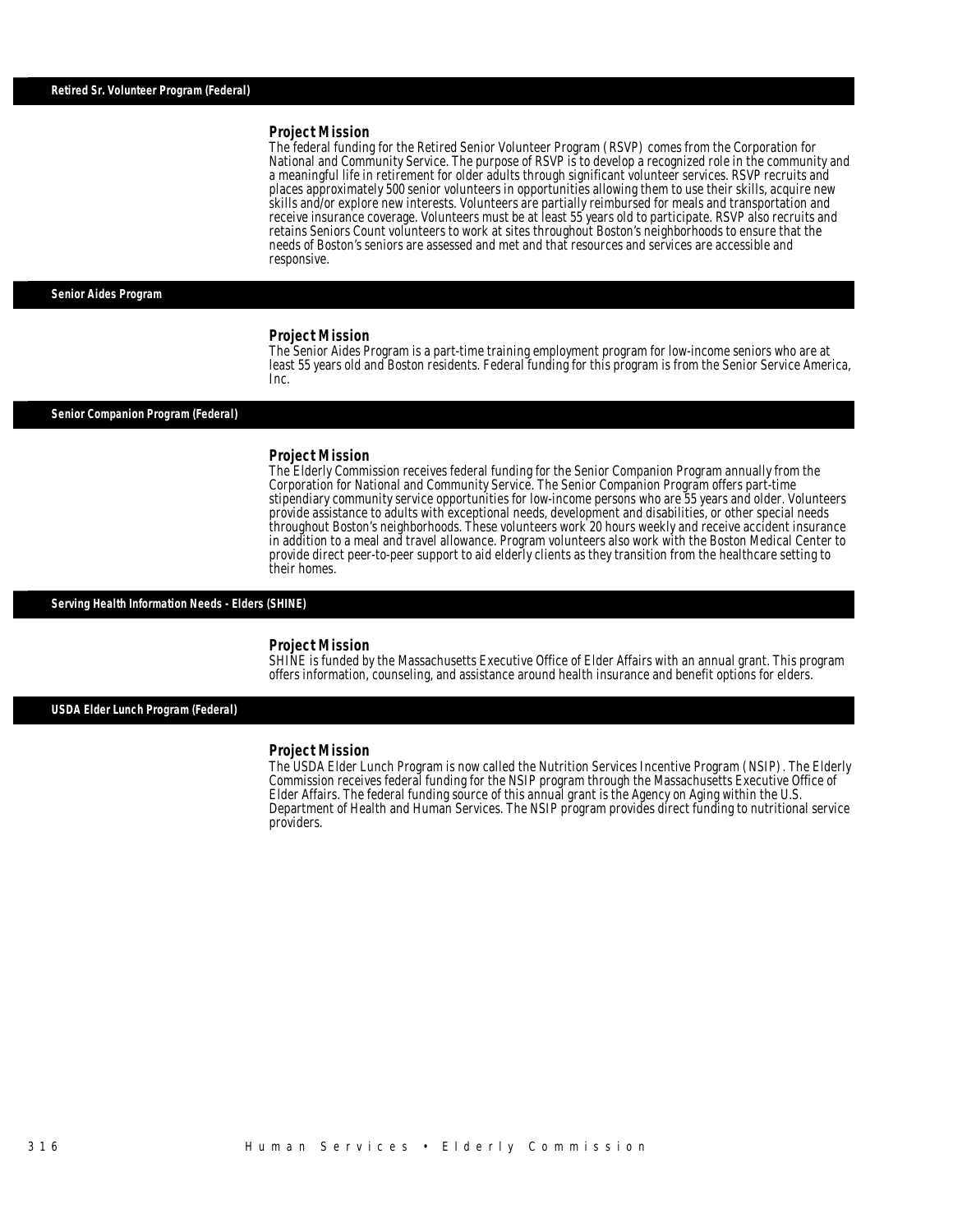## Retired Sr. Volunteer Program (Federal)

### Project Mission

The federal funding for the Retired Senior Volunteer Program (RSVP) comes from the Corporation for National and Community Service. The purpose of RSVP is to develop a recognized role in the community and a meaningful life in retirement for older adults through significant volunteer services. RSVP recruits and places approximately 500 senior volunteers in opportunities allowing them to use their skills, acquire new skills and/or explore new interests. Volunteers are partially reimbursed for meals and transportation and receive insurance coverage. Volunteers must be at least 55 years old to participate. RSVP also recruits and retains Seniors Count volunteers to work at sites throughout Boston's neighborhoods to ensure that the needs of Boston's seniors are assessed and met and that resources and services are accessible and responsive.

## Senior Aides Program

### Project Mission

The Senior Aides Program is a part-time training employment program for low-income seniors who are at least 55 years old and Boston residents. Federal funding for this program is from the Senior Service America, Inc.

## Senior Companion Program (Federal)

### Project Mission

The Elderly Commission receives federal funding for the Senior Companion Program annually from the Corporation for National and Community Service. The Senior Companion Program offers part-time stipendiary community service opportunities for low-income persons who are 55 years and older. Volunteers provide assistance to adults with exceptional needs, development and disabilities, or other special needs throughout Boston's neighborhoods. These volunteers work 20 hours weekly and receive accident insurance in addition to a meal and travel allowance. Program volunteers also work with the Boston Medical Center to provide direct peer-to-peer support to aid elderly clients as they transition from the healthcare setting to their homes.

## Serving Health Information Needs - Elders (SHINE)

### Project Mission

SHINE is funded by the Massachusetts Executive Office of Elder Affairs with an annual grant. This program offers information, counseling, and assistance around health insurance and benefit options for elders.

## USDA Elder Lunch Program (Federal)

### Project Mission

The USDA Elder Lunch Program is now called the Nutrition Services Incentive Program (NSIP). The Elderly Commission receives federal funding for the NSIP program through the Massachusetts Executive Office of Elder Affairs. The federal funding source of this annual grant is the Agency on Aging within the U.S. Department of Health and Human Services. The NSIP program provides direct funding to nutritional service providers.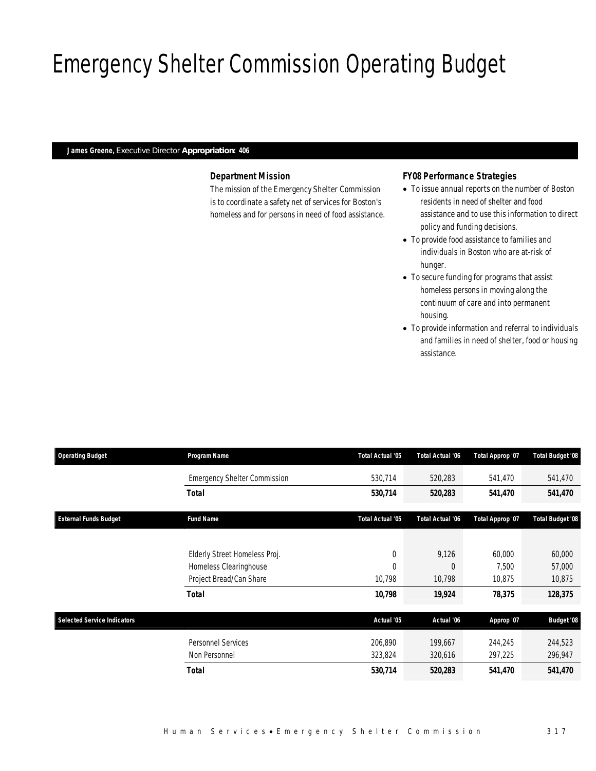# Emergency Shelter Commission Operating Budget

**James Greene,** Executive Director **Appropriation: 406**

### Department Mission

The mission of the Emergency Shelter Commission is to coordinate a safety net of services for Boston's homeless and for persons in need of food assistance.

### FY08 Performance Strategies

- To issue annual reports on the number of Boston residents in need of shelter and food assistance and to use this information to direct policy and funding decisions.
- To provide food assistance to families and individuals in Boston who are at-risk of hunger.
- To secure funding for programs that assist homeless persons in moving along the continuum of care and into permanent housing.
- To provide information and referral to individuals and families in need of shelter, food or housing assistance.

| Operating Budget | Program Name | Total Actual '05 | Total Actual '06 | Total Approp '07 | Total Budget '08 |
|---|---|---|---|---|---|
| | Emergency Shelter Commission | 530,714 | 520,283 | 541,470 | 541,470 |
| | **Total** | **530,714** | **520,283** | **541,470** | **541,470** |

| External Funds Budget | Fund Name | Total Actual '05 | Total Actual '06 | Total Approp '07 | Total Budget '08 |
|---|---|---|---|---|---|
| | Elderly Street Homeless Proj. | 0 | 9,126 | 60,000 | 60,000 |
| | Homeless Clearinghouse | 0 | 0 | 7,500 | 57,000 |
| | Project Bread/Can Share | 10,798 | 10,798 | 10,875 | 10,875 |
| | **Total** | **10,798** | **19,924** | **78,375** | **128,375** |

| Selected Service Indicators | | Actual '05 | Actual '06 | Approp '07 | Budget '08 |
|---|---|---|---|---|---|
| | Personnel Services | 206,890 | 199,667 | 244,245 | 244,523 |
| | Non Personnel | 323,824 | 320,616 | 297,225 | 296,947 |
| | **Total** | **530,714** | **520,283** | **541,470** | **541,470** |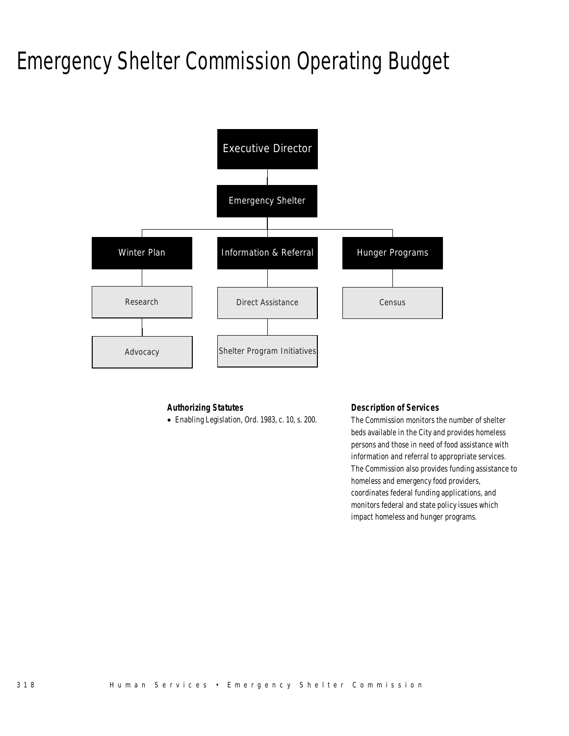# Emergency Shelter Commission Operating Budget

- Executive Director
  - Emergency Shelter
    - Winter Plan
      - Research
      - Advocacy
    - Information & Referral
      - Direct Assistance
      - Shelter Program Initiatives
    - Hunger Programs
      - Census

**Authorizing Statutes**

- Enabling Legislation, Ord. 1983, c. 10, s. 200.

**Description of Services**

The Commission monitors the number of shelter beds available in the City and provides homeless persons and those in need of food assistance with information and referral to appropriate services. The Commission also provides funding assistance to homeless and emergency food providers, coordinates federal funding applications, and monitors federal and state policy issues which impact homeless and hunger programs.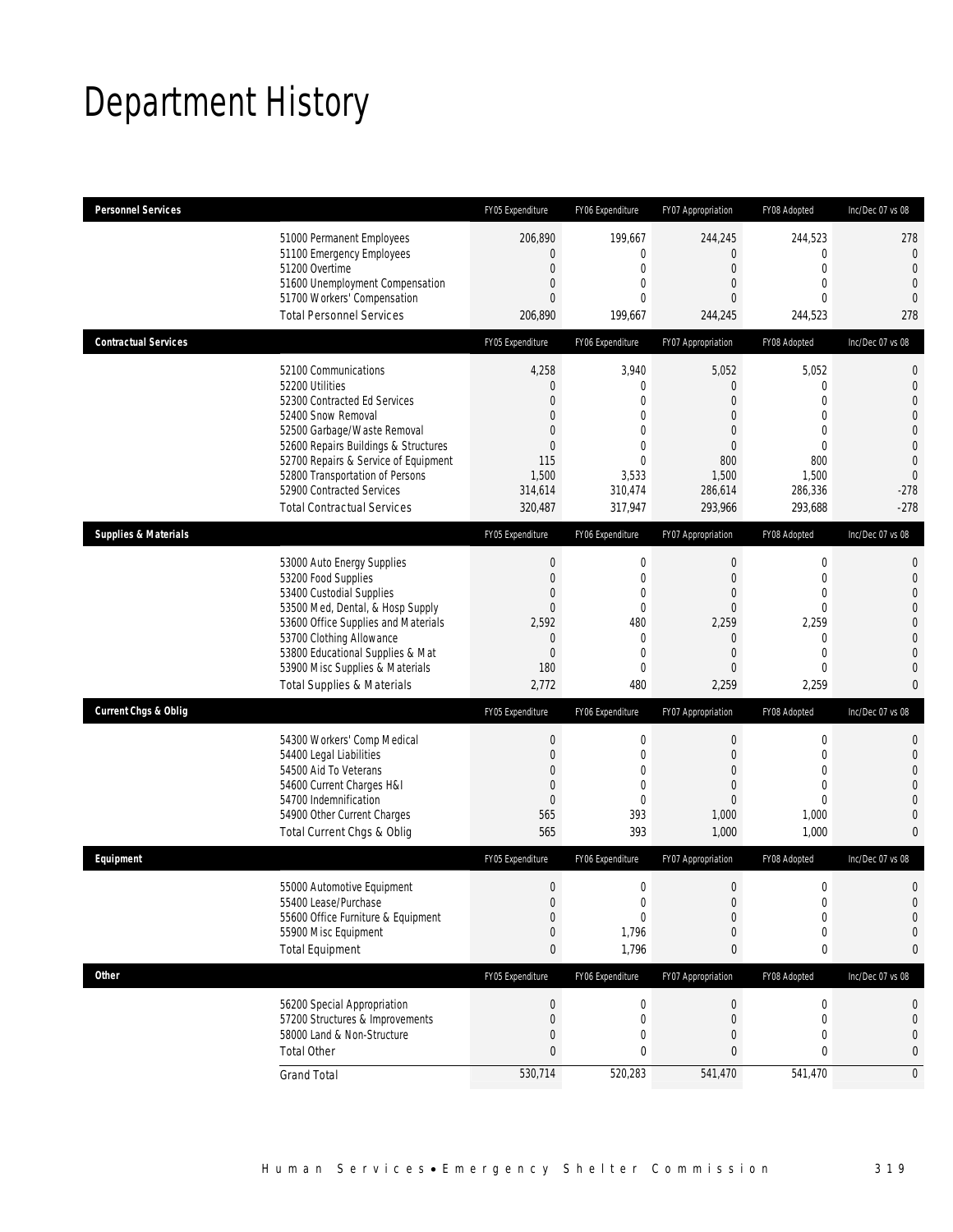# Department History

| Personnel Services | FY05 Expenditure | FY06 Expenditure | FY07 Appropriation | FY08 Adopted | Inc/Dec 07 vs 08 |
|---|---|---|---|---|---|
| 51000 Permanent Employees | 206,890 | 199,667 | 244,245 | 244,523 | 278 |
| 51100 Emergency Employees | 0 | 0 | 0 | 0 | 0 |
| 51200 Overtime | 0 | 0 | 0 | 0 | 0 |
| 51600 Unemployment Compensation | 0 | 0 | 0 | 0 | 0 |
| 51700 Workers' Compensation | 0 | 0 | 0 | 0 | 0 |
| Total Personnel Services | 206,890 | 199,667 | 244,245 | 244,523 | 278 |

| Contractual Services | FY05 Expenditure | FY06 Expenditure | FY07 Appropriation | FY08 Adopted | Inc/Dec 07 vs 08 |
|---|---|---|---|---|---|
| 52100 Communications | 4,258 | 3,940 | 5,052 | 5,052 | 0 |
| 52200 Utilities | 0 | 0 | 0 | 0 | 0 |
| 52300 Contracted Ed Services | 0 | 0 | 0 | 0 | 0 |
| 52400 Snow Removal | 0 | 0 | 0 | 0 | 0 |
| 52500 Garbage/Waste Removal | 0 | 0 | 0 | 0 | 0 |
| 52600 Repairs Buildings & Structures | 0 | 0 | 0 | 0 | 0 |
| 52700 Repairs & Service of Equipment | 115 | 0 | 800 | 800 | 0 |
| 52800 Transportation of Persons | 1,500 | 3,533 | 1,500 | 1,500 | 0 |
| 52900 Contracted Services | 314,614 | 310,474 | 286,614 | 286,336 | -278 |
| Total Contractual Services | 320,487 | 317,947 | 293,966 | 293,688 | -278 |

| Supplies & Materials | FY05 Expenditure | FY06 Expenditure | FY07 Appropriation | FY08 Adopted | Inc/Dec 07 vs 08 |
|---|---|---|---|---|---|
| 53000 Auto Energy Supplies | 0 | 0 | 0 | 0 | 0 |
| 53200 Food Supplies | 0 | 0 | 0 | 0 | 0 |
| 53400 Custodial Supplies | 0 | 0 | 0 | 0 | 0 |
| 53500 Med, Dental, & Hosp Supply | 0 | 0 | 0 | 0 | 0 |
| 53600 Office Supplies and Materials | 2,592 | 480 | 2,259 | 2,259 | 0 |
| 53700 Clothing Allowance | 0 | 0 | 0 | 0 | 0 |
| 53800 Educational Supplies & Mat | 0 | 0 | 0 | 0 | 0 |
| 53900 Misc Supplies & Materials | 180 | 0 | 0 | 0 | 0 |
| Total Supplies & Materials | 2,772 | 480 | 2,259 | 2,259 | 0 |

| Current Chgs & Oblig | FY05 Expenditure | FY06 Expenditure | FY07 Appropriation | FY08 Adopted | Inc/Dec 07 vs 08 |
|---|---|---|---|---|---|
| 54300 Workers' Comp Medical | 0 | 0 | 0 | 0 | 0 |
| 54400 Legal Liabilities | 0 | 0 | 0 | 0 | 0 |
| 54500 Aid To Veterans | 0 | 0 | 0 | 0 | 0 |
| 54600 Current Charges H&I | 0 | 0 | 0 | 0 | 0 |
| 54700 Indemnification | 0 | 0 | 0 | 0 | 0 |
| 54900 Other Current Charges | 565 | 393 | 1,000 | 1,000 | 0 |
| Total Current Chgs & Oblig | 565 | 393 | 1,000 | 1,000 | 0 |

| Equipment | FY05 Expenditure | FY06 Expenditure | FY07 Appropriation | FY08 Adopted | Inc/Dec 07 vs 08 |
|---|---|---|---|---|---|
| 55000 Automotive Equipment | 0 | 0 | 0 | 0 | 0 |
| 55400 Lease/Purchase | 0 | 0 | 0 | 0 | 0 |
| 55600 Office Furniture & Equipment | 0 | 0 | 0 | 0 | 0 |
| 55900 Misc Equipment | 0 | 1,796 | 0 | 0 | 0 |
| Total Equipment | 0 | 1,796 | 0 | 0 | 0 |

| Other | FY05 Expenditure | FY06 Expenditure | FY07 Appropriation | FY08 Adopted | Inc/Dec 07 vs 08 |
|---|---|---|---|---|---|
| 56200 Special Appropriation | 0 | 0 | 0 | 0 | 0 |
| 57200 Structures & Improvements | 0 | 0 | 0 | 0 | 0 |
| 58000 Land & Non-Structure | 0 | 0 | 0 | 0 | 0 |
| Total Other | 0 | 0 | 0 | 0 | 0 |
| Grand Total | 530,714 | 520,283 | 541,470 | 541,470 | 0 |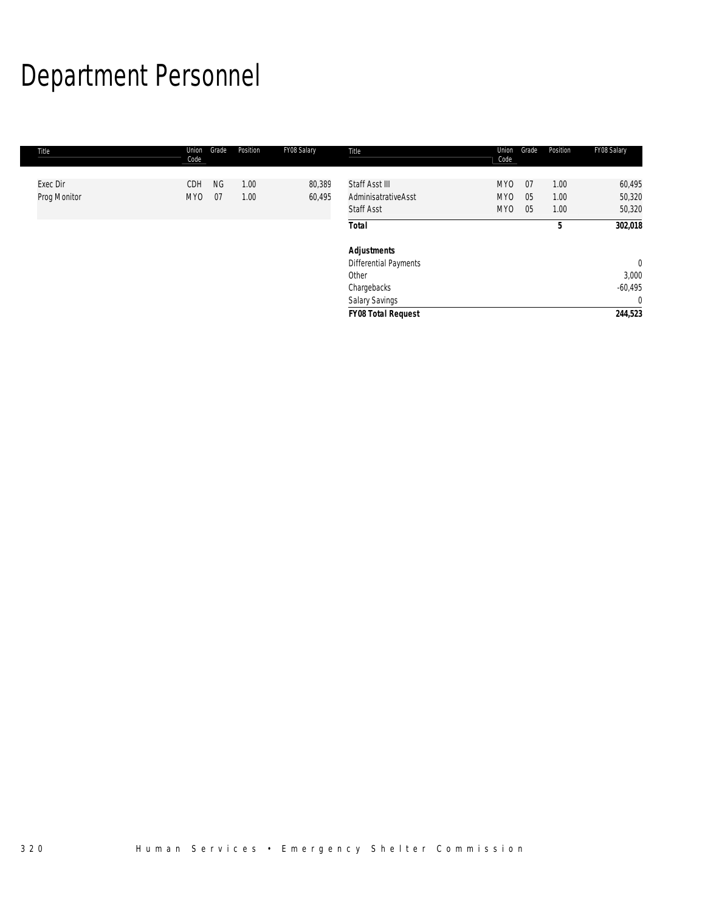# Department Personnel

| Title | Union Code | Grade | Position | FY08 Salary |
|---|---|---|---|---|
| Exec Dir | CDH | NG | 1.00 | 80,389 |
| Prog Monitor | MYO | 07 | 1.00 | 60,495 |
| Staff Asst III | MYO | 07 | 1.00 | 60,495 |
| AdminisatrativeAsst | MYO | 05 | 1.00 | 50,320 |
| Staff Asst | MYO | 05 | 1.00 | 50,320 |
| **Total** | | | **5** | **302,018** |
| ***Adjustments*** | | | | |
| Differential Payments | | | | 0 |
| Other | | | | 3,000 |
| Chargebacks | | | | -60,495 |
| Salary Savings | | | | 0 |
| ***FY08 Total Request*** | | | | **244,523** |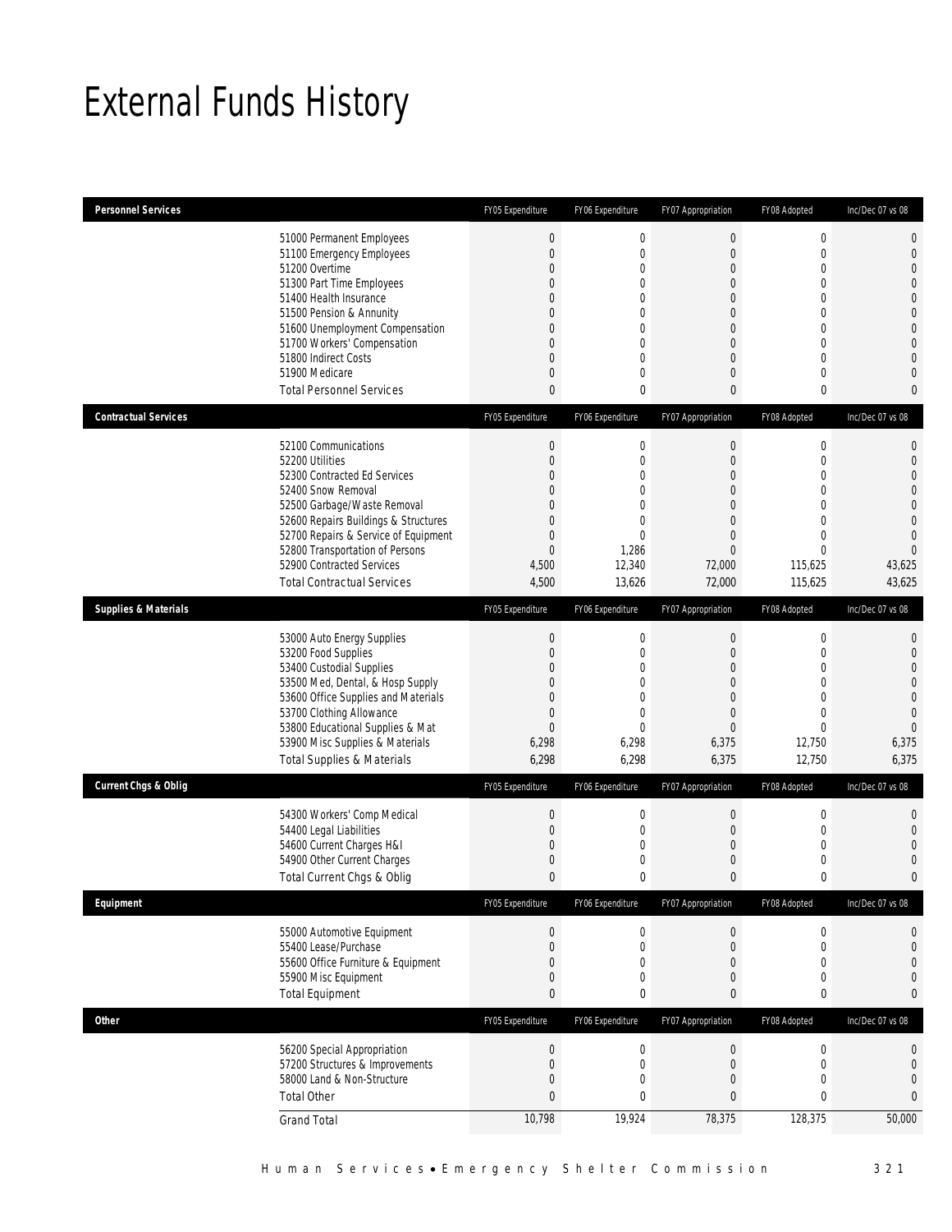# External Funds History

| Personnel Services | | FY05 Expenditure | FY06 Expenditure | FY07 Appropriation | FY08 Adopted | Inc/Dec 07 vs 08 |
|---|---|---|---|---|---|---|
| | 51000 Permanent Employees | 0 | 0 | 0 | 0 | 0 |
| | 51100 Emergency Employees | 0 | 0 | 0 | 0 | 0 |
| | 51200 Overtime | 0 | 0 | 0 | 0 | 0 |
| | 51300 Part Time Employees | 0 | 0 | 0 | 0 | 0 |
| | 51400 Health Insurance | 0 | 0 | 0 | 0 | 0 |
| | 51500 Pension & Annunity | 0 | 0 | 0 | 0 | 0 |
| | 51600 Unemployment Compensation | 0 | 0 | 0 | 0 | 0 |
| | 51700 Workers' Compensation | 0 | 0 | 0 | 0 | 0 |
| | 51800 Indirect Costs | 0 | 0 | 0 | 0 | 0 |
| | 51900 Medicare | 0 | 0 | 0 | 0 | 0 |
| | Total Personnel Services | 0 | 0 | 0 | 0 | 0 |

| Contractual Services | | FY05 Expenditure | FY06 Expenditure | FY07 Appropriation | FY08 Adopted | Inc/Dec 07 vs 08 |
|---|---|---|---|---|---|---|
| | 52100 Communications | 0 | 0 | 0 | 0 | 0 |
| | 52200 Utilities | 0 | 0 | 0 | 0 | 0 |
| | 52300 Contracted Ed Services | 0 | 0 | 0 | 0 | 0 |
| | 52400 Snow Removal | 0 | 0 | 0 | 0 | 0 |
| | 52500 Garbage/Waste Removal | 0 | 0 | 0 | 0 | 0 |
| | 52600 Repairs Buildings & Structures | 0 | 0 | 0 | 0 | 0 |
| | 52700 Repairs & Service of Equipment | 0 | 0 | 0 | 0 | 0 |
| | 52800 Transportation of Persons | 0 | 1,286 | 0 | 0 | 0 |
| | 52900 Contracted Services | 4,500 | 12,340 | 72,000 | 115,625 | 43,625 |
| | Total Contractual Services | 4,500 | 13,626 | 72,000 | 115,625 | 43,625 |

| Supplies & Materials | | FY05 Expenditure | FY06 Expenditure | FY07 Appropriation | FY08 Adopted | Inc/Dec 07 vs 08 |
|---|---|---|---|---|---|---|
| | 53000 Auto Energy Supplies | 0 | 0 | 0 | 0 | 0 |
| | 53200 Food Supplies | 0 | 0 | 0 | 0 | 0 |
| | 53400 Custodial Supplies | 0 | 0 | 0 | 0 | 0 |
| | 53500 Med, Dental, & Hosp Supply | 0 | 0 | 0 | 0 | 0 |
| | 53600 Office Supplies and Materials | 0 | 0 | 0 | 0 | 0 |
| | 53700 Clothing Allowance | 0 | 0 | 0 | 0 | 0 |
| | 53800 Educational Supplies & Mat | 0 | 0 | 0 | 0 | 0 |
| | 53900 Misc Supplies & Materials | 6,298 | 6,298 | 6,375 | 12,750 | 6,375 |
| | Total Supplies & Materials | 6,298 | 6,298 | 6,375 | 12,750 | 6,375 |

| Current Chgs & Oblig | | FY05 Expenditure | FY06 Expenditure | FY07 Appropriation | FY08 Adopted | Inc/Dec 07 vs 08 |
|---|---|---|---|---|---|---|
| | 54300 Workers' Comp Medical | 0 | 0 | 0 | 0 | 0 |
| | 54400 Legal Liabilities | 0 | 0 | 0 | 0 | 0 |
| | 54600 Current Charges H&I | 0 | 0 | 0 | 0 | 0 |
| | 54900 Other Current Charges | 0 | 0 | 0 | 0 | 0 |
| | Total Current Chgs & Oblig | 0 | 0 | 0 | 0 | 0 |

| Equipment | | FY05 Expenditure | FY06 Expenditure | FY07 Appropriation | FY08 Adopted | Inc/Dec 07 vs 08 |
|---|---|---|---|---|---|---|
| | 55000 Automotive Equipment | 0 | 0 | 0 | 0 | 0 |
| | 55400 Lease/Purchase | 0 | 0 | 0 | 0 | 0 |
| | 55600 Office Furniture & Equipment | 0 | 0 | 0 | 0 | 0 |
| | 55900 Misc Equipment | 0 | 0 | 0 | 0 | 0 |
| | Total Equipment | 0 | 0 | 0 | 0 | 0 |

| Other | | FY05 Expenditure | FY06 Expenditure | FY07 Appropriation | FY08 Adopted | Inc/Dec 07 vs 08 |
|---|---|---|---|---|---|---|
| | 56200 Special Appropriation | 0 | 0 | 0 | 0 | 0 |
| | 57200 Structures & Improvements | 0 | 0 | 0 | 0 | 0 |
| | 58000 Land & Non-Structure | 0 | 0 | 0 | 0 | 0 |
| | Total Other | 0 | 0 | 0 | 0 | 0 |
| | Grand Total | 10,798 | 19,924 | 78,375 | 128,375 | 50,000 |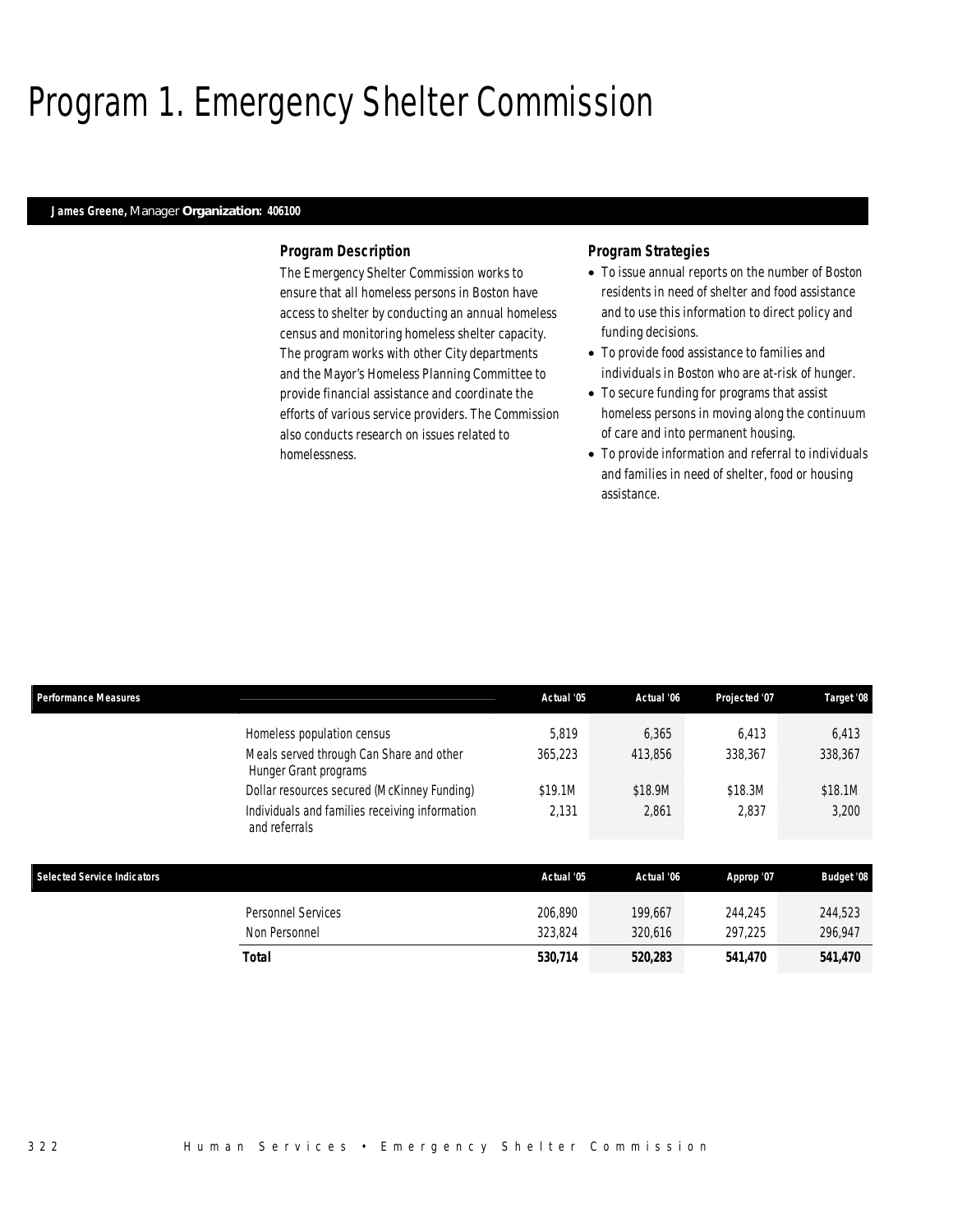# Program 1. Emergency Shelter Commission

**James Greene,** Manager **Organization: 406100**

### Program Description

The Emergency Shelter Commission works to ensure that all homeless persons in Boston have access to shelter by conducting an annual homeless census and monitoring homeless shelter capacity. The program works with other City departments and the Mayor's Homeless Planning Committee to provide financial assistance and coordinate the efforts of various service providers. The Commission also conducts research on issues related to homelessness.

### Program Strategies

- To issue annual reports on the number of Boston residents in need of shelter and food assistance and to use this information to direct policy and funding decisions.
- To provide food assistance to families and individuals in Boston who are at-risk of hunger.
- To secure funding for programs that assist homeless persons in moving along the continuum of care and into permanent housing.
- To provide information and referral to individuals and families in need of shelter, food or housing assistance.

| Performance Measures | Actual '05 | Actual '06 | Projected '07 | Target '08 |
|---|---|---|---|---|
| Homeless population census | 5,819 | 6,365 | 6,413 | 6,413 |
| Meals served through Can Share and other Hunger Grant programs | 365,223 | 413,856 | 338,367 | 338,367 |
| Dollar resources secured (McKinney Funding) | $19.1M | $18.9M | $18.3M | $18.1M |
| Individuals and families receiving information and referrals | 2,131 | 2,861 | 2,837 | 3,200 |

| Selected Service Indicators | Actual '05 | Actual '06 | Approp '07 | Budget '08 |
|---|---|---|---|---|
| Personnel Services | 206,890 | 199,667 | 244,245 | 244,523 |
| Non Personnel | 323,824 | 320,616 | 297,225 | 296,947 |
| **Total** | **530,714** | **520,283** | **541,470** | **541,470** |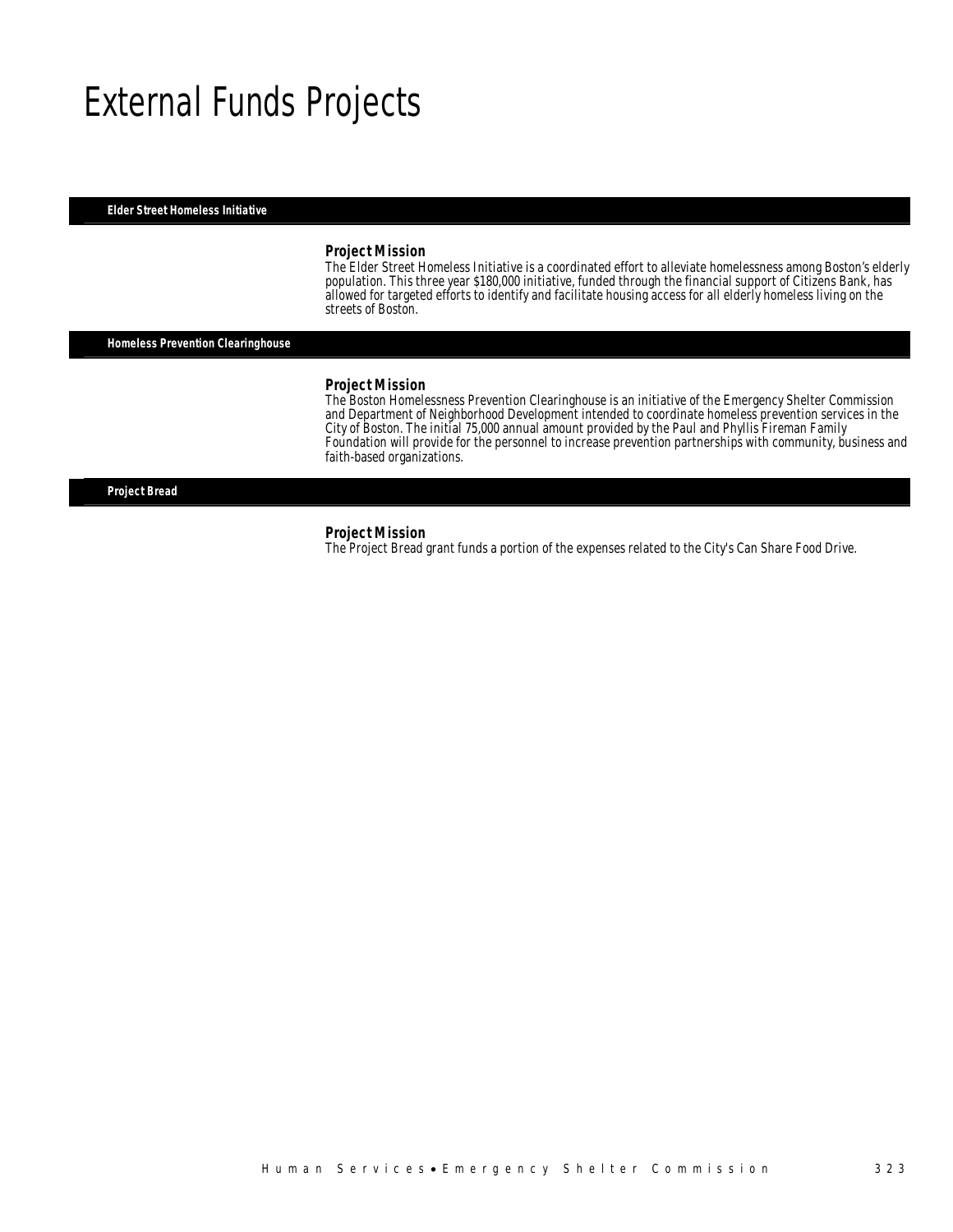# External Funds Projects

## Elder Street Homeless Initiative

### *Project Mission*

*The Elder Street Homeless Initiative is a coordinated effort to alleviate homelessness among Boston's elderly population. This three year $180,000 initiative, funded through the financial support of Citizens Bank, has allowed for targeted efforts to identify and facilitate housing access for all elderly homeless living on the streets of Boston.*

## Homeless Prevention Clearinghouse

### *Project Mission*

*The Boston Homelessness Prevention Clearinghouse is an initiative of the Emergency Shelter Commission and Department of Neighborhood Development intended to coordinate homeless prevention services in the City of Boston. The initial 75,000 annual amount provided by the Paul and Phyllis Fireman Family Foundation will provide for the personnel to increase prevention partnerships with community, business and faith-based organizations.*

## Project Bread

### *Project Mission*

*The Project Bread grant funds a portion of the expenses related to the City's Can Share Food Drive.*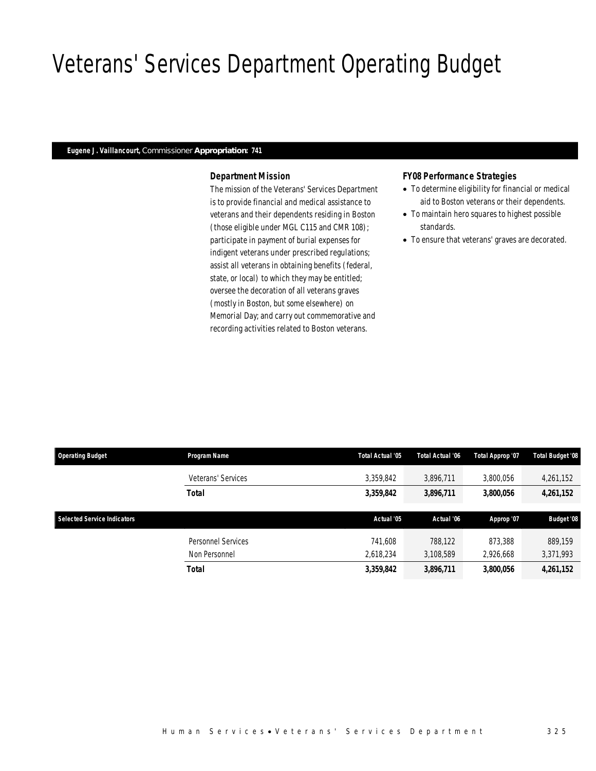# Veterans' Services Department Operating Budget

**Eugene J. Vaillancourt,** Commissioner **Appropriation: 741**

### Department Mission

The mission of the Veterans' Services Department is to provide financial and medical assistance to veterans and their dependents residing in Boston (those eligible under MGL C115 and CMR 108); participate in payment of burial expenses for indigent veterans under prescribed regulations; assist all veterans in obtaining benefits (federal, state, or local) to which they may be entitled; oversee the decoration of all veterans graves (mostly in Boston, but some elsewhere) on Memorial Day; and carry out commemorative and recording activities related to Boston veterans.

### FY08 Performance Strategies

- To determine eligibility for financial or medical aid to Boston veterans or their dependents.
- To maintain hero squares to highest possible standards.
- To ensure that veterans' graves are decorated.

| Operating Budget | Program Name | Total Actual '05 | Total Actual '06 | Total Approp '07 | Total Budget '08 |
|---|---|---|---|---|---|
| | Veterans' Services | 3,359,842 | 3,896,711 | 3,800,056 | 4,261,152 |
| | **Total** | **3,359,842** | **3,896,711** | **3,800,056** | **4,261,152** |

| Selected Service Indicators | | Actual '05 | Actual '06 | Approp '07 | Budget '08 |
|---|---|---|---|---|---|
| | Personnel Services | 741,608 | 788,122 | 873,388 | 889,159 |
| | Non Personnel | 2,618,234 | 3,108,589 | 2,926,668 | 3,371,993 |
| | **Total** | **3,359,842** | **3,896,711** | **3,800,056** | **4,261,152** |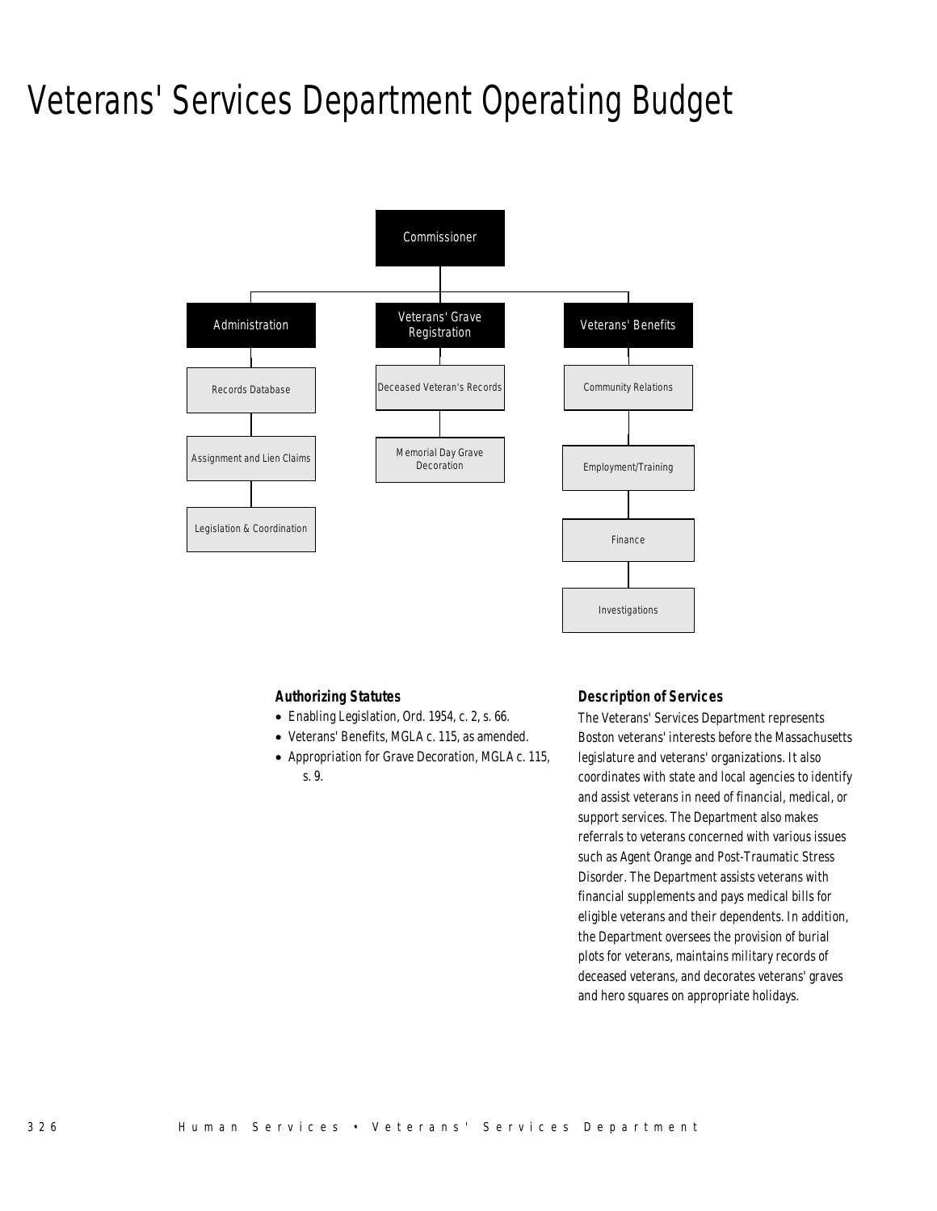# Veterans' Services Department Operating Budget

- Commissioner
  - Administration
    - Records Database
    - Assignment and Lien Claims
    - Legislation & Coordination
  - Veterans' Grave Registration
    - Deceased Veteran's Records
    - Memorial Day Grave Decoration
  - Veterans' Benefits
    - Community Relations
    - Employment/Training
    - Finance
    - Investigations

### Authorizing Statutes

- Enabling Legislation, Ord. 1954, c. 2, s. 66.
- Veterans' Benefits, MGLA c. 115, as amended.
- Appropriation for Grave Decoration, MGLA c. 115, s. 9.

### Description of Services

The Veterans' Services Department represents Boston veterans' interests before the Massachusetts legislature and veterans' organizations. It also coordinates with state and local agencies to identify and assist veterans in need of financial, medical, or support services. The Department also makes referrals to veterans concerned with various issues such as Agent Orange and Post-Traumatic Stress Disorder. The Department assists veterans with financial supplements and pays medical bills for eligible veterans and their dependents. In addition, the Department oversees the provision of burial plots for veterans, maintains military records of deceased veterans, and decorates veterans' graves and hero squares on appropriate holidays.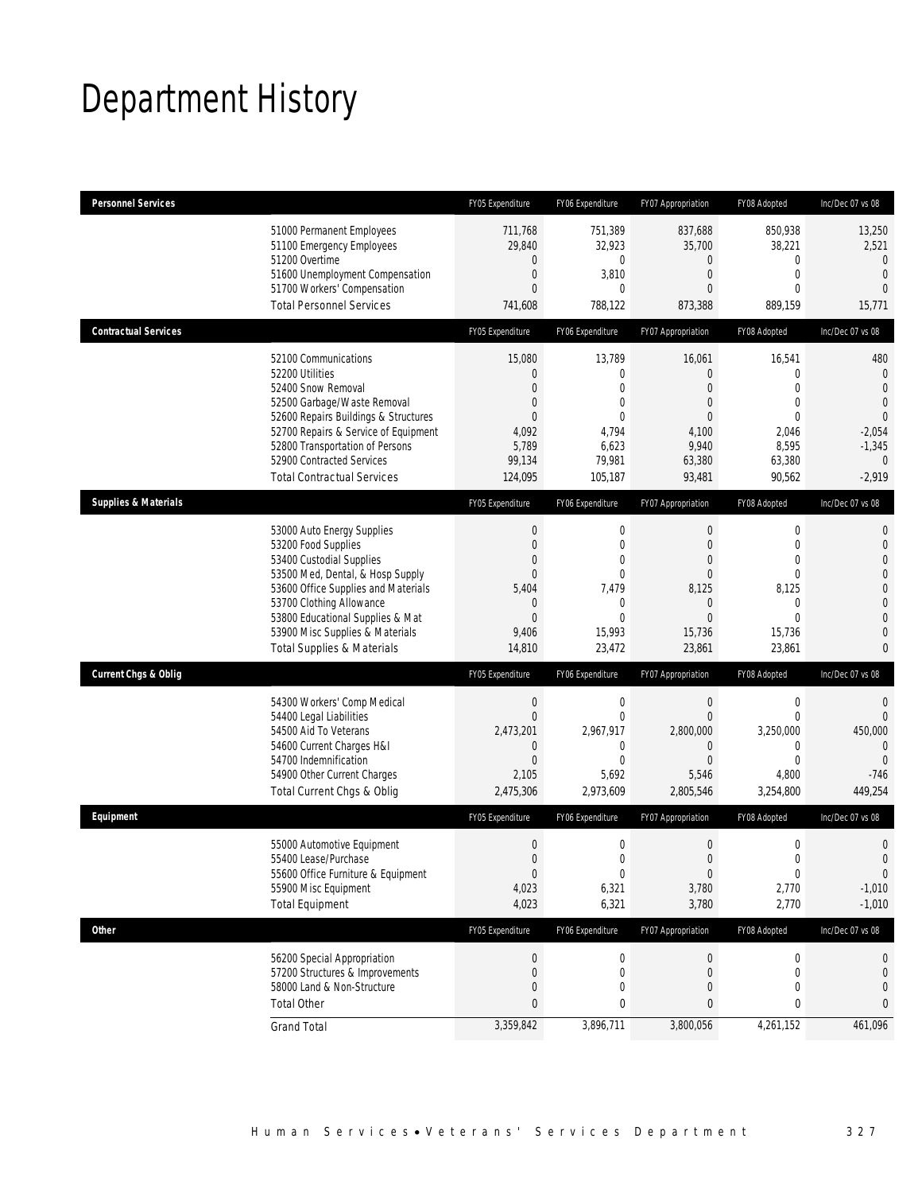# Department History

| Personnel Services | FY05 Expenditure | FY06 Expenditure | FY07 Appropriation | FY08 Adopted | Inc/Dec 07 vs 08 |
|---|---|---|---|---|---|
| 51000 Permanent Employees | 711,768 | 751,389 | 837,688 | 850,938 | 13,250 |
| 51100 Emergency Employees | 29,840 | 32,923 | 35,700 | 38,221 | 2,521 |
| 51200 Overtime | 0 | 0 | 0 | 0 | 0 |
| 51600 Unemployment Compensation | 0 | 3,810 | 0 | 0 | 0 |
| 51700 Workers' Compensation | 0 | 0 | 0 | 0 | 0 |
| Total Personnel Services | 741,608 | 788,122 | 873,388 | 889,159 | 15,771 |
| **Contractual Services** | FY05 Expenditure | FY06 Expenditure | FY07 Appropriation | FY08 Adopted | Inc/Dec 07 vs 08 |
| 52100 Communications | 15,080 | 13,789 | 16,061 | 16,541 | 480 |
| 52200 Utilities | 0 | 0 | 0 | 0 | 0 |
| 52400 Snow Removal | 0 | 0 | 0 | 0 | 0 |
| 52500 Garbage/Waste Removal | 0 | 0 | 0 | 0 | 0 |
| 52600 Repairs Buildings & Structures | 0 | 0 | 0 | 0 | 0 |
| 52700 Repairs & Service of Equipment | 4,092 | 4,794 | 4,100 | 2,046 | -2,054 |
| 52800 Transportation of Persons | 5,789 | 6,623 | 9,940 | 8,595 | -1,345 |
| 52900 Contracted Services | 99,134 | 79,981 | 63,380 | 63,380 | 0 |
| Total Contractual Services | 124,095 | 105,187 | 93,481 | 90,562 | -2,919 |
| **Supplies & Materials** | FY05 Expenditure | FY06 Expenditure | FY07 Appropriation | FY08 Adopted | Inc/Dec 07 vs 08 |
| 53000 Auto Energy Supplies | 0 | 0 | 0 | 0 | 0 |
| 53200 Food Supplies | 0 | 0 | 0 | 0 | 0 |
| 53400 Custodial Supplies | 0 | 0 | 0 | 0 | 0 |
| 53500 Med, Dental, & Hosp Supply | 0 | 0 | 0 | 0 | 0 |
| 53600 Office Supplies and Materials | 5,404 | 7,479 | 8,125 | 8,125 | 0 |
| 53700 Clothing Allowance | 0 | 0 | 0 | 0 | 0 |
| 53800 Educational Supplies & Mat | 0 | 0 | 0 | 0 | 0 |
| 53900 Misc Supplies & Materials | 9,406 | 15,993 | 15,736 | 15,736 | 0 |
| Total Supplies & Materials | 14,810 | 23,472 | 23,861 | 23,861 | 0 |
| **Current Chgs & Oblig** | FY05 Expenditure | FY06 Expenditure | FY07 Appropriation | FY08 Adopted | Inc/Dec 07 vs 08 |
| 54300 Workers' Comp Medical | 0 | 0 | 0 | 0 | 0 |
| 54400 Legal Liabilities | 0 | 0 | 0 | 0 | 0 |
| 54500 Aid To Veterans | 2,473,201 | 2,967,917 | 2,800,000 | 3,250,000 | 450,000 |
| 54600 Current Charges H&I | 0 | 0 | 0 | 0 | 0 |
| 54700 Indemnification | 0 | 0 | 0 | 0 | 0 |
| 54900 Other Current Charges | 2,105 | 5,692 | 5,546 | 4,800 | -746 |
| Total Current Chgs & Oblig | 2,475,306 | 2,973,609 | 2,805,546 | 3,254,800 | 449,254 |
| **Equipment** | FY05 Expenditure | FY06 Expenditure | FY07 Appropriation | FY08 Adopted | Inc/Dec 07 vs 08 |
| 55000 Automotive Equipment | 0 | 0 | 0 | 0 | 0 |
| 55400 Lease/Purchase | 0 | 0 | 0 | 0 | 0 |
| 55600 Office Furniture & Equipment | 0 | 0 | 0 | 0 | 0 |
| 55900 Misc Equipment | 4,023 | 6,321 | 3,780 | 2,770 | -1,010 |
| Total Equipment | 4,023 | 6,321 | 3,780 | 2,770 | -1,010 |
| **Other** | FY05 Expenditure | FY06 Expenditure | FY07 Appropriation | FY08 Adopted | Inc/Dec 07 vs 08 |
| 56200 Special Appropriation | 0 | 0 | 0 | 0 | 0 |
| 57200 Structures & Improvements | 0 | 0 | 0 | 0 | 0 |
| 58000 Land & Non-Structure | 0 | 0 | 0 | 0 | 0 |
| Total Other | 0 | 0 | 0 | 0 | 0 |
| Grand Total | 3,359,842 | 3,896,711 | 3,800,056 | 4,261,152 | 461,096 |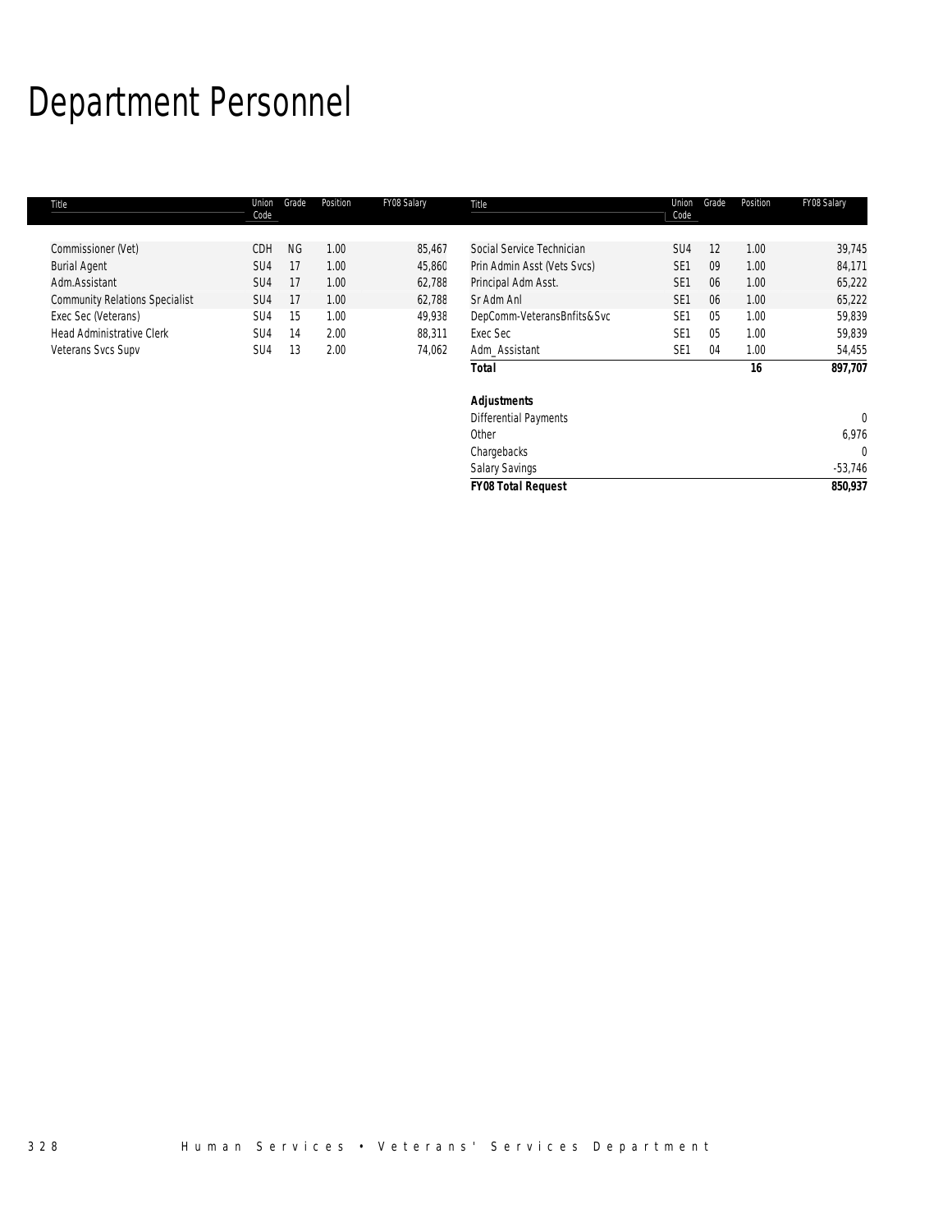# Department Personnel

| Title | Union Code | Grade | Position | FY08 Salary | Title | Union Code | Grade | Position | FY08 Salary |
|---|---|---|---|---|---|---|---|---|---|
| Commissioner (Vet) | CDH | NG | 1.00 | 85,467 | Social Service Technician | SU4 | 12 | 1.00 | 39,745 |
| Burial Agent | SU4 | 17 | 1.00 | 45,860 | Prin Admin Asst (Vets Svcs) | SE1 | 09 | 1.00 | 84,171 |
| Adm.Assistant | SU4 | 17 | 1.00 | 62,788 | Principal Adm Asst. | SE1 | 06 | 1.00 | 65,222 |
| Community Relations Specialist | SU4 | 17 | 1.00 | 62,788 | Sr Adm Anl | SE1 | 06 | 1.00 | 65,222 |
| Exec Sec (Veterans) | SU4 | 15 | 1.00 | 49,938 | DepComm-VeteransBnfits&Svc | SE1 | 05 | 1.00 | 59,839 |
| Head Administrative Clerk | SU4 | 14 | 2.00 | 88,311 | Exec Sec | SE1 | 05 | 1.00 | 59,839 |
| Veterans Svcs Supv | SU4 | 13 | 2.00 | 74,062 | Adm_Assistant | SE1 | 04 | 1.00 | 54,455 |
| | | | | | **Total** | | | **16** | **897,707** |
| | | | | | | | | | |
| | | | | | **Adjustments** | | | | |
| | | | | | Differential Payments | | | | 0 |
| | | | | | Other | | | | 6,976 |
| | | | | | Chargebacks | | | | 0 |
| | | | | | Salary Savings | | | | -53,746 |
| | | | | | **FY08 Total Request** | | | | **850,937** |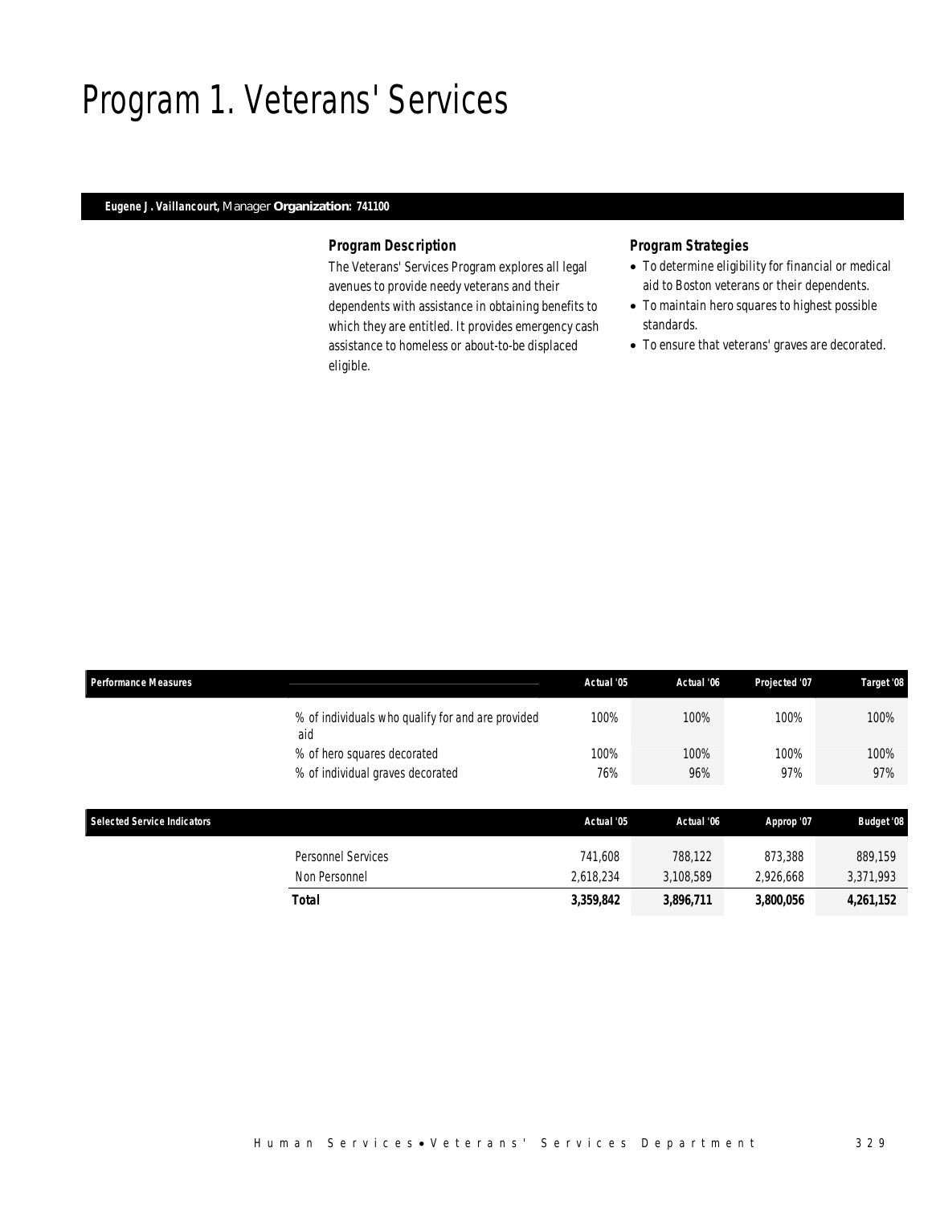# Program 1. Veterans' Services

**Eugene J. Vaillancourt,** Manager **Organization: 741100**

### Program Description

The Veterans' Services Program explores all legal avenues to provide needy veterans and their dependents with assistance in obtaining benefits to which they are entitled. It provides emergency cash assistance to homeless or about-to-be displaced eligible.

### Program Strategies

- To determine eligibility for financial or medical aid to Boston veterans or their dependents.
- To maintain hero squares to highest possible standards.
- To ensure that veterans' graves are decorated.

| Performance Measures | | Actual '05 | Actual '06 | Projected '07 | Target '08 |
|---|---|---|---|---|---|
| | % of individuals who qualify for and are provided aid | 100% | 100% | 100% | 100% |
| | % of hero squares decorated | 100% | 100% | 100% | 100% |
| | % of individual graves decorated | 76% | 96% | 97% | 97% |

| Selected Service Indicators | | Actual '05 | Actual '06 | Approp '07 | Budget '08 |
|---|---|---|---|---|---|
| | Personnel Services | 741,608 | 788,122 | 873,388 | 889,159 |
| | Non Personnel | 2,618,234 | 3,108,589 | 2,926,668 | 3,371,993 |
| | **Total** | **3,359,842** | **3,896,711** | **3,800,056** | **4,261,152** |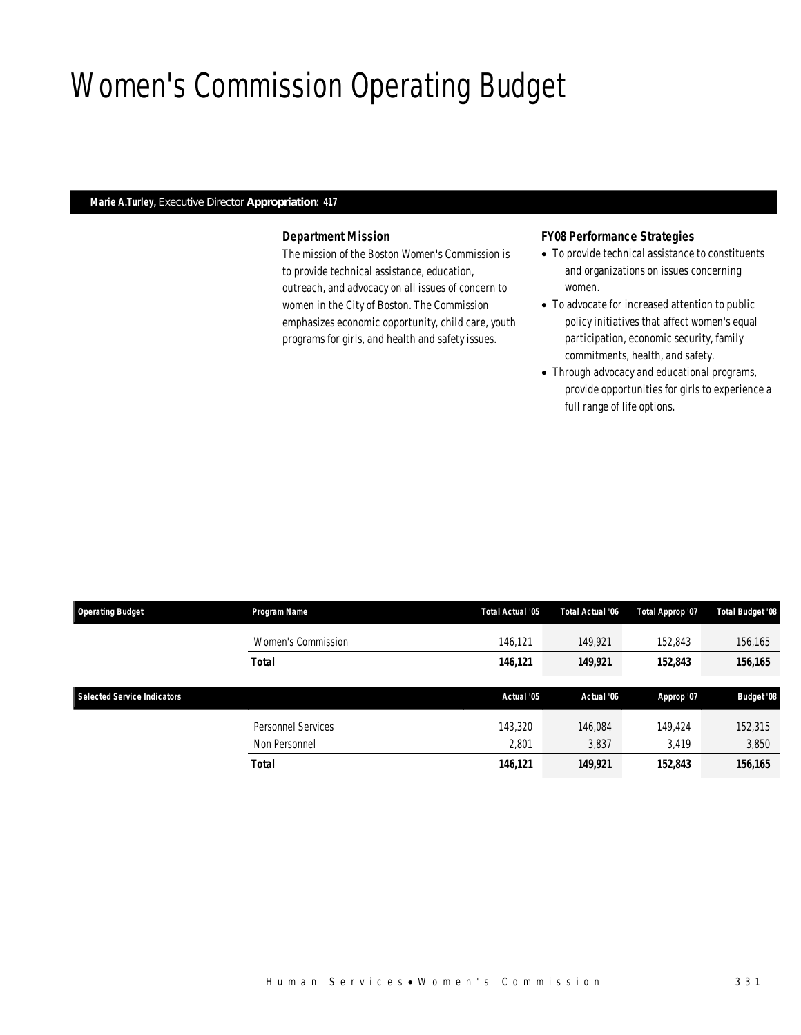# Women's Commission Operating Budget

**Marie A.Turley,** Executive Director **Appropriation: 417**

### Department Mission

The mission of the Boston Women's Commission is to provide technical assistance, education, outreach, and advocacy on all issues of concern to women in the City of Boston. The Commission emphasizes economic opportunity, child care, youth programs for girls, and health and safety issues.

### FY08 Performance Strategies

- To provide technical assistance to constituents and organizations on issues concerning women.
- To advocate for increased attention to public policy initiatives that affect women's equal participation, economic security, family commitments, health, and safety.
- Through advocacy and educational programs, provide opportunities for girls to experience a full range of life options.

| Operating Budget | Program Name | Total Actual '05 | Total Actual '06 | Total Approp '07 | Total Budget '08 |
|---|---|---|---|---|---|
| | Women's Commission | 146,121 | 149,921 | 152,843 | 156,165 |
| | **Total** | **146,121** | **149,921** | **152,843** | **156,165** |

| Selected Service Indicators | | Actual '05 | Actual '06 | Approp '07 | Budget '08 |
|---|---|---|---|---|---|
| | Personnel Services | 143,320 | 146,084 | 149,424 | 152,315 |
| | Non Personnel | 2,801 | 3,837 | 3,419 | 3,850 |
| | **Total** | **146,121** | **149,921** | **152,843** | **156,165** |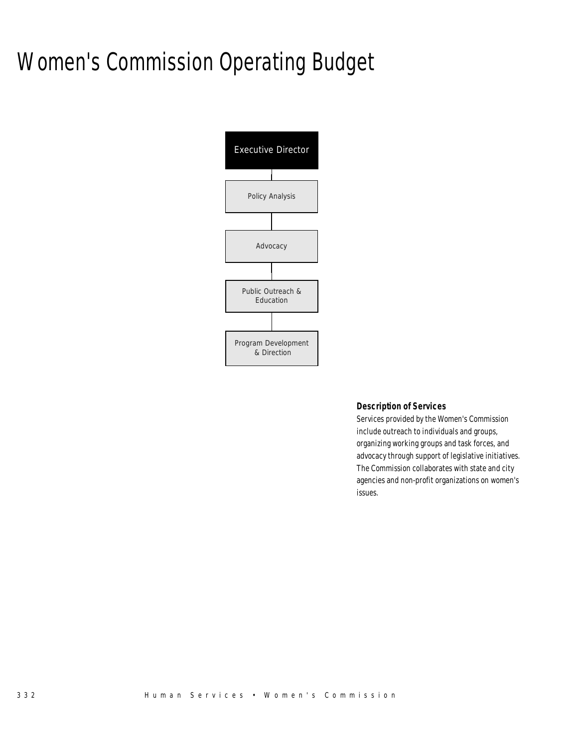# Women's Commission Operating Budget

Executive Director

Policy Analysis

Advocacy

Public Outreach & Education

Program Development & Direction

### Description of Services

Services provided by the Women's Commission include outreach to individuals and groups, organizing working groups and task forces, and advocacy through support of legislative initiatives. The Commission collaborates with state and city agencies and non-profit organizations on women's issues.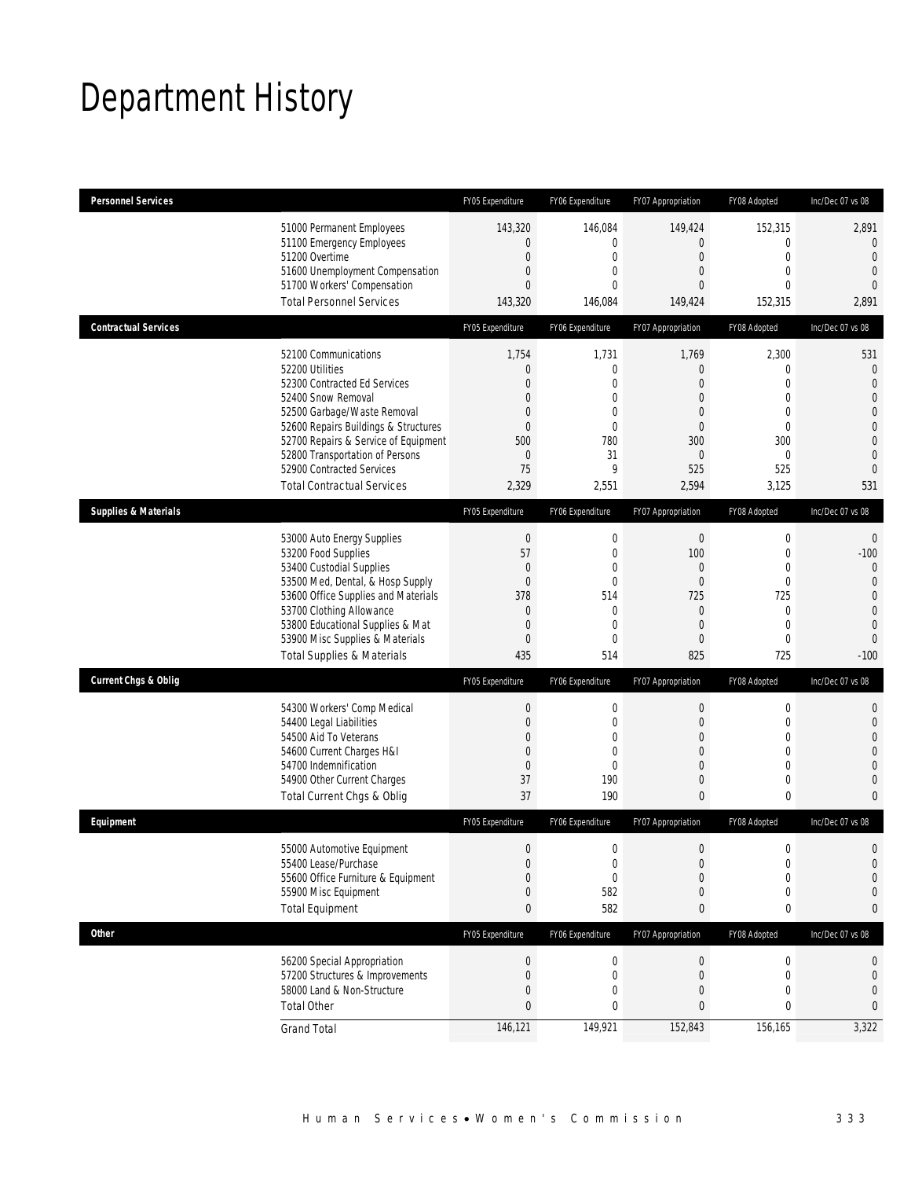# Department History

| Personnel Services | FY05 Expenditure | FY06 Expenditure | FY07 Appropriation | FY08 Adopted | Inc/Dec 07 vs 08 |
|---|---|---|---|---|---|
| 51000 Permanent Employees | 143,320 | 146,084 | 149,424 | 152,315 | 2,891 |
| 51100 Emergency Employees | 0 | 0 | 0 | 0 | 0 |
| 51200 Overtime | 0 | 0 | 0 | 0 | 0 |
| 51600 Unemployment Compensation | 0 | 0 | 0 | 0 | 0 |
| 51700 Workers' Compensation | 0 | 0 | 0 | 0 | 0 |
| Total Personnel Services | 143,320 | 146,084 | 149,424 | 152,315 | 2,891 |

| Contractual Services | FY05 Expenditure | FY06 Expenditure | FY07 Appropriation | FY08 Adopted | Inc/Dec 07 vs 08 |
|---|---|---|---|---|---|
| 52100 Communications | 1,754 | 1,731 | 1,769 | 2,300 | 531 |
| 52200 Utilities | 0 | 0 | 0 | 0 | 0 |
| 52300 Contracted Ed Services | 0 | 0 | 0 | 0 | 0 |
| 52400 Snow Removal | 0 | 0 | 0 | 0 | 0 |
| 52500 Garbage/Waste Removal | 0 | 0 | 0 | 0 | 0 |
| 52600 Repairs Buildings & Structures | 0 | 0 | 0 | 0 | 0 |
| 52700 Repairs & Service of Equipment | 500 | 780 | 300 | 300 | 0 |
| 52800 Transportation of Persons | 0 | 31 | 0 | 0 | 0 |
| 52900 Contracted Services | 75 | 9 | 525 | 525 | 0 |
| Total Contractual Services | 2,329 | 2,551 | 2,594 | 3,125 | 531 |

| Supplies & Materials | FY05 Expenditure | FY06 Expenditure | FY07 Appropriation | FY08 Adopted | Inc/Dec 07 vs 08 |
|---|---|---|---|---|---|
| 53000 Auto Energy Supplies | 0 | 0 | 0 | 0 | 0 |
| 53200 Food Supplies | 57 | 0 | 100 | 0 | -100 |
| 53400 Custodial Supplies | 0 | 0 | 0 | 0 | 0 |
| 53500 Med, Dental, & Hosp Supply | 0 | 0 | 0 | 0 | 0 |
| 53600 Office Supplies and Materials | 378 | 514 | 725 | 725 | 0 |
| 53700 Clothing Allowance | 0 | 0 | 0 | 0 | 0 |
| 53800 Educational Supplies & Mat | 0 | 0 | 0 | 0 | 0 |
| 53900 Misc Supplies & Materials | 0 | 0 | 0 | 0 | 0 |
| Total Supplies & Materials | 435 | 514 | 825 | 725 | -100 |

| Current Chgs & Oblig | FY05 Expenditure | FY06 Expenditure | FY07 Appropriation | FY08 Adopted | Inc/Dec 07 vs 08 |
|---|---|---|---|---|---|
| 54300 Workers' Comp Medical | 0 | 0 | 0 | 0 | 0 |
| 54400 Legal Liabilities | 0 | 0 | 0 | 0 | 0 |
| 54500 Aid To Veterans | 0 | 0 | 0 | 0 | 0 |
| 54600 Current Charges H&I | 0 | 0 | 0 | 0 | 0 |
| 54700 Indemnification | 0 | 0 | 0 | 0 | 0 |
| 54900 Other Current Charges | 37 | 190 | 0 | 0 | 0 |
| Total Current Chgs & Oblig | 37 | 190 | 0 | 0 | 0 |

| Equipment | FY05 Expenditure | FY06 Expenditure | FY07 Appropriation | FY08 Adopted | Inc/Dec 07 vs 08 |
|---|---|---|---|---|---|
| 55000 Automotive Equipment | 0 | 0 | 0 | 0 | 0 |
| 55400 Lease/Purchase | 0 | 0 | 0 | 0 | 0 |
| 55600 Office Furniture & Equipment | 0 | 0 | 0 | 0 | 0 |
| 55900 Misc Equipment | 0 | 582 | 0 | 0 | 0 |
| Total Equipment | 0 | 582 | 0 | 0 | 0 |

| Other | FY05 Expenditure | FY06 Expenditure | FY07 Appropriation | FY08 Adopted | Inc/Dec 07 vs 08 |
|---|---|---|---|---|---|
| 56200 Special Appropriation | 0 | 0 | 0 | 0 | 0 |
| 57200 Structures & Improvements | 0 | 0 | 0 | 0 | 0 |
| 58000 Land & Non-Structure | 0 | 0 | 0 | 0 | 0 |
| Total Other | 0 | 0 | 0 | 0 | 0 |
| Grand Total | 146,121 | 149,921 | 152,843 | 156,165 | 3,322 |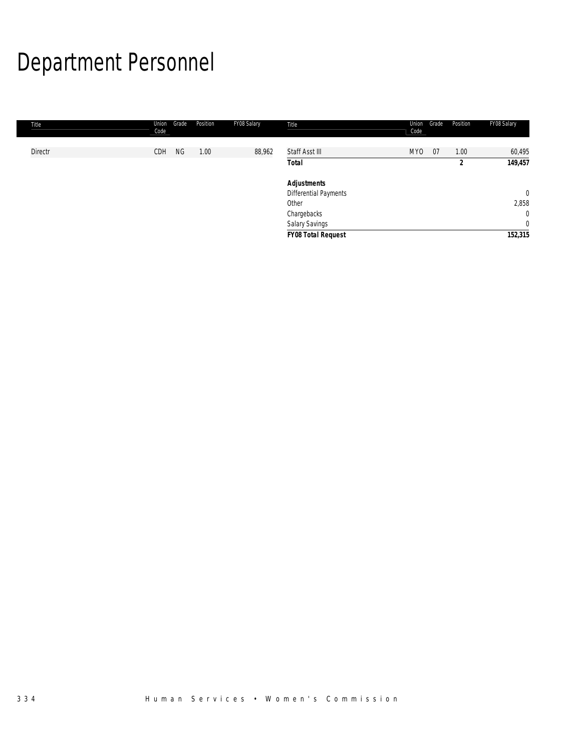# Department Personnel

| Title | Union Code | Grade | Position | FY08 Salary |
|---|---|---|---|---|
| Directr | CDH | NG | 1.00 | 88,962 |
| Staff Asst III | MYO | 07 | 1.00 | 60,495 |
| **Total** | | | **2** | **149,457** |
| | | | | |
| ***Adjustments*** | | | | |
| Differential Payments | | | | 0 |
| Other | | | | 2,858 |
| Chargebacks | | | | 0 |
| Salary Savings | | | | 0 |
| ***FY08 Total Request*** | | | | **152,315** |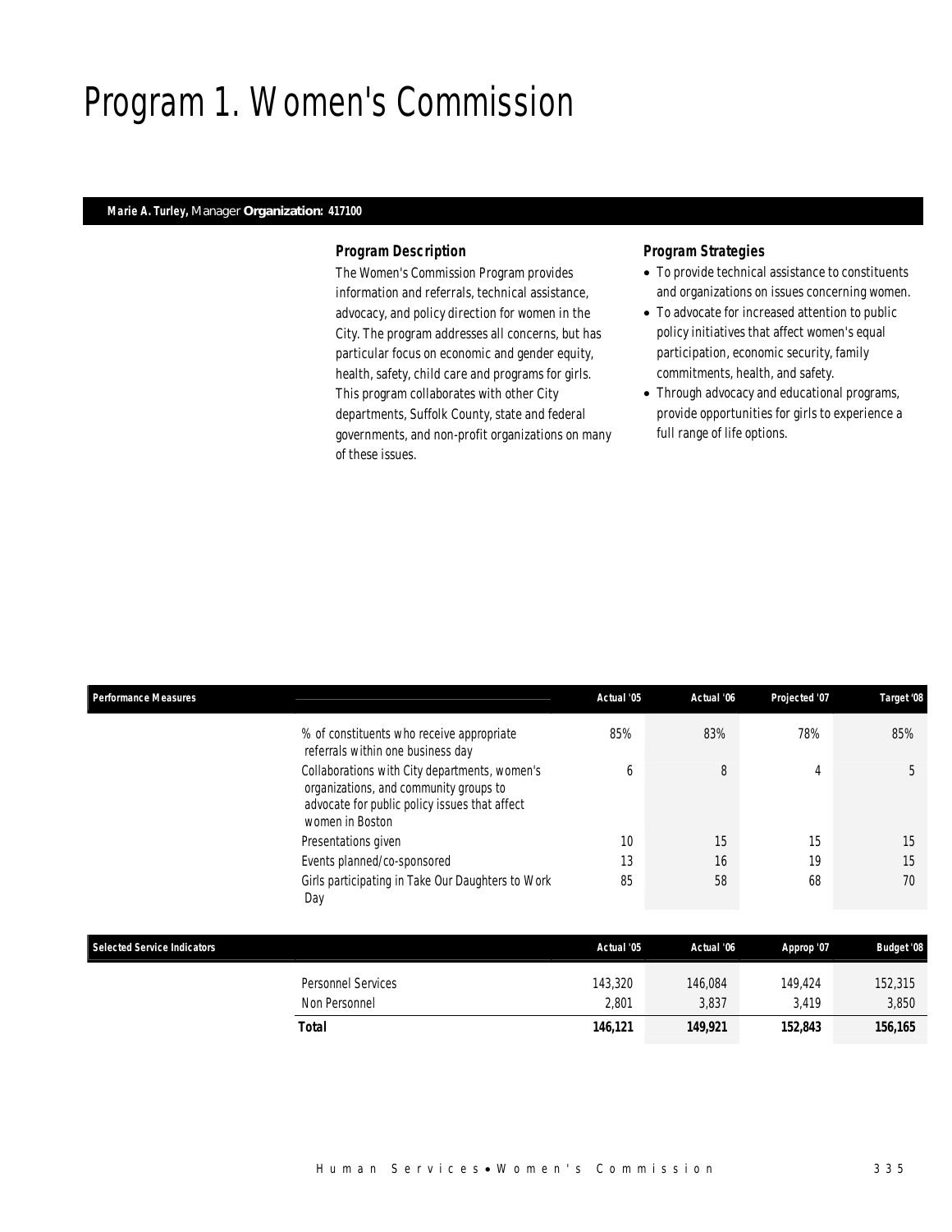# Program 1. Women's Commission

**Marie A. Turley,** Manager **Organization: 417100**

### Program Description

The Women's Commission Program provides information and referrals, technical assistance, advocacy, and policy direction for women in the City. The program addresses all concerns, but has particular focus on economic and gender equity, health, safety, child care and programs for girls. This program collaborates with other City departments, Suffolk County, state and federal governments, and non-profit organizations on many of these issues.

### Program Strategies

- To provide technical assistance to constituents and organizations on issues concerning women.
- To advocate for increased attention to public policy initiatives that affect women's equal participation, economic security, family commitments, health, and safety.
- Through advocacy and educational programs, provide opportunities for girls to experience a full range of life options.

| Performance Measures | Actual '05 | Actual '06 | Projected '07 | Target '08 |
|---|---|---|---|---|
| % of constituents who receive appropriate referrals within one business day | 85% | 83% | 78% | 85% |
| Collaborations with City departments, women's organizations, and community groups to advocate for public policy issues that affect women in Boston | 6 | 8 | 4 | 5 |
| Presentations given | 10 | 15 | 15 | 15 |
| Events planned/co-sponsored | 13 | 16 | 19 | 15 |
| Girls participating in Take Our Daughters to Work Day | 85 | 58 | 68 | 70 |

| Selected Service Indicators | Actual '05 | Actual '06 | Approp '07 | Budget '08 |
|---|---|---|---|---|
| Personnel Services | 143,320 | 146,084 | 149,424 | 152,315 |
| Non Personnel | 2,801 | 3,837 | 3,419 | 3,850 |
| **Total** | **146,121** | **149,921** | **152,843** | **156,165** |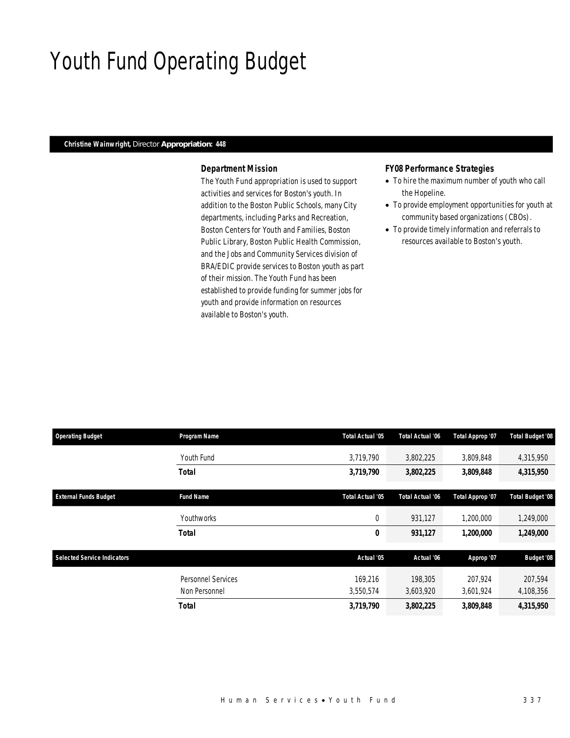# Youth Fund Operating Budget

***Christine Wainwright,*** *Director* **Appropriation: 448**

### Department Mission

The Youth Fund appropriation is used to support activities and services for Boston's youth. In addition to the Boston Public Schools, many City departments, including Parks and Recreation, Boston Centers for Youth and Families, Boston Public Library, Boston Public Health Commission, and the Jobs and Community Services division of BRA/EDIC provide services to Boston youth as part of their mission. The Youth Fund has been established to provide funding for summer jobs for youth and provide information on resources available to Boston's youth.

### FY08 Performance Strategies

- To hire the maximum number of youth who call the Hopeline.
- To provide employment opportunities for youth at community based organizations (CBOs).
- To provide timely information and referrals to resources available to Boston's youth.

| Operating Budget | Program Name | Total Actual '05 | Total Actual '06 | Total Approp '07 | Total Budget '08 |
|---|---|---|---|---|---|
| | Youth Fund | 3,719,790 | 3,802,225 | 3,809,848 | 4,315,950 |
| | **Total** | **3,719,790** | **3,802,225** | **3,809,848** | **4,315,950** |

| External Funds Budget | Fund Name | Total Actual '05 | Total Actual '06 | Total Approp '07 | Total Budget '08 |
|---|---|---|---|---|---|
| | Youthworks | 0 | 931,127 | 1,200,000 | 1,249,000 |
| | **Total** | **0** | **931,127** | **1,200,000** | **1,249,000** |

| Selected Service Indicators | | Actual '05 | Actual '06 | Approp '07 | Budget '08 |
|---|---|---|---|---|---|
| | Personnel Services | 169,216 | 198,305 | 207,924 | 207,594 |
| | Non Personnel | 3,550,574 | 3,603,920 | 3,601,924 | 4,108,356 |
| | **Total** | **3,719,790** | **3,802,225** | **3,809,848** | **4,315,950** |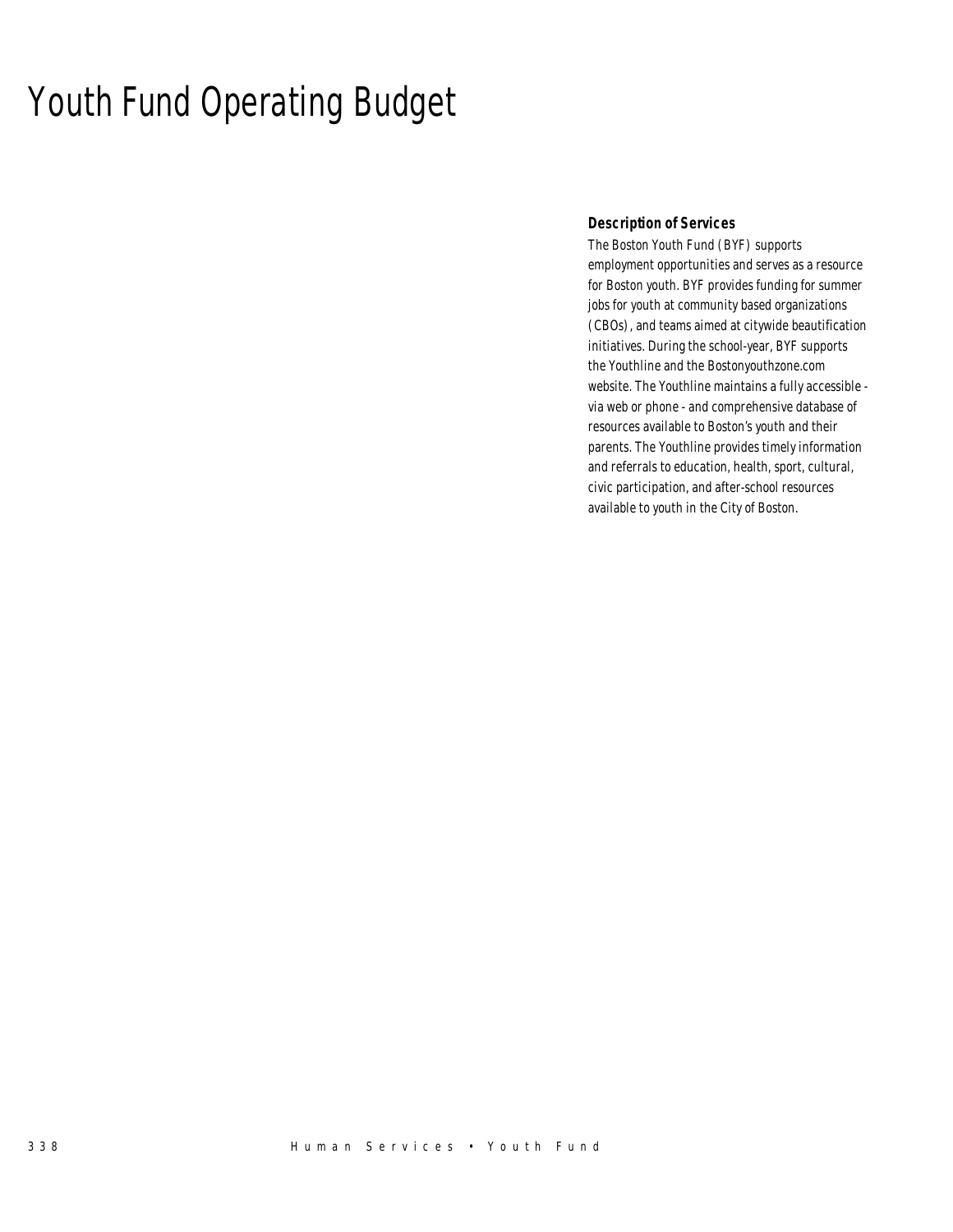# Youth Fund Operating Budget

**Description of Services**

The Boston Youth Fund (BYF) supports employment opportunities and serves as a resource for Boston youth. BYF provides funding for summer jobs for youth at community based organizations (CBOs), and teams aimed at citywide beautification initiatives. During the school-year, BYF supports the Youthline and the Bostonyouthzone.com website. The Youthline maintains a fully accessible - via web or phone - and comprehensive database of resources available to Boston's youth and their parents. The Youthline provides timely information and referrals to education, health, sport, cultural, civic participation, and after-school resources available to youth in the City of Boston.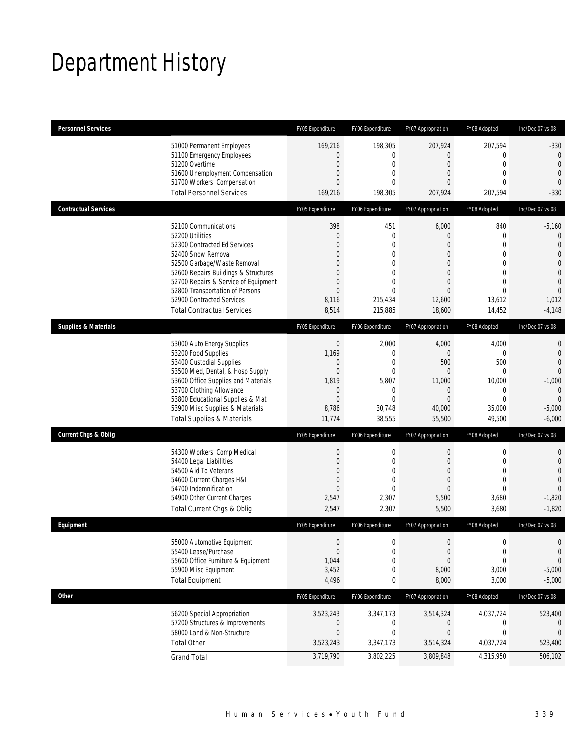# Department History

| Personnel Services | FY05 Expenditure | FY06 Expenditure | FY07 Appropriation | FY08 Adopted | Inc/Dec 07 vs 08 |
|---|---|---|---|---|---|
| 51000 Permanent Employees | 169,216 | 198,305 | 207,924 | 207,594 | -330 |
| 51100 Emergency Employees | 0 | 0 | 0 | 0 | 0 |
| 51200 Overtime | 0 | 0 | 0 | 0 | 0 |
| 51600 Unemployment Compensation | 0 | 0 | 0 | 0 | 0 |
| 51700 Workers' Compensation | 0 | 0 | 0 | 0 | 0 |
| Total Personnel Services | 169,216 | 198,305 | 207,924 | 207,594 | -330 |
| **Contractual Services** | FY05 Expenditure | FY06 Expenditure | FY07 Appropriation | FY08 Adopted | Inc/Dec 07 vs 08 |
| 52100 Communications | 398 | 451 | 6,000 | 840 | -5,160 |
| 52200 Utilities | 0 | 0 | 0 | 0 | 0 |
| 52300 Contracted Ed Services | 0 | 0 | 0 | 0 | 0 |
| 52400 Snow Removal | 0 | 0 | 0 | 0 | 0 |
| 52500 Garbage/Waste Removal | 0 | 0 | 0 | 0 | 0 |
| 52600 Repairs Buildings & Structures | 0 | 0 | 0 | 0 | 0 |
| 52700 Repairs & Service of Equipment | 0 | 0 | 0 | 0 | 0 |
| 52800 Transportation of Persons | 0 | 0 | 0 | 0 | 0 |
| 52900 Contracted Services | 8,116 | 215,434 | 12,600 | 13,612 | 1,012 |
| Total Contractual Services | 8,514 | 215,885 | 18,600 | 14,452 | -4,148 |
| **Supplies & Materials** | FY05 Expenditure | FY06 Expenditure | FY07 Appropriation | FY08 Adopted | Inc/Dec 07 vs 08 |
| 53000 Auto Energy Supplies | 0 | 2,000 | 4,000 | 4,000 | 0 |
| 53200 Food Supplies | 1,169 | 0 | 0 | 0 | 0 |
| 53400 Custodial Supplies | 0 | 0 | 500 | 500 | 0 |
| 53500 Med, Dental, & Hosp Supply | 0 | 0 | 0 | 0 | 0 |
| 53600 Office Supplies and Materials | 1,819 | 5,807 | 11,000 | 10,000 | -1,000 |
| 53700 Clothing Allowance | 0 | 0 | 0 | 0 | 0 |
| 53800 Educational Supplies & Mat | 0 | 0 | 0 | 0 | 0 |
| 53900 Misc Supplies & Materials | 8,786 | 30,748 | 40,000 | 35,000 | -5,000 |
| Total Supplies & Materials | 11,774 | 38,555 | 55,500 | 49,500 | -6,000 |
| **Current Chgs & Oblig** | FY05 Expenditure | FY06 Expenditure | FY07 Appropriation | FY08 Adopted | Inc/Dec 07 vs 08 |
| 54300 Workers' Comp Medical | 0 | 0 | 0 | 0 | 0 |
| 54400 Legal Liabilities | 0 | 0 | 0 | 0 | 0 |
| 54500 Aid To Veterans | 0 | 0 | 0 | 0 | 0 |
| 54600 Current Charges H&I | 0 | 0 | 0 | 0 | 0 |
| 54700 Indemnification | 0 | 0 | 0 | 0 | 0 |
| 54900 Other Current Charges | 2,547 | 2,307 | 5,500 | 3,680 | -1,820 |
| Total Current Chgs & Oblig | 2,547 | 2,307 | 5,500 | 3,680 | -1,820 |
| **Equipment** | FY05 Expenditure | FY06 Expenditure | FY07 Appropriation | FY08 Adopted | Inc/Dec 07 vs 08 |
| 55000 Automotive Equipment | 0 | 0 | 0 | 0 | 0 |
| 55400 Lease/Purchase | 0 | 0 | 0 | 0 | 0 |
| 55600 Office Furniture & Equipment | 1,044 | 0 | 0 | 0 | 0 |
| 55900 Misc Equipment | 3,452 | 0 | 8,000 | 3,000 | -5,000 |
| Total Equipment | 4,496 | 0 | 8,000 | 3,000 | -5,000 |
| **Other** | FY05 Expenditure | FY06 Expenditure | FY07 Appropriation | FY08 Adopted | Inc/Dec 07 vs 08 |
| 56200 Special Appropriation | 3,523,243 | 3,347,173 | 3,514,324 | 4,037,724 | 523,400 |
| 57200 Structures & Improvements | 0 | 0 | 0 | 0 | 0 |
| 58000 Land & Non-Structure | 0 | 0 | 0 | 0 | 0 |
| Total Other | 3,523,243 | 3,347,173 | 3,514,324 | 4,037,724 | 523,400 |
| Grand Total | 3,719,790 | 3,802,225 | 3,809,848 | 4,315,950 | 506,102 |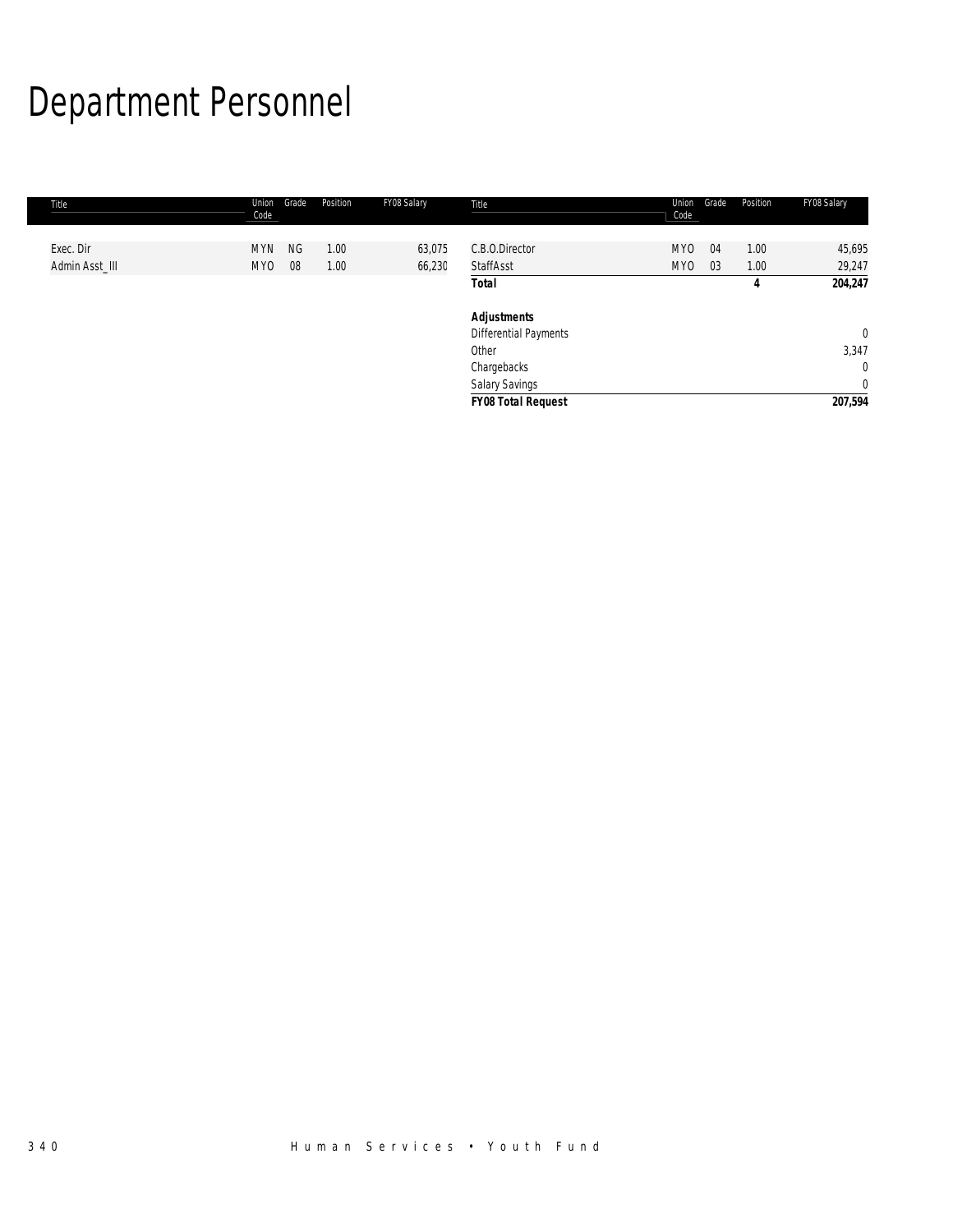# Department Personnel

| Title | Union Code | Grade | Position | FY08 Salary |
|---|---|---|---|---|
| Exec. Dir | MYN | NG | 1.00 | 63,075 |
| Admin Asst_III | MYO | 08 | 1.00 | 66,230 |
| C.B.O.Director | MYO | 04 | 1.00 | 45,695 |
| StaffAsst | MYO | 03 | 1.00 | 29,247 |
| **Total** | | | **4** | **204,247** |
| | | | | |
| ***Adjustments*** | | | | |
| Differential Payments | | | | 0 |
| Other | | | | 3,347 |
| Chargebacks | | | | 0 |
| Salary Savings | | | | 0 |
| ***FY08 Total Request*** | | | | **207,594** |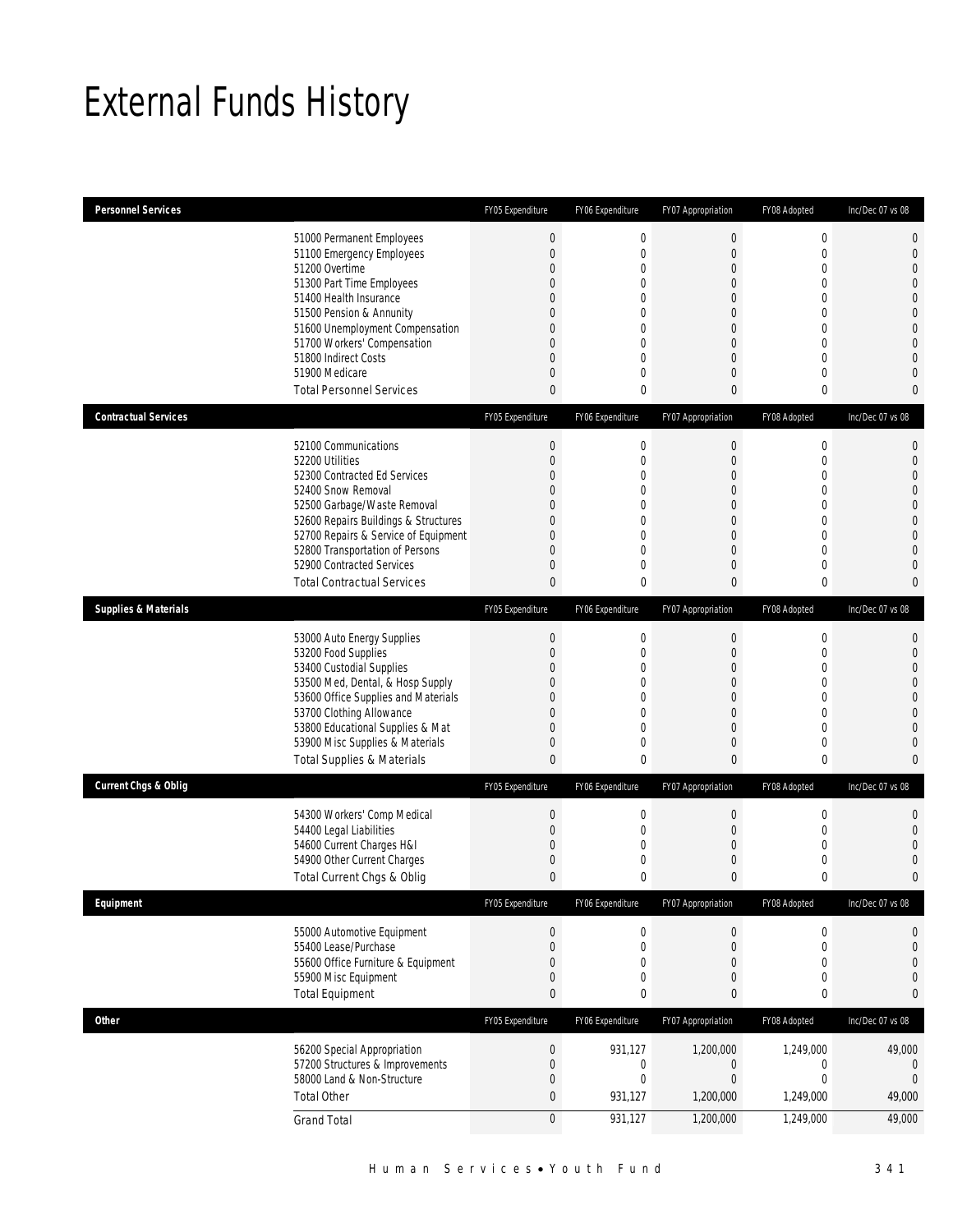# External Funds History

| Personnel Services | | FY05 Expenditure | FY06 Expenditure | FY07 Appropriation | FY08 Adopted | Inc/Dec 07 vs 08 |
|---|---|---|---|---|---|---|
| | 51000 Permanent Employees | 0 | 0 | 0 | 0 | 0 |
| | 51100 Emergency Employees | 0 | 0 | 0 | 0 | 0 |
| | 51200 Overtime | 0 | 0 | 0 | 0 | 0 |
| | 51300 Part Time Employees | 0 | 0 | 0 | 0 | 0 |
| | 51400 Health Insurance | 0 | 0 | 0 | 0 | 0 |
| | 51500 Pension & Annunity | 0 | 0 | 0 | 0 | 0 |
| | 51600 Unemployment Compensation | 0 | 0 | 0 | 0 | 0 |
| | 51700 Workers' Compensation | 0 | 0 | 0 | 0 | 0 |
| | 51800 Indirect Costs | 0 | 0 | 0 | 0 | 0 |
| | 51900 Medicare | 0 | 0 | 0 | 0 | 0 |
| | Total Personnel Services | 0 | 0 | 0 | 0 | 0 |

| Contractual Services | | FY05 Expenditure | FY06 Expenditure | FY07 Appropriation | FY08 Adopted | Inc/Dec 07 vs 08 |
|---|---|---|---|---|---|---|
| | 52100 Communications | 0 | 0 | 0 | 0 | 0 |
| | 52200 Utilities | 0 | 0 | 0 | 0 | 0 |
| | 52300 Contracted Ed Services | 0 | 0 | 0 | 0 | 0 |
| | 52400 Snow Removal | 0 | 0 | 0 | 0 | 0 |
| | 52500 Garbage/Waste Removal | 0 | 0 | 0 | 0 | 0 |
| | 52600 Repairs Buildings & Structures | 0 | 0 | 0 | 0 | 0 |
| | 52700 Repairs & Service of Equipment | 0 | 0 | 0 | 0 | 0 |
| | 52800 Transportation of Persons | 0 | 0 | 0 | 0 | 0 |
| | 52900 Contracted Services | 0 | 0 | 0 | 0 | 0 |
| | Total Contractual Services | 0 | 0 | 0 | 0 | 0 |

| Supplies & Materials | | FY05 Expenditure | FY06 Expenditure | FY07 Appropriation | FY08 Adopted | Inc/Dec 07 vs 08 |
|---|---|---|---|---|---|---|
| | 53000 Auto Energy Supplies | 0 | 0 | 0 | 0 | 0 |
| | 53200 Food Supplies | 0 | 0 | 0 | 0 | 0 |
| | 53400 Custodial Supplies | 0 | 0 | 0 | 0 | 0 |
| | 53500 Med, Dental, & Hosp Supply | 0 | 0 | 0 | 0 | 0 |
| | 53600 Office Supplies and Materials | 0 | 0 | 0 | 0 | 0 |
| | 53700 Clothing Allowance | 0 | 0 | 0 | 0 | 0 |
| | 53800 Educational Supplies & Mat | 0 | 0 | 0 | 0 | 0 |
| | 53900 Misc Supplies & Materials | 0 | 0 | 0 | 0 | 0 |
| | Total Supplies & Materials | 0 | 0 | 0 | 0 | 0 |

| Current Chgs & Oblig | | FY05 Expenditure | FY06 Expenditure | FY07 Appropriation | FY08 Adopted | Inc/Dec 07 vs 08 |
|---|---|---|---|---|---|---|
| | 54300 Workers' Comp Medical | 0 | 0 | 0 | 0 | 0 |
| | 54400 Legal Liabilities | 0 | 0 | 0 | 0 | 0 |
| | 54600 Current Charges H&I | 0 | 0 | 0 | 0 | 0 |
| | 54900 Other Current Charges | 0 | 0 | 0 | 0 | 0 |
| | Total Current Chgs & Oblig | 0 | 0 | 0 | 0 | 0 |

| Equipment | | FY05 Expenditure | FY06 Expenditure | FY07 Appropriation | FY08 Adopted | Inc/Dec 07 vs 08 |
|---|---|---|---|---|---|---|
| | 55000 Automotive Equipment | 0 | 0 | 0 | 0 | 0 |
| | 55400 Lease/Purchase | 0 | 0 | 0 | 0 | 0 |
| | 55600 Office Furniture & Equipment | 0 | 0 | 0 | 0 | 0 |
| | 55900 Misc Equipment | 0 | 0 | 0 | 0 | 0 |
| | Total Equipment | 0 | 0 | 0 | 0 | 0 |

| Other | | FY05 Expenditure | FY06 Expenditure | FY07 Appropriation | FY08 Adopted | Inc/Dec 07 vs 08 |
|---|---|---|---|---|---|---|
| | 56200 Special Appropriation | 0 | 931,127 | 1,200,000 | 1,249,000 | 49,000 |
| | 57200 Structures & Improvements | 0 | 0 | 0 | 0 | 0 |
| | 58000 Land & Non-Structure | 0 | 0 | 0 | 0 | 0 |
| | Total Other | 0 | 931,127 | 1,200,000 | 1,249,000 | 49,000 |
| | Grand Total | 0 | 931,127 | 1,200,000 | 1,249,000 | 49,000 |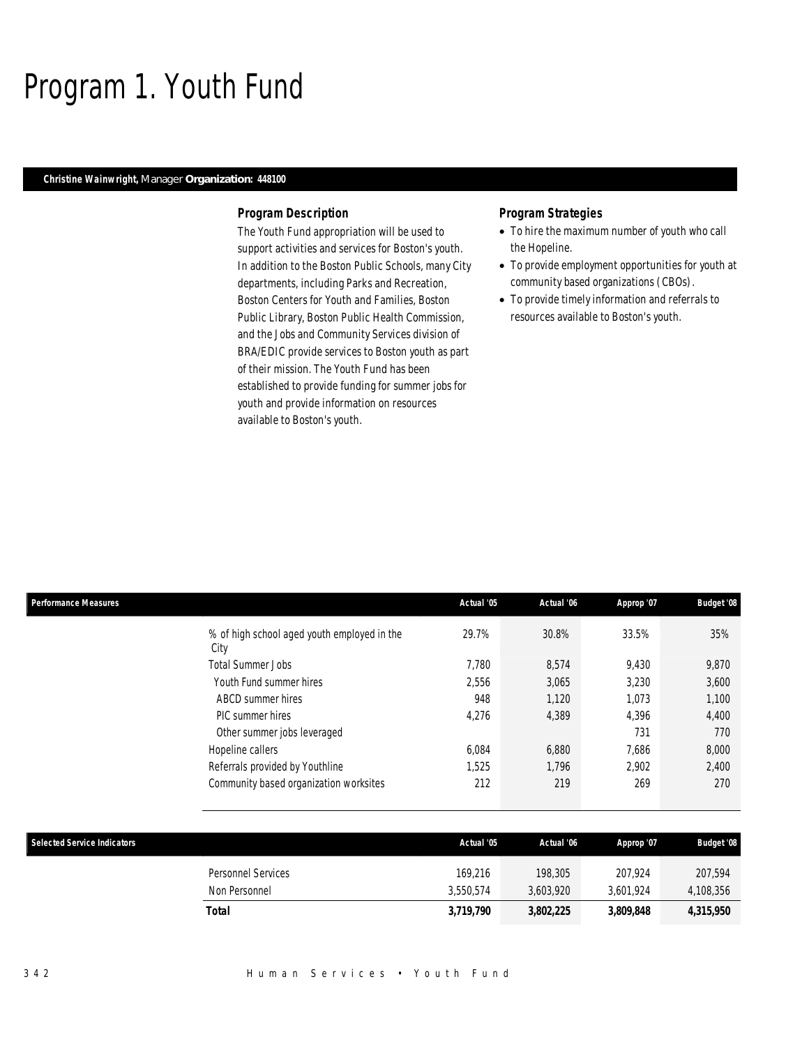# Program 1. Youth Fund

**Christine Wainwright,** Manager **Organization: 448100**

### Program Description

The Youth Fund appropriation will be used to support activities and services for Boston's youth. In addition to the Boston Public Schools, many City departments, including Parks and Recreation, Boston Centers for Youth and Families, Boston Public Library, Boston Public Health Commission, and the Jobs and Community Services division of BRA/EDIC provide services to Boston youth as part of their mission. The Youth Fund has been established to provide funding for summer jobs for youth and provide information on resources available to Boston's youth.

### Program Strategies

- To hire the maximum number of youth who call the Hopeline.
- To provide employment opportunities for youth at community based organizations (CBOs).
- To provide timely information and referrals to resources available to Boston's youth.

| Performance Measures | Actual '05 | Actual '06 | Approp '07 | Budget '08 |
|---|---|---|---|---|
| % of high school aged youth employed in the City | 29.7% | 30.8% | 33.5% | 35% |
| Total Summer Jobs | 7,780 | 8,574 | 9,430 | 9,870 |
| Youth Fund summer hires | 2,556 | 3,065 | 3,230 | 3,600 |
| ABCD summer hires | 948 | 1,120 | 1,073 | 1,100 |
| PIC summer hires | 4,276 | 4,389 | 4,396 | 4,400 |
| Other summer jobs leveraged | | | 731 | 770 |
| Hopeline callers | 6,084 | 6,880 | 7,686 | 8,000 |
| Referrals provided by Youthline | 1,525 | 1,796 | 2,902 | 2,400 |
| Community based organization worksites | 212 | 219 | 269 | 270 |

| Selected Service Indicators | Actual '05 | Actual '06 | Approp '07 | Budget '08 |
|---|---|---|---|---|
| Personnel Services | 169,216 | 198,305 | 207,924 | 207,594 |
| Non Personnel | 3,550,574 | 3,603,920 | 3,601,924 | 4,108,356 |
| **Total** | **3,719,790** | **3,802,225** | **3,809,848** | **4,315,950** |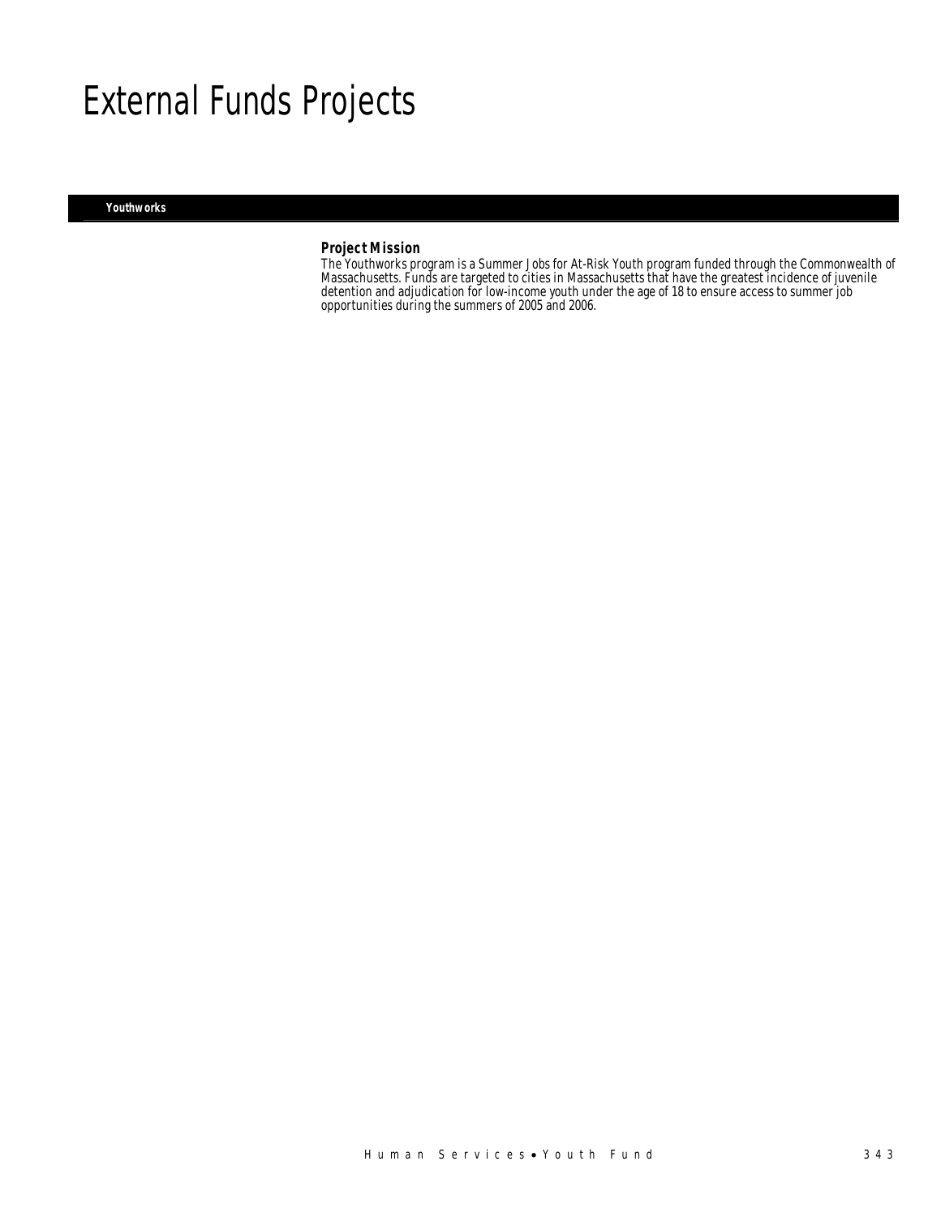# External Funds Projects

## Youthworks

### Project Mission

The Youthworks program is a Summer Jobs for At-Risk Youth program funded through the Commonwealth of Massachusetts. Funds are targeted to cities in Massachusetts that have the greatest incidence of juvenile detention and adjudication for low-income youth under the age of 18 to ensure access to summer job opportunities during the summers of 2005 and 2006.